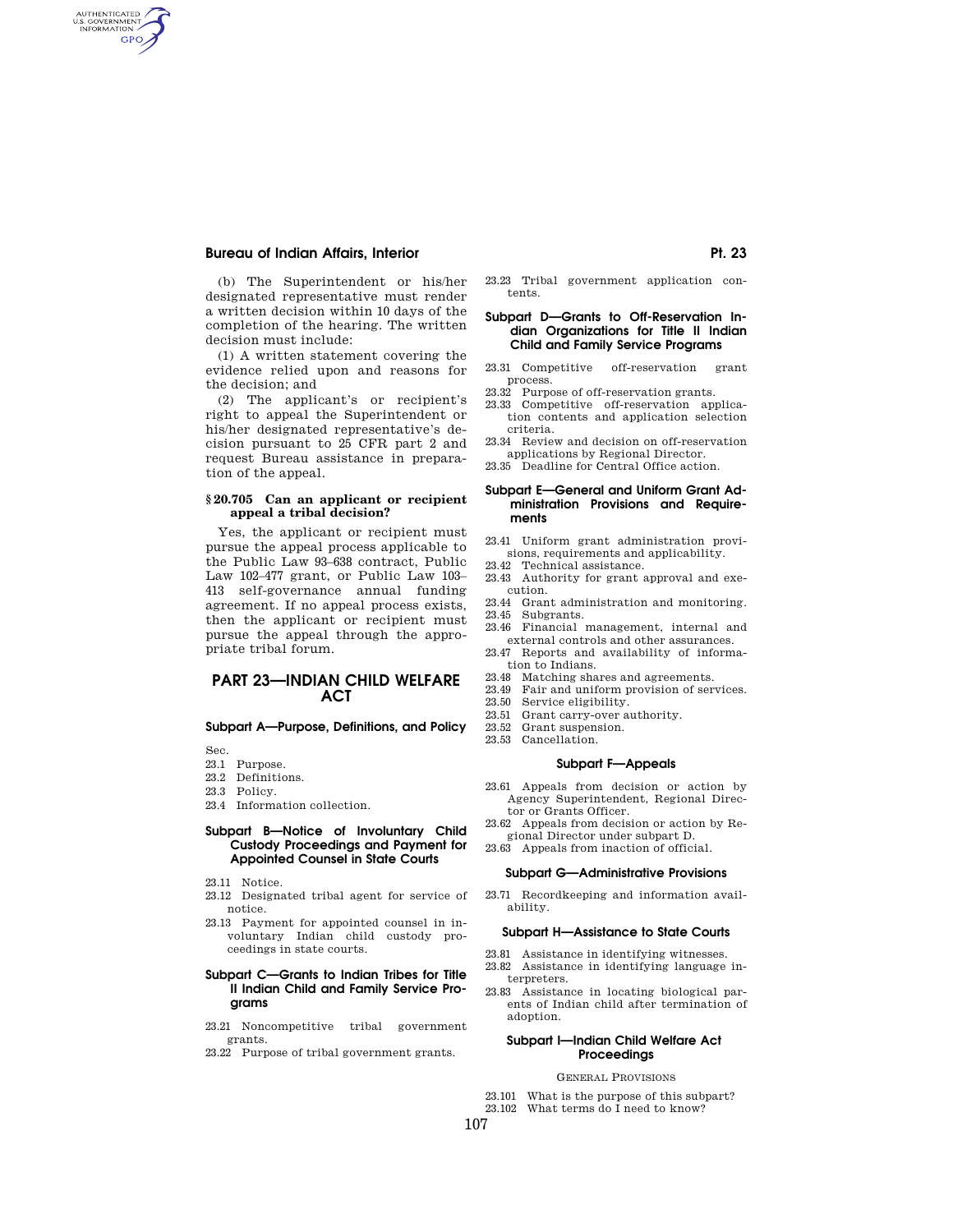(b) The Superintendent or his/her designated representative must render a written decision within 10 days of the completion of the hearing. The written decision must include:

(1) A written statement covering the evidence relied upon and reasons for the decision; and

(2) The applicant's or recipient's right to appeal the Superintendent or his/her designated representative's decision pursuant to 25 CFR part 2 and request Bureau assistance in preparation of the appeal.

### § 20.705 Can an applicant or recipient appeal a tribal decision?

Yes, the applicant or recipient must pursue the appeal process applicable to the Public Law 93–638 contract, Public Law 102–477 grant, or Public Law 103–413 self-governance annual funding agreement. If no appeal process exists, then the applicant or recipient must pursue the appeal through the appropriate tribal forum.

# PART 23—INDIAN CHILD WELFARE ACT

## Subpart A—Purpose, Definitions, and Policy

Sec.

23.1 Purpose.
23.2 Definitions.
23.3 Policy.
23.4 Information collection.

## Subpart B—Notice of Involuntary Child Custody Proceedings and Payment for Appointed Counsel in State Courts

23.11 Notice.
23.12 Designated tribal agent for service of notice.
23.13 Payment for appointed counsel in involuntary Indian child custody proceedings in state courts.

## Subpart C—Grants to Indian Tribes for Title II Indian Child and Family Service Programs

23.21 Noncompetitive tribal government grants.
23.22 Purpose of tribal government grants.
23.23 Tribal government application contents.

## Subpart D—Grants to Off-Reservation Indian Organizations for Title II Indian Child and Family Service Programs

23.31 Competitive off-reservation grant process.
23.32 Purpose of off-reservation grants.
23.33 Competitive off-reservation application contents and application selection criteria.
23.34 Review and decision on off-reservation applications by Regional Director.
23.35 Deadline for Central Office action.

## Subpart E—General and Uniform Grant Administration Provisions and Requirements

23.41 Uniform grant administration provisions, requirements and applicability.
23.42 Technical assistance.
23.43 Authority for grant approval and execution.
23.44 Grant administration and monitoring.
23.45 Subgrants.
23.46 Financial management, internal and external controls and other assurances.
23.47 Reports and availability of information to Indians.
23.48 Matching shares and agreements.
23.49 Fair and uniform provision of services.
23.50 Service eligibility.
23.51 Grant carry-over authority.
23.52 Grant suspension.
23.53 Cancellation.

## Subpart F—Appeals

23.61 Appeals from decision or action by Agency Superintendent, Regional Director or Grants Officer.
23.62 Appeals from decision or action by Regional Director under subpart D.
23.63 Appeals from inaction of official.

## Subpart G—Administrative Provisions

23.71 Recordkeeping and information availability.

## Subpart H—Assistance to State Courts

23.81 Assistance in identifying witnesses.
23.82 Assistance in identifying language interpreters.
23.83 Assistance in locating biological parents of Indian child after termination of adoption.

## Subpart I—Indian Child Welfare Act Proceedings

GENERAL PROVISIONS

23.101 What is the purpose of this subpart?
23.102 What terms do I need to know?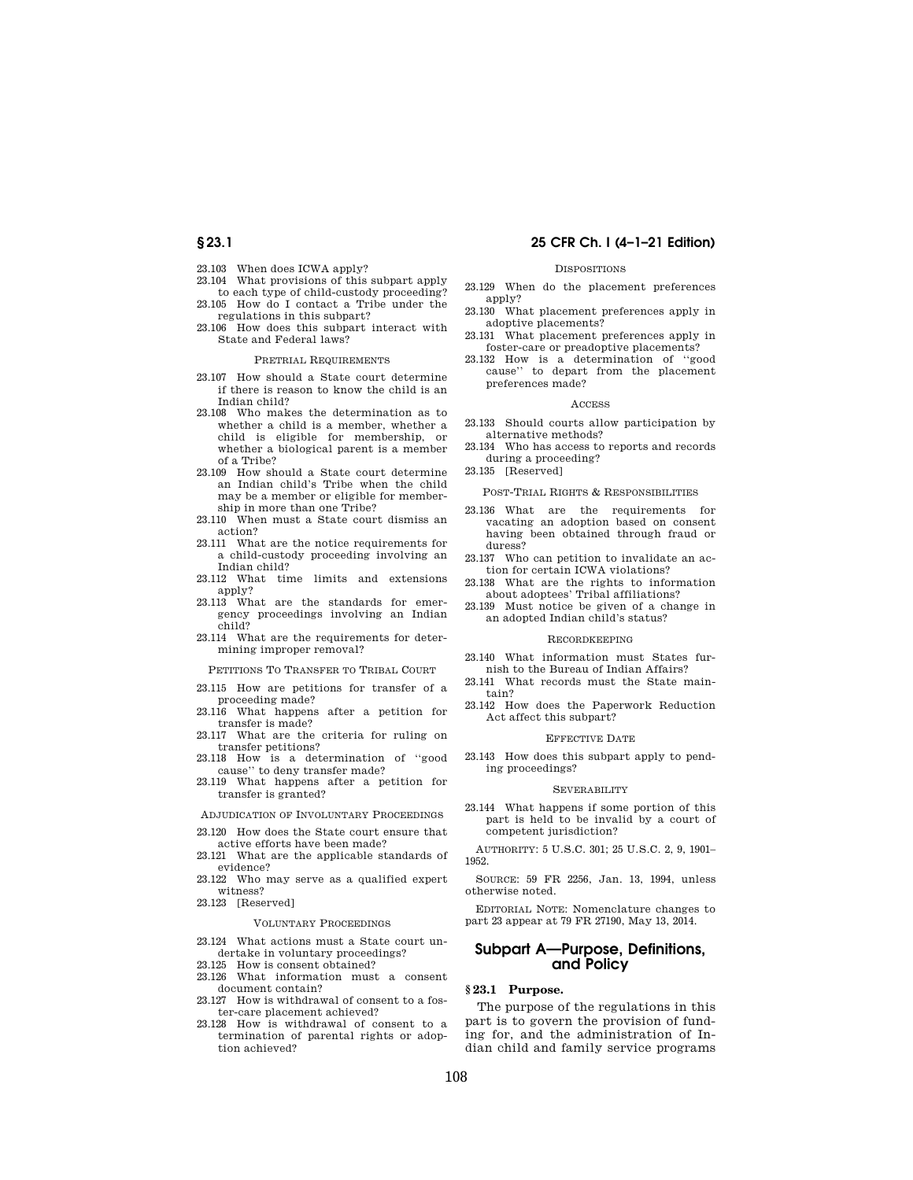23.103 When does ICWA apply?
23.104 What provisions of this subpart apply to each type of child-custody proceeding?
23.105 How do I contact a Tribe under the regulations in this subpart?
23.106 How does this subpart interact with State and Federal laws?

PRETRIAL REQUIREMENTS

23.107 How should a State court determine if there is reason to know the child is an Indian child?
23.108 Who makes the determination as to whether a child is a member, whether a child is eligible for membership, or whether a biological parent is a member of a Tribe?
23.109 How should a State court determine an Indian child's Tribe when the child may be a member or eligible for membership in more than one Tribe?
23.110 When must a State court dismiss an action?
23.111 What are the notice requirements for a child-custody proceeding involving an Indian child?
23.112 What time limits and extensions apply?
23.113 What are the standards for emergency proceedings involving an Indian child?
23.114 What are the requirements for determining improper removal?

PETITIONS TO TRANSFER TO TRIBAL COURT

23.115 How are petitions for transfer of a proceeding made?
23.116 What happens after a petition for transfer is made?
23.117 What are the criteria for ruling on transfer petitions?
23.118 How is a determination of "good cause" to deny transfer made?
23.119 What happens after a petition for transfer is granted?

ADJUDICATION OF INVOLUNTARY PROCEEDINGS

23.120 How does the State court ensure that active efforts have been made?
23.121 What are the applicable standards of evidence?
23.122 Who may serve as a qualified expert witness?
23.123 [Reserved]

VOLUNTARY PROCEEDINGS

23.124 What actions must a State court undertake in voluntary proceedings?
23.125 How is consent obtained?
23.126 What information must a consent document contain?
23.127 How is withdrawal of consent to a foster-care placement achieved?
23.128 How is withdrawal of consent to a termination of parental rights or adoption achieved?

DISPOSITIONS

23.129 When do the placement preferences apply?
23.130 What placement preferences apply in adoptive placements?
23.131 What placement preferences apply in foster-care or preadoptive placements?
23.132 How is a determination of "good cause" to depart from the placement preferences made?

ACCESS

23.133 Should courts allow participation by alternative methods?
23.134 Who has access to reports and records during a proceeding?
23.135 [Reserved]

POST-TRIAL RIGHTS & RESPONSIBILITIES

23.136 What are the requirements for vacating an adoption based on consent having been obtained through fraud or duress?
23.137 Who can petition to invalidate an action for certain ICWA violations?
23.138 What are the rights to information about adoptees' Tribal affiliations?
23.139 Must notice be given of a change in an adopted Indian child's status?

RECORDKEEPING

23.140 What information must States furnish to the Bureau of Indian Affairs?
23.141 What records must the State maintain?
23.142 How does the Paperwork Reduction Act affect this subpart?

EFFECTIVE DATE

23.143 How does this subpart apply to pending proceedings?

SEVERABILITY

23.144 What happens if some portion of this part is held to be invalid by a court of competent jurisdiction?

AUTHORITY: 5 U.S.C. 301; 25 U.S.C. 2, 9, 1901–1952.

SOURCE: 59 FR 2256, Jan. 13, 1994, unless otherwise noted.

EDITORIAL NOTE: Nomenclature changes to part 23 appear at 79 FR 27190, May 13, 2014.

## Subpart A—Purpose, Definitions, and Policy

### § 23.1 Purpose.

The purpose of the regulations in this part is to govern the provision of funding for, and the administration of Indian child and family service programs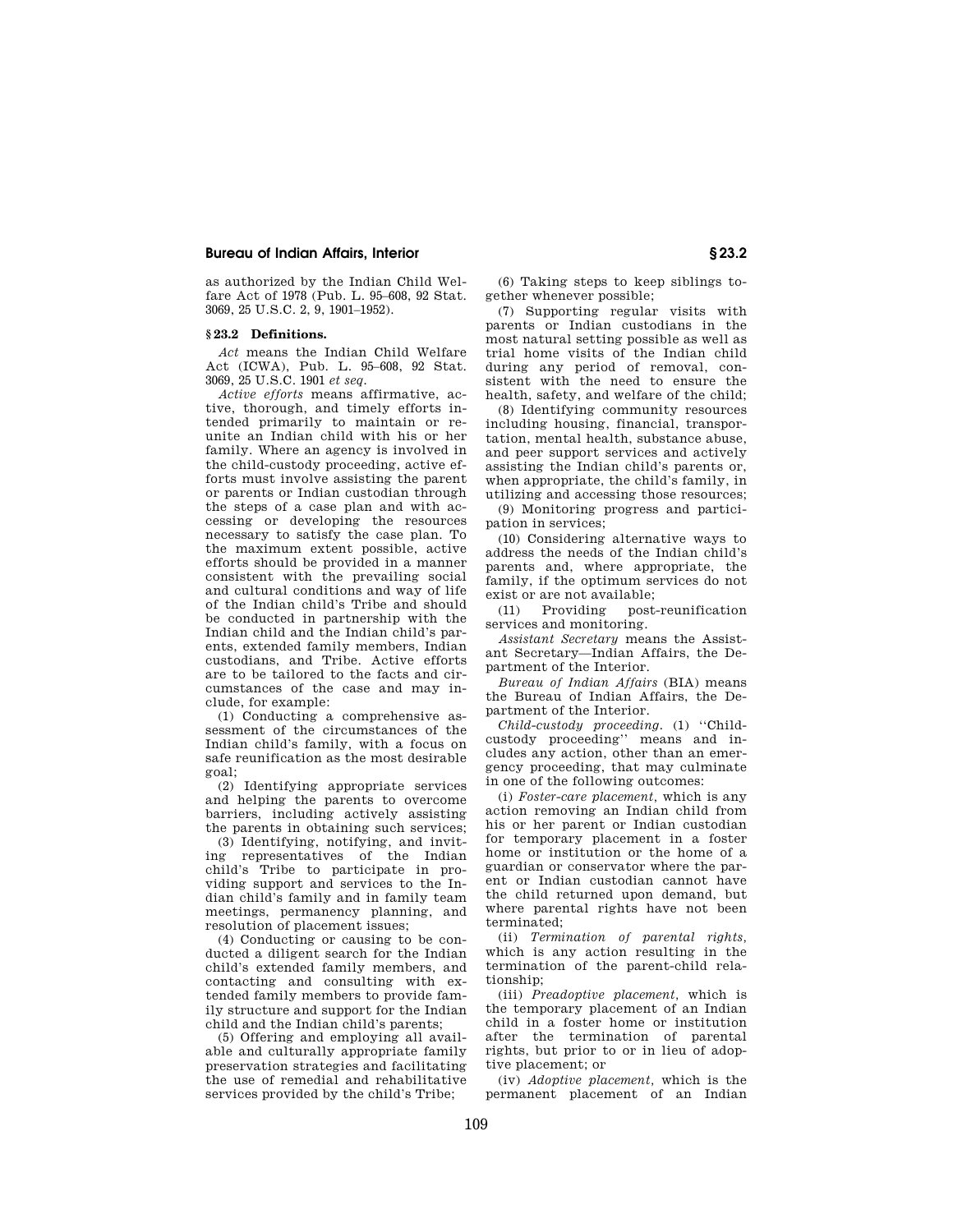as authorized by the Indian Child Welfare Act of 1978 (Pub. L. 95–608, 92 Stat. 3069, 25 U.S.C. 2, 9, 1901–1952).

### § 23.2 Definitions.

*Act* means the Indian Child Welfare Act (ICWA), Pub. L. 95–608, 92 Stat. 3069, 25 U.S.C. 1901 *et seq.*

*Active efforts* means affirmative, active, thorough, and timely efforts intended primarily to maintain or reunite an Indian child with his or her family. Where an agency is involved in the child-custody proceeding, active efforts must involve assisting the parent or parents or Indian custodian through the steps of a case plan and with accessing or developing the resources necessary to satisfy the case plan. To the maximum extent possible, active efforts should be provided in a manner consistent with the prevailing social and cultural conditions and way of life of the Indian child's Tribe and should be conducted in partnership with the Indian child and the Indian child's parents, extended family members, Indian custodians, and Tribe. Active efforts are to be tailored to the facts and circumstances of the case and may include, for example:

(1) Conducting a comprehensive assessment of the circumstances of the Indian child's family, with a focus on safe reunification as the most desirable goal;

(2) Identifying appropriate services and helping the parents to overcome barriers, including actively assisting the parents in obtaining such services;

(3) Identifying, notifying, and inviting representatives of the Indian child's Tribe to participate in providing support and services to the Indian child's family and in family team meetings, permanency planning, and resolution of placement issues;

(4) Conducting or causing to be conducted a diligent search for the Indian child's extended family members, and contacting and consulting with extended family members to provide family structure and support for the Indian child and the Indian child's parents;

(5) Offering and employing all available and culturally appropriate family preservation strategies and facilitating the use of remedial and rehabilitative services provided by the child's Tribe;

(6) Taking steps to keep siblings together whenever possible;

(7) Supporting regular visits with parents or Indian custodians in the most natural setting possible as well as trial home visits of the Indian child during any period of removal, consistent with the need to ensure the health, safety, and welfare of the child;

(8) Identifying community resources including housing, financial, transportation, mental health, substance abuse, and peer support services and actively assisting the Indian child's parents or, when appropriate, the child's family, in utilizing and accessing those resources;

(9) Monitoring progress and participation in services;

(10) Considering alternative ways to address the needs of the Indian child's parents and, where appropriate, the family, if the optimum services do not exist or are not available;

(11) Providing post-reunification services and monitoring.

*Assistant Secretary* means the Assistant Secretary—Indian Affairs, the Department of the Interior.

*Bureau of Indian Affairs* (BIA) means the Bureau of Indian Affairs, the Department of the Interior.

*Child-custody proceeding.* (1) ''Child-custody proceeding'' means and includes any action, other than an emergency proceeding, that may culminate in one of the following outcomes:

(i) *Foster-care placement,* which is any action removing an Indian child from his or her parent or Indian custodian for temporary placement in a foster home or institution or the home of a guardian or conservator where the parent or Indian custodian cannot have the child returned upon demand, but where parental rights have not been terminated;

(ii) *Termination of parental rights,* which is any action resulting in the termination of the parent-child relationship;

(iii) *Preadoptive placement,* which is the temporary placement of an Indian child in a foster home or institution after the termination of parental rights, but prior to or in lieu of adoptive placement; or

(iv) *Adoptive placement,* which is the permanent placement of an Indian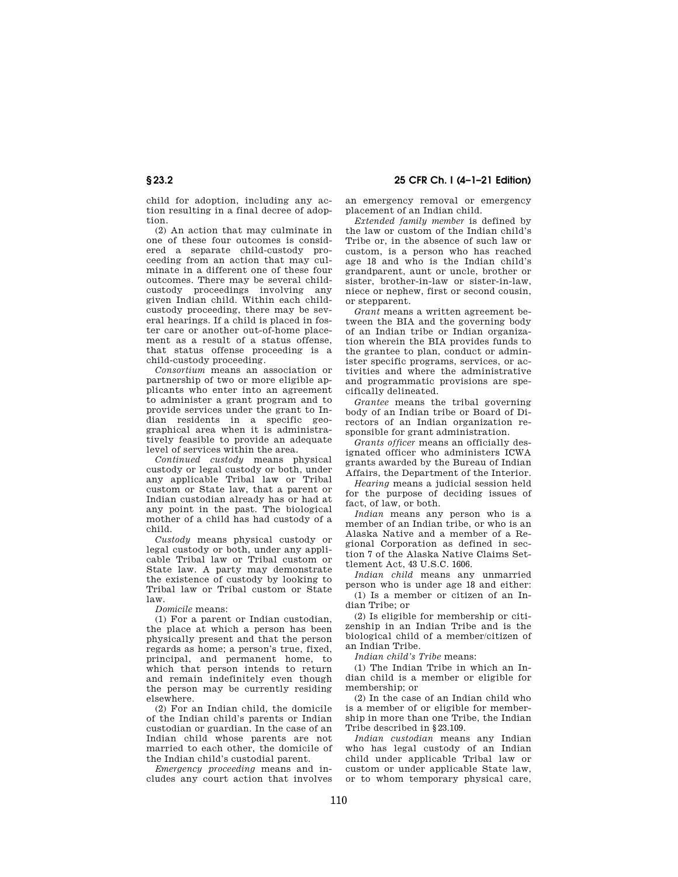child for adoption, including any action resulting in a final decree of adoption.

(2) An action that may culminate in one of these four outcomes is considered a separate child-custody proceeding from an action that may culminate in a different one of these four outcomes. There may be several child-custody proceedings involving any given Indian child. Within each child-custody proceeding, there may be several hearings. If a child is placed in foster care or another out-of-home placement as a result of a status offense, that status offense proceeding is a child-custody proceeding.

*Consortium* means an association or partnership of two or more eligible applicants who enter into an agreement to administer a grant program and to provide services under the grant to Indian residents in a specific geographical area when it is administratively feasible to provide an adequate level of services within the area.

*Continued custody* means physical custody or legal custody or both, under any applicable Tribal law or Tribal custom or State law, that a parent or Indian custodian already has or had at any point in the past. The biological mother of a child has had custody of a child.

*Custody* means physical custody or legal custody or both, under any applicable Tribal law or Tribal custom or State law. A party may demonstrate the existence of custody by looking to Tribal law or Tribal custom or State law.

*Domicile* means:

(1) For a parent or Indian custodian, the place at which a person has been physically present and that the person regards as home; a person's true, fixed, principal, and permanent home, to which that person intends to return and remain indefinitely even though the person may be currently residing elsewhere.

(2) For an Indian child, the domicile of the Indian child's parents or Indian custodian or guardian. In the case of an Indian child whose parents are not married to each other, the domicile of the Indian child's custodial parent.

*Emergency proceeding* means and includes any court action that involves an emergency removal or emergency placement of an Indian child.

*Extended family member* is defined by the law or custom of the Indian child's Tribe or, in the absence of such law or custom, is a person who has reached age 18 and who is the Indian child's grandparent, aunt or uncle, brother or sister, brother-in-law or sister-in-law, niece or nephew, first or second cousin, or stepparent.

*Grant* means a written agreement between the BIA and the governing body of an Indian tribe or Indian organization wherein the BIA provides funds to the grantee to plan, conduct or administer specific programs, services, or activities and where the administrative and programmatic provisions are specifically delineated.

*Grantee* means the tribal governing body of an Indian tribe or Board of Directors of an Indian organization responsible for grant administration.

*Grants officer* means an officially designated officer who administers ICWA grants awarded by the Bureau of Indian Affairs, the Department of the Interior.

*Hearing* means a judicial session held for the purpose of deciding issues of fact, of law, or both.

*Indian* means any person who is a member of an Indian tribe, or who is an Alaska Native and a member of a Regional Corporation as defined in section 7 of the Alaska Native Claims Settlement Act, 43 U.S.C. 1606.

*Indian child* means any unmarried person who is under age 18 and either:

(1) Is a member or citizen of an Indian Tribe; or

(2) Is eligible for membership or citizenship in an Indian Tribe and is the biological child of a member/citizen of an Indian Tribe.

*Indian child's Tribe* means:

(1) The Indian Tribe in which an Indian child is a member or eligible for membership; or

(2) In the case of an Indian child who is a member of or eligible for membership in more than one Tribe, the Indian Tribe described in §23.109.

*Indian custodian* means any Indian who has legal custody of an Indian child under applicable Tribal law or custom or under applicable State law, or to whom temporary physical care,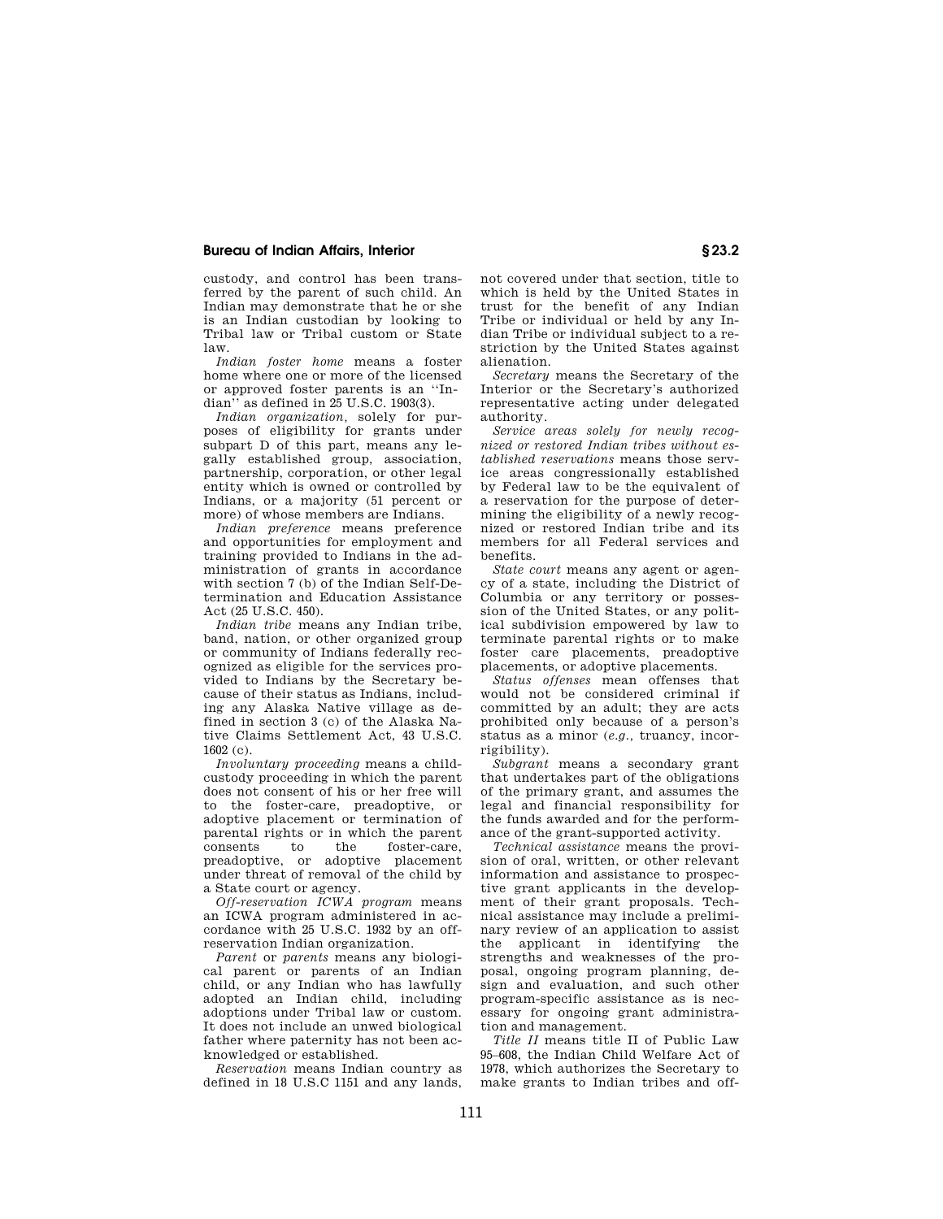custody, and control has been transferred by the parent of such child. An Indian may demonstrate that he or she is an Indian custodian by looking to Tribal law or Tribal custom or State law.

*Indian foster home* means a foster home where one or more of the licensed or approved foster parents is an ''Indian'' as defined in 25 U.S.C. 1903(3).

*Indian organization,* solely for purposes of eligibility for grants under subpart D of this part, means any legally established group, association, partnership, corporation, or other legal entity which is owned or controlled by Indians, or a majority (51 percent or more) of whose members are Indians.

*Indian preference* means preference and opportunities for employment and training provided to Indians in the administration of grants in accordance with section 7 (b) of the Indian Self-Determination and Education Assistance Act (25 U.S.C. 450).

*Indian tribe* means any Indian tribe, band, nation, or other organized group or community of Indians federally recognized as eligible for the services provided to Indians by the Secretary because of their status as Indians, including any Alaska Native village as defined in section 3 (c) of the Alaska Native Claims Settlement Act, 43 U.S.C. 1602 (c).

*Involuntary proceeding* means a child-custody proceeding in which the parent does not consent of his or her free will to the foster-care, preadoptive, or adoptive placement or termination of parental rights or in which the parent consents to the foster-care, preadoptive, or adoptive placement under threat of removal of the child by a State court or agency.

*Off-reservation ICWA program* means an ICWA program administered in accordance with 25 U.S.C. 1932 by an off-reservation Indian organization.

*Parent* or *parents* means any biological parent or parents of an Indian child, or any Indian who has lawfully adopted an Indian child, including adoptions under Tribal law or custom. It does not include an unwed biological father where paternity has not been acknowledged or established.

*Reservation* means Indian country as defined in 18 U.S.C 1151 and any lands, not covered under that section, title to which is held by the United States in trust for the benefit of any Indian Tribe or individual or held by any Indian Tribe or individual subject to a restriction by the United States against alienation.

*Secretary* means the Secretary of the Interior or the Secretary's authorized representative acting under delegated authority.

*Service areas solely for newly recognized or restored Indian tribes without established reservations* means those service areas congressionally established by Federal law to be the equivalent of a reservation for the purpose of determining the eligibility of a newly recognized or restored Indian tribe and its members for all Federal services and benefits.

*State court* means any agent or agency of a state, including the District of Columbia or any territory or possession of the United States, or any political subdivision empowered by law to terminate parental rights or to make foster care placements, preadoptive placements, or adoptive placements.

*Status offenses* mean offenses that would not be considered criminal if committed by an adult; they are acts prohibited only because of a person's status as a minor (*e.g.*, truancy, incorrigibility).

*Subgrant* means a secondary grant that undertakes part of the obligations of the primary grant, and assumes the legal and financial responsibility for the funds awarded and for the performance of the grant-supported activity.

*Technical assistance* means the provision of oral, written, or other relevant information and assistance to prospective grant applicants in the development of their grant proposals. Technical assistance may include a preliminary review of an application to assist the applicant in identifying the strengths and weaknesses of the proposal, ongoing program planning, design and evaluation, and such other program-specific assistance as is necessary for ongoing grant administration and management.

*Title II* means title II of Public Law 95–608, the Indian Child Welfare Act of 1978, which authorizes the Secretary to make grants to Indian tribes and off-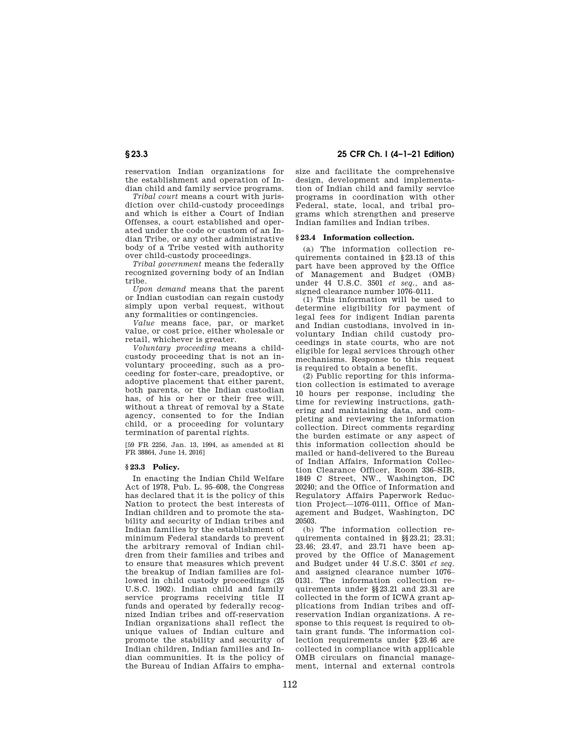reservation Indian organizations for the establishment and operation of Indian child and family service programs.

*Tribal court* means a court with jurisdiction over child-custody proceedings and which is either a Court of Indian Offenses, a court established and operated under the code or custom of an Indian Tribe, or any other administrative body of a Tribe vested with authority over child-custody proceedings.

*Tribal government* means the federally recognized governing body of an Indian tribe.

*Upon demand* means that the parent or Indian custodian can regain custody simply upon verbal request, without any formalities or contingencies.

*Value* means face, par, or market value, or cost price, either wholesale or retail, whichever is greater.

*Voluntary proceeding* means a child-custody proceeding that is not an involuntary proceeding, such as a proceeding for foster-care, preadoptive, or adoptive placement that either parent, both parents, or the Indian custodian has, of his or her or their free will, without a threat of removal by a State agency, consented to for the Indian child, or a proceeding for voluntary termination of parental rights.

[59 FR 2256, Jan. 13, 1994, as amended at 81 FR 38864, June 14, 2016]

## § 23.3 Policy.

In enacting the Indian Child Welfare Act of 1978, Pub. L. 95–608, the Congress has declared that it is the policy of this Nation to protect the best interests of Indian children and to promote the stability and security of Indian tribes and Indian families by the establishment of minimum Federal standards to prevent the arbitrary removal of Indian children from their families and tribes and to ensure that measures which prevent the breakup of Indian families are followed in child custody proceedings (25 U.S.C. 1902). Indian child and family service programs receiving title II funds and operated by federally recognized Indian tribes and off-reservation Indian organizations shall reflect the unique values of Indian culture and promote the stability and security of Indian children, Indian families and Indian communities. It is the policy of the Bureau of Indian Affairs to emphasize and facilitate the comprehensive design, development and implementation of Indian child and family service programs in coordination with other Federal, state, local, and tribal programs which strengthen and preserve Indian families and Indian tribes.

## § 23.4 Information collection.

(a) The information collection requirements contained in § 23.13 of this part have been approved by the Office of Management and Budget (OMB) under 44 U.S.C. 3501 *et seq.*, and assigned clearance number 1076–0111.

(1) This information will be used to determine eligibility for payment of legal fees for indigent Indian parents and Indian custodians, involved in involuntary Indian child custody proceedings in state courts, who are not eligible for legal services through other mechanisms. Response to this request is required to obtain a benefit.

(2) Public reporting for this information collection is estimated to average 10 hours per response, including the time for reviewing instructions, gathering and maintaining data, and completing and reviewing the information collection. Direct comments regarding the burden estimate or any aspect of this information collection should be mailed or hand-delivered to the Bureau of Indian Affairs, Information Collection Clearance Officer, Room 336–SIB, 1849 C Street, NW., Washington, DC 20240; and the Office of Information and Regulatory Affairs Paperwork Reduction Project—1076–0111, Office of Management and Budget, Washington, DC 20503.

(b) The information collection requirements contained in §§ 23.21; 23.31; 23.46; 23.47, and 23.71 have been approved by the Office of Management and Budget under 44 U.S.C. 3501 *et seq.* and assigned clearance number 1076–0131. The information collection requirements under §§ 23.21 and 23.31 are collected in the form of ICWA grant applications from Indian tribes and off-reservation Indian organizations. A response to this request is required to obtain grant funds. The information collection requirements under § 23.46 are collected in compliance with applicable OMB circulars on financial management, internal and external controls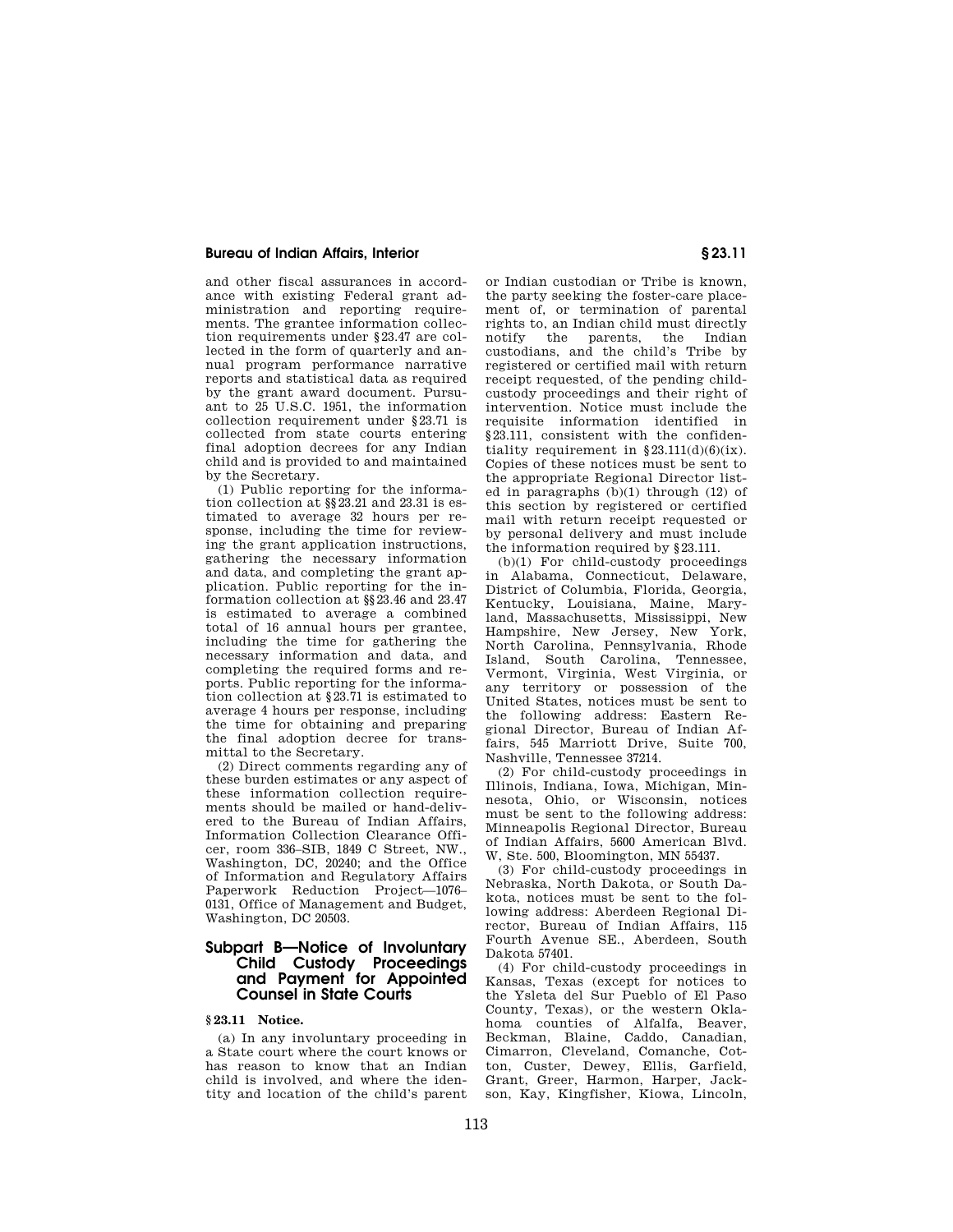and other fiscal assurances in accordance with existing Federal grant administration and reporting requirements. The grantee information collection requirements under §23.47 are collected in the form of quarterly and annual program performance narrative reports and statistical data as required by the grant award document. Pursuant to 25 U.S.C. 1951, the information collection requirement under §23.71 is collected from state courts entering final adoption decrees for any Indian child and is provided to and maintained by the Secretary.

(1) Public reporting for the information collection at §§23.21 and 23.31 is estimated to average 32 hours per response, including the time for reviewing the grant application instructions, gathering the necessary information and data, and completing the grant application. Public reporting for the information collection at §§23.46 and 23.47 is estimated to average a combined total of 16 annual hours per grantee, including the time for gathering the necessary information and data, and completing the required forms and reports. Public reporting for the information collection at §23.71 is estimated to average 4 hours per response, including the time for obtaining and preparing the final adoption decree for transmittal to the Secretary.

(2) Direct comments regarding any of these burden estimates or any aspect of these information collection requirements should be mailed or hand-delivered to the Bureau of Indian Affairs, Information Collection Clearance Officer, room 336–SIB, 1849 C Street, NW., Washington, DC, 20240; and the Office of Information and Regulatory Affairs Paperwork Reduction Project—1076–0131, Office of Management and Budget, Washington, DC 20503.

## Subpart B—Notice of Involuntary Child Custody Proceedings and Payment for Appointed Counsel in State Courts

### §23.11 Notice.

(a) In any involuntary proceeding in a State court where the court knows or has reason to know that an Indian child is involved, and where the identity and location of the child's parent or Indian custodian or Tribe is known, the party seeking the foster-care placement of, or termination of parental rights to, an Indian child must directly notify the parents, the Indian custodians, and the child's Tribe by registered or certified mail with return receipt requested, of the pending child-custody proceedings and their right of intervention. Notice must include the requisite information identified in §23.111, consistent with the confidentiality requirement in §23.111(d)(6)(ix). Copies of these notices must be sent to the appropriate Regional Director listed in paragraphs (b)(1) through (12) of this section by registered or certified mail with return receipt requested or by personal delivery and must include the information required by §23.111.

(b)(1) For child-custody proceedings in Alabama, Connecticut, Delaware, District of Columbia, Florida, Georgia, Kentucky, Louisiana, Maine, Maryland, Massachusetts, Mississippi, New Hampshire, New Jersey, New York, North Carolina, Pennsylvania, Rhode Island, South Carolina, Tennessee, Vermont, Virginia, West Virginia, or any territory or possession of the United States, notices must be sent to the following address: Eastern Regional Director, Bureau of Indian Affairs, 545 Marriott Drive, Suite 700, Nashville, Tennessee 37214.

(2) For child-custody proceedings in Illinois, Indiana, Iowa, Michigan, Minnesota, Ohio, or Wisconsin, notices must be sent to the following address: Minneapolis Regional Director, Bureau of Indian Affairs, 5600 American Blvd. W, Ste. 500, Bloomington, MN 55437.

(3) For child-custody proceedings in Nebraska, North Dakota, or South Dakota, notices must be sent to the following address: Aberdeen Regional Director, Bureau of Indian Affairs, 115 Fourth Avenue SE., Aberdeen, South Dakota 57401.

(4) For child-custody proceedings in Kansas, Texas (except for notices to the Ysleta del Sur Pueblo of El Paso County, Texas), or the western Oklahoma counties of Alfalfa, Beaver, Beckman, Blaine, Caddo, Canadian, Cimarron, Cleveland, Comanche, Cotton, Custer, Dewey, Ellis, Garfield, Grant, Greer, Harmon, Harper, Jackson, Kay, Kingfisher, Kiowa, Lincoln,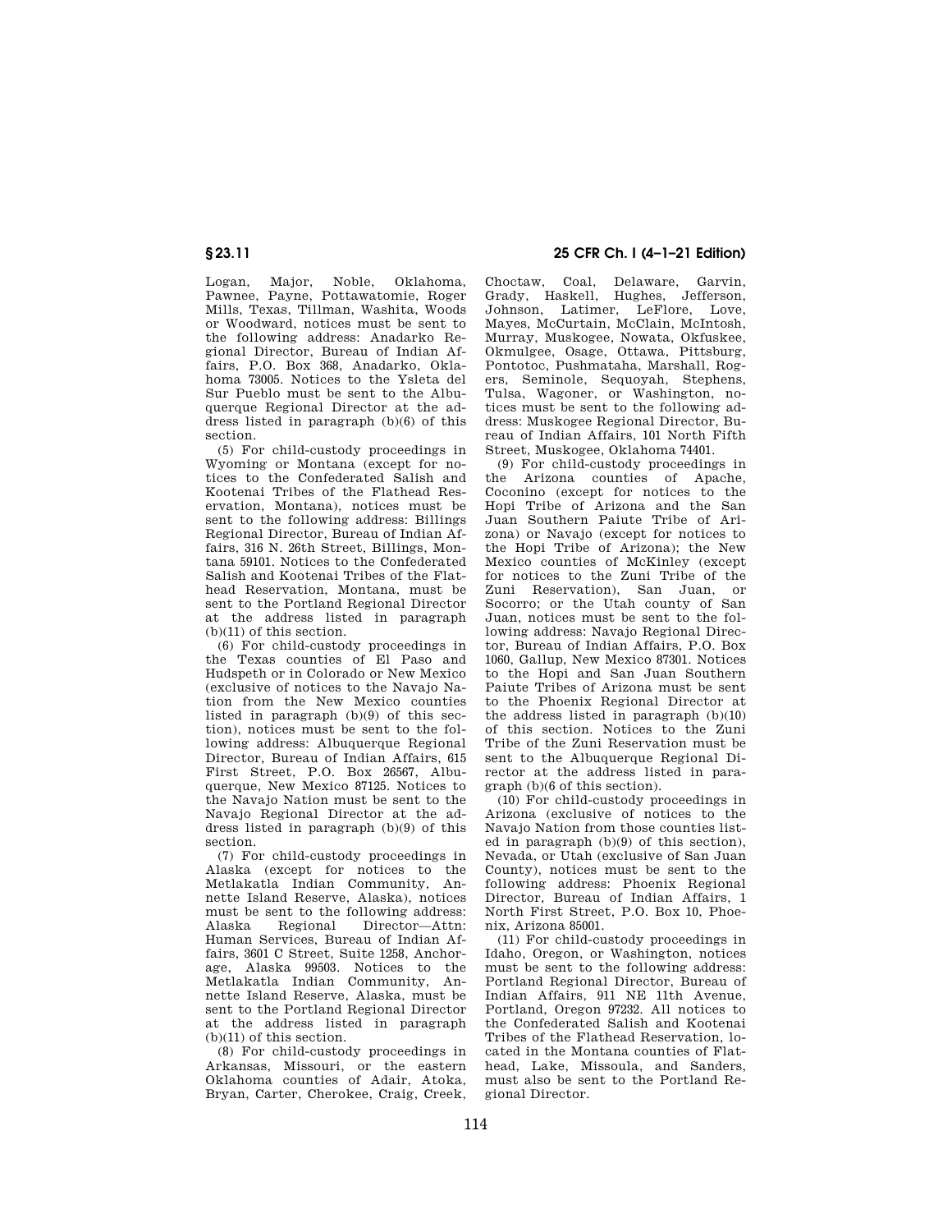Logan, Major, Noble, Oklahoma, Pawnee, Payne, Pottawatomie, Roger Mills, Texas, Tillman, Washita, Woods or Woodward, notices must be sent to the following address: Anadarko Regional Director, Bureau of Indian Affairs, P.O. Box 368, Anadarko, Oklahoma 73005. Notices to the Ysleta del Sur Pueblo must be sent to the Albuquerque Regional Director at the address listed in paragraph (b)(6) of this section.

(5) For child-custody proceedings in Wyoming or Montana (except for notices to the Confederated Salish and Kootenai Tribes of the Flathead Reservation, Montana), notices must be sent to the following address: Billings Regional Director, Bureau of Indian Affairs, 316 N. 26th Street, Billings, Montana 59101. Notices to the Confederated Salish and Kootenai Tribes of the Flathead Reservation, Montana, must be sent to the Portland Regional Director at the address listed in paragraph (b)(11) of this section.

(6) For child-custody proceedings in the Texas counties of El Paso and Hudspeth or in Colorado or New Mexico (exclusive of notices to the Navajo Nation from the New Mexico counties listed in paragraph (b)(9) of this section), notices must be sent to the following address: Albuquerque Regional Director, Bureau of Indian Affairs, 615 First Street, P.O. Box 26567, Albuquerque, New Mexico 87125. Notices to the Navajo Nation must be sent to the Navajo Regional Director at the address listed in paragraph (b)(9) of this section.

(7) For child-custody proceedings in Alaska (except for notices to the Metlakatla Indian Community, Annette Island Reserve, Alaska), notices must be sent to the following address: Alaska Regional Director—Attn: Human Services, Bureau of Indian Affairs, 3601 C Street, Suite 1258, Anchorage, Alaska 99503. Notices to the Metlakatla Indian Community, Annette Island Reserve, Alaska, must be sent to the Portland Regional Director at the address listed in paragraph (b)(11) of this section.

(8) For child-custody proceedings in Arkansas, Missouri, or the eastern Oklahoma counties of Adair, Atoka, Bryan, Carter, Cherokee, Craig, Creek, Choctaw, Coal, Delaware, Garvin, Grady, Haskell, Hughes, Jefferson, Johnson, Latimer, LeFlore, Love, Mayes, McCurtain, McClain, McIntosh, Murray, Muskogee, Nowata, Okfuskee, Okmulgee, Osage, Ottawa, Pittsburg, Pontotoc, Pushmataha, Marshall, Rogers, Seminole, Sequoyah, Stephens, Tulsa, Wagoner, or Washington, notices must be sent to the following address: Muskogee Regional Director, Bureau of Indian Affairs, 101 North Fifth Street, Muskogee, Oklahoma 74401.

(9) For child-custody proceedings in the Arizona counties of Apache, Coconino (except for notices to the Hopi Tribe of Arizona and the San Juan Southern Paiute Tribe of Arizona) or Navajo (except for notices to the Hopi Tribe of Arizona); the New Mexico counties of McKinley (except for notices to the Zuni Tribe of the Zuni Reservation), San Juan, or Socorro; or the Utah county of San Juan, notices must be sent to the following address: Navajo Regional Director, Bureau of Indian Affairs, P.O. Box 1060, Gallup, New Mexico 87301. Notices to the Hopi and San Juan Southern Paiute Tribes of Arizona must be sent to the Phoenix Regional Director at the address listed in paragraph (b)(10) of this section. Notices to the Zuni Tribe of the Zuni Reservation must be sent to the Albuquerque Regional Director at the address listed in paragraph (b)(6 of this section).

(10) For child-custody proceedings in Arizona (exclusive of notices to the Navajo Nation from those counties listed in paragraph (b)(9) of this section), Nevada, or Utah (exclusive of San Juan County), notices must be sent to the following address: Phoenix Regional Director, Bureau of Indian Affairs, 1 North First Street, P.O. Box 10, Phoenix, Arizona 85001.

(11) For child-custody proceedings in Idaho, Oregon, or Washington, notices must be sent to the following address: Portland Regional Director, Bureau of Indian Affairs, 911 NE 11th Avenue, Portland, Oregon 97232. All notices to the Confederated Salish and Kootenai Tribes of the Flathead Reservation, located in the Montana counties of Flathead, Lake, Missoula, and Sanders, must also be sent to the Portland Regional Director.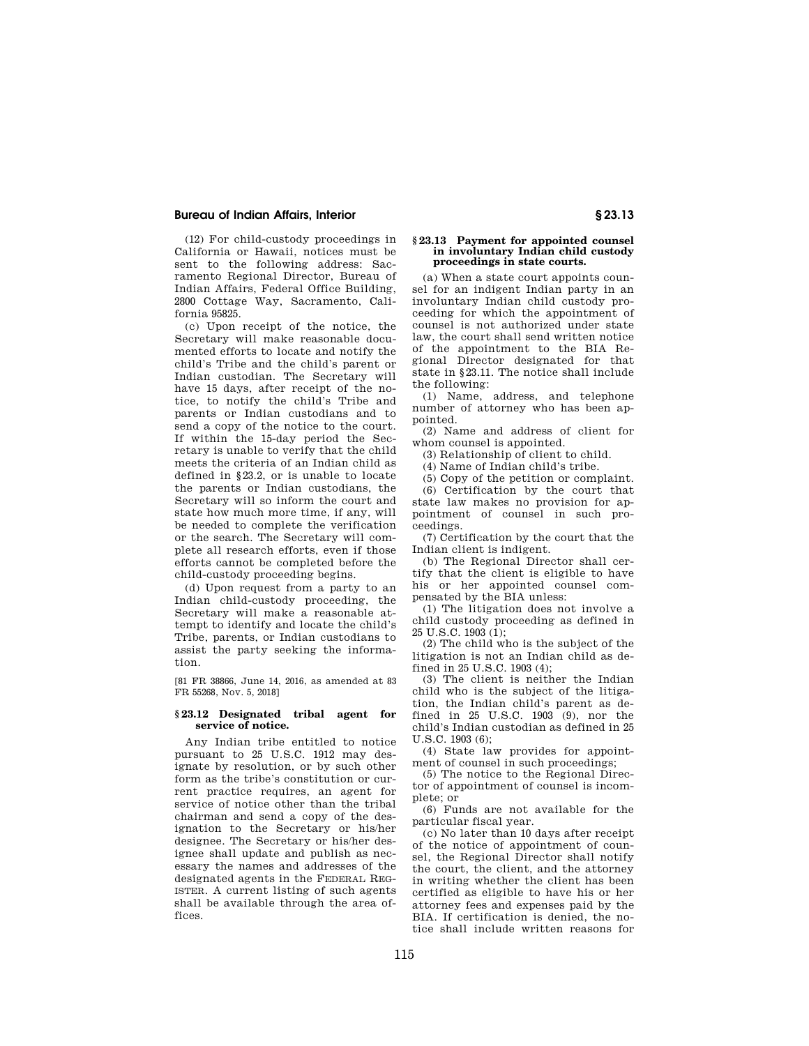(12) For child-custody proceedings in California or Hawaii, notices must be sent to the following address: Sacramento Regional Director, Bureau of Indian Affairs, Federal Office Building, 2800 Cottage Way, Sacramento, California 95825.

(c) Upon receipt of the notice, the Secretary will make reasonable documented efforts to locate and notify the child's Tribe and the child's parent or Indian custodian. The Secretary will have 15 days, after receipt of the notice, to notify the child's Tribe and parents or Indian custodians and to send a copy of the notice to the court. If within the 15-day period the Secretary is unable to verify that the child meets the criteria of an Indian child as defined in §23.2, or is unable to locate the parents or Indian custodians, the Secretary will so inform the court and state how much more time, if any, will be needed to complete the verification or the search. The Secretary will complete all research efforts, even if those efforts cannot be completed before the child-custody proceeding begins.

(d) Upon request from a party to an Indian child-custody proceeding, the Secretary will make a reasonable attempt to identify and locate the child's Tribe, parents, or Indian custodians to assist the party seeking the information.

[81 FR 38866, June 14, 2016, as amended at 83 FR 55268, Nov. 5, 2018]

### § 23.12 Designated tribal agent for service of notice.

Any Indian tribe entitled to notice pursuant to 25 U.S.C. 1912 may designate by resolution, or by such other form as the tribe's constitution or current practice requires, an agent for service of notice other than the tribal chairman and send a copy of the designation to the Secretary or his/her designee. The Secretary or his/her designee shall update and publish as necessary the names and addresses of the designated agents in the FEDERAL REGISTER. A current listing of such agents shall be available through the area offices.

### § 23.13 Payment for appointed counsel in involuntary Indian child custody proceedings in state courts.

(a) When a state court appoints counsel for an indigent Indian party in an involuntary Indian child custody proceeding for which the appointment of counsel is not authorized under state law, the court shall send written notice of the appointment to the BIA Regional Director designated for that state in §23.11. The notice shall include the following:

(1) Name, address, and telephone number of attorney who has been appointed.

(2) Name and address of client for whom counsel is appointed.

(3) Relationship of client to child.

(4) Name of Indian child's tribe.

(5) Copy of the petition or complaint.

(6) Certification by the court that state law makes no provision for appointment of counsel in such proceedings.

(7) Certification by the court that the Indian client is indigent.

(b) The Regional Director shall certify that the client is eligible to have his or her appointed counsel compensated by the BIA unless:

(1) The litigation does not involve a child custody proceeding as defined in 25 U.S.C. 1903 (1);

(2) The child who is the subject of the litigation is not an Indian child as defined in 25 U.S.C. 1903 (4);

(3) The client is neither the Indian child who is the subject of the litigation, the Indian child's parent as defined in 25 U.S.C. 1903 (9), nor the child's Indian custodian as defined in 25 U.S.C. 1903 (6);

(4) State law provides for appointment of counsel in such proceedings;

(5) The notice to the Regional Director of appointment of counsel is incomplete; or

(6) Funds are not available for the particular fiscal year.

(c) No later than 10 days after receipt of the notice of appointment of counsel, the Regional Director shall notify the court, the client, and the attorney in writing whether the client has been certified as eligible to have his or her attorney fees and expenses paid by the BIA. If certification is denied, the notice shall include written reasons for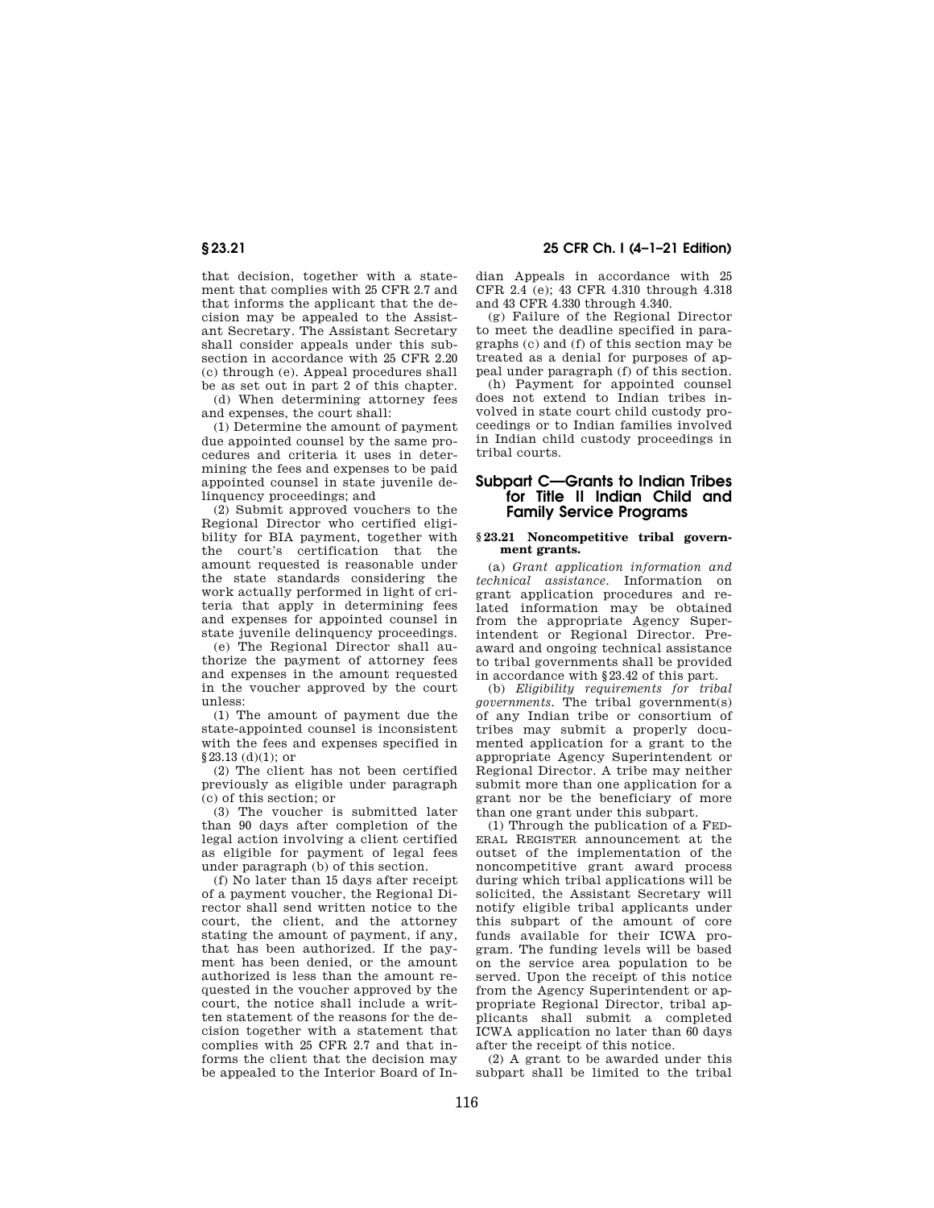that decision, together with a statement that complies with 25 CFR 2.7 and that informs the applicant that the decision may be appealed to the Assistant Secretary. The Assistant Secretary shall consider appeals under this subsection in accordance with 25 CFR 2.20 (c) through (e). Appeal procedures shall be as set out in part 2 of this chapter.

(d) When determining attorney fees and expenses, the court shall:

(1) Determine the amount of payment due appointed counsel by the same procedures and criteria it uses in determining the fees and expenses to be paid appointed counsel in state juvenile delinquency proceedings; and

(2) Submit approved vouchers to the Regional Director who certified eligibility for BIA payment, together with the court's certification that the amount requested is reasonable under the state standards considering the work actually performed in light of criteria that apply in determining fees and expenses for appointed counsel in state juvenile delinquency proceedings.

(e) The Regional Director shall authorize the payment of attorney fees and expenses in the amount requested in the voucher approved by the court unless:

(1) The amount of payment due the state-appointed counsel is inconsistent with the fees and expenses specified in §23.13 (d)(1); or

(2) The client has not been certified previously as eligible under paragraph (c) of this section; or

(3) The voucher is submitted later than 90 days after completion of the legal action involving a client certified as eligible for payment of legal fees under paragraph (b) of this section.

(f) No later than 15 days after receipt of a payment voucher, the Regional Director shall send written notice to the court, the client, and the attorney stating the amount of payment, if any, that has been authorized. If the payment has been denied, or the amount authorized is less than the amount requested in the voucher approved by the court, the notice shall include a written statement of the reasons for the decision together with a statement that complies with 25 CFR 2.7 and that informs the client that the decision may be appealed to the Interior Board of Indian Appeals in accordance with 25 CFR 2.4 (e); 43 CFR 4.310 through 4.318 and 43 CFR 4.330 through 4.340.

(g) Failure of the Regional Director to meet the deadline specified in paragraphs (c) and (f) of this section may be treated as a denial for purposes of appeal under paragraph (f) of this section.

(h) Payment for appointed counsel does not extend to Indian tribes involved in state court child custody proceedings or to Indian families involved in Indian child custody proceedings in tribal courts.

## Subpart C—Grants to Indian Tribes for Title II Indian Child and Family Service Programs

### §23.21 Noncompetitive tribal government grants.

(a) *Grant application information and technical assistance.* Information on grant application procedures and related information may be obtained from the appropriate Agency Superintendent or Regional Director. Preaward and ongoing technical assistance to tribal governments shall be provided in accordance with §23.42 of this part.

(b) *Eligibility requirements for tribal governments.* The tribal government(s) of any Indian tribe or consortium of tribes may submit a properly documented application for a grant to the appropriate Agency Superintendent or Regional Director. A tribe may neither submit more than one application for a grant nor be the beneficiary of more than one grant under this subpart.

(1) Through the publication of a FEDERAL REGISTER announcement at the outset of the implementation of the noncompetitive grant award process during which tribal applications will be solicited, the Assistant Secretary will notify eligible tribal applicants under this subpart of the amount of core funds available for their ICWA program. The funding levels will be based on the service area population to be served. Upon the receipt of this notice from the Agency Superintendent or appropriate Regional Director, tribal applicants shall submit a completed ICWA application no later than 60 days after the receipt of this notice.

(2) A grant to be awarded under this subpart shall be limited to the tribal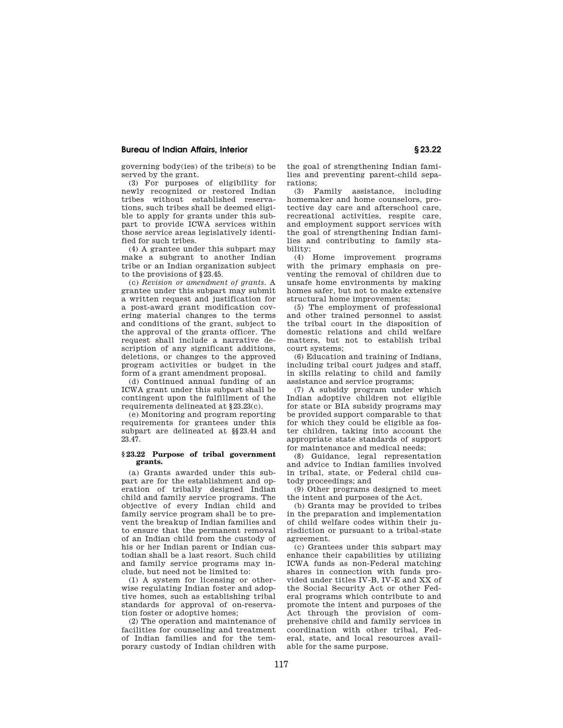governing body(ies) of the tribe(s) to be served by the grant.

(3) For purposes of eligibility for newly recognized or restored Indian tribes without established reservations, such tribes shall be deemed eligible to apply for grants under this subpart to provide ICWA services within those service areas legislatively identified for such tribes.

(4) A grantee under this subpart may make a subgrant to another Indian tribe or an Indian organization subject to the provisions of §23.45.

(c) *Revision or amendment of grants.* A grantee under this subpart may submit a written request and justification for a post-award grant modification covering material changes to the terms and conditions of the grant, subject to the approval of the grants officer. The request shall include a narrative description of any significant additions, deletions, or changes to the approved program activities or budget in the form of a grant amendment proposal.

(d) Continued annual funding of an ICWA grant under this subpart shall be contingent upon the fulfillment of the requirements delineated at §23.23(c).

(e) Monitoring and program reporting requirements for grantees under this subpart are delineated at §§23.44 and 23.47.

### §23.22 Purpose of tribal government grants.

(a) Grants awarded under this subpart are for the establishment and operation of tribally designed Indian child and family service programs. The objective of every Indian child and family service program shall be to prevent the breakup of Indian families and to ensure that the permanent removal of an Indian child from the custody of his or her Indian parent or Indian custodian shall be a last resort. Such child and family service programs may include, but need not be limited to:

(1) A system for licensing or otherwise regulating Indian foster and adoptive homes, such as establishing tribal standards for approval of on-reservation foster or adoptive homes;

(2) The operation and maintenance of facilities for counseling and treatment of Indian families and for the temporary custody of Indian children with the goal of strengthening Indian families and preventing parent-child separations;

(3) Family assistance, including homemaker and home counselors, protective day care and afterschool care, recreational activities, respite care, and employment support services with the goal of strengthening Indian families and contributing to family stability;

(4) Home improvement programs with the primary emphasis on preventing the removal of children due to unsafe home environments by making homes safer, but not to make extensive structural home improvements;

(5) The employment of professional and other trained personnel to assist the tribal court in the disposition of domestic relations and child welfare matters, but not to establish tribal court systems;

(6) Education and training of Indians, including tribal court judges and staff, in skills relating to child and family assistance and service programs;

(7) A subsidy program under which Indian adoptive children not eligible for state or BIA subsidy programs may be provided support comparable to that for which they could be eligible as foster children, taking into account the appropriate state standards of support for maintenance and medical needs;

(8) Guidance, legal representation and advice to Indian families involved in tribal, state, or Federal child custody proceedings; and

(9) Other programs designed to meet the intent and purposes of the Act.

(b) Grants may be provided to tribes in the preparation and implementation of child welfare codes within their jurisdiction or pursuant to a tribal-state agreement.

(c) Grantees under this subpart may enhance their capabilities by utilizing ICWA funds as non-Federal matching shares in connection with funds provided under titles IV-B, IV-E and XX of the Social Security Act or other Federal programs which contribute to and promote the intent and purposes of the Act through the provision of comprehensive child and family services in coordination with other tribal, Federal, state, and local resources available for the same purpose.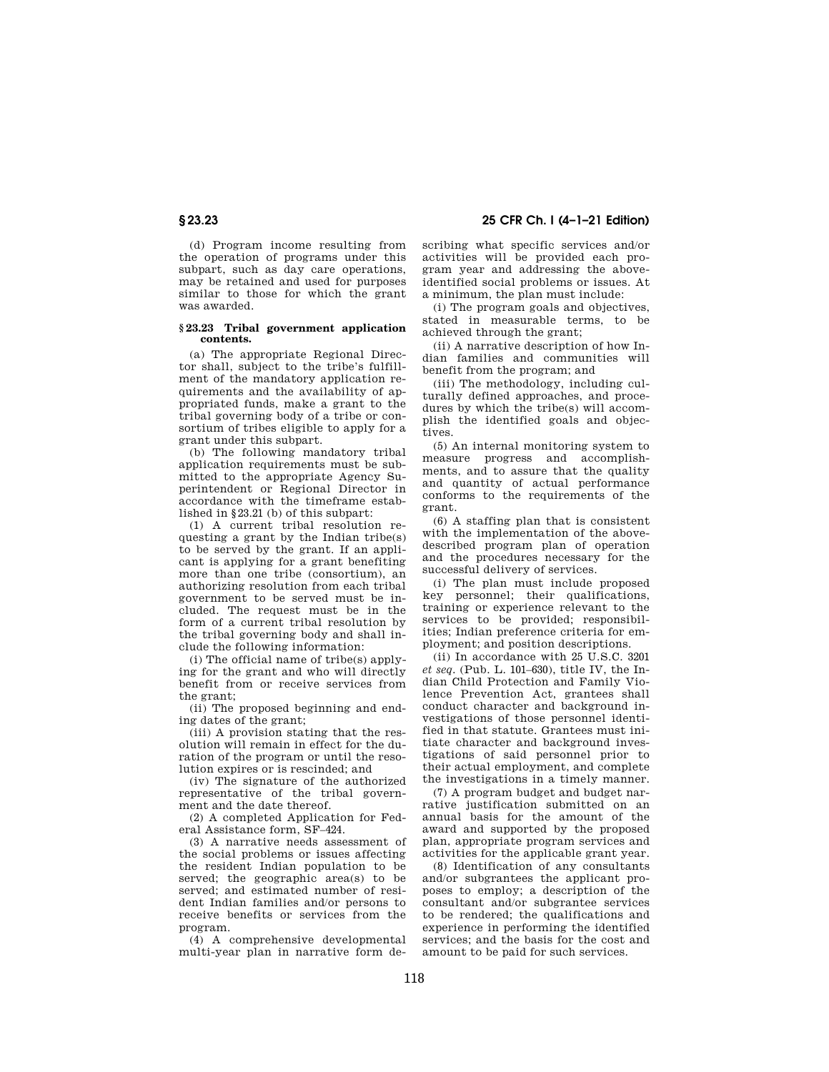(d) Program income resulting from the operation of programs under this subpart, such as day care operations, may be retained and used for purposes similar to those for which the grant was awarded.

### § 23.23 Tribal government application contents.

(a) The appropriate Regional Director shall, subject to the tribe's fulfillment of the mandatory application requirements and the availability of appropriated funds, make a grant to the tribal governing body of a tribe or consortium of tribes eligible to apply for a grant under this subpart.

(b) The following mandatory tribal application requirements must be submitted to the appropriate Agency Superintendent or Regional Director in accordance with the timeframe established in § 23.21 (b) of this subpart:

(1) A current tribal resolution requesting a grant by the Indian tribe(s) to be served by the grant. If an applicant is applying for a grant benefiting more than one tribe (consortium), an authorizing resolution from each tribal government to be served must be included. The request must be in the form of a current tribal resolution by the tribal governing body and shall include the following information:

(i) The official name of tribe(s) applying for the grant and who will directly benefit from or receive services from the grant;

(ii) The proposed beginning and ending dates of the grant;

(iii) A provision stating that the resolution will remain in effect for the duration of the program or until the resolution expires or is rescinded; and

(iv) The signature of the authorized representative of the tribal government and the date thereof.

(2) A completed Application for Federal Assistance form, SF–424.

(3) A narrative needs assessment of the social problems or issues affecting the resident Indian population to be served; the geographic area(s) to be served; and estimated number of resident Indian families and/or persons to receive benefits or services from the program.

(4) A comprehensive developmental multi-year plan in narrative form describing what specific services and/or activities will be provided each program year and addressing the above-identified social problems or issues. At a minimum, the plan must include:

(i) The program goals and objectives, stated in measurable terms, to be achieved through the grant;

(ii) A narrative description of how Indian families and communities will benefit from the program; and

(iii) The methodology, including culturally defined approaches, and procedures by which the tribe(s) will accomplish the identified goals and objectives.

(5) An internal monitoring system to measure progress and accomplishments, and to assure that the quality and quantity of actual performance conforms to the requirements of the grant.

(6) A staffing plan that is consistent with the implementation of the above-described program plan of operation and the procedures necessary for the successful delivery of services.

(i) The plan must include proposed key personnel; their qualifications, training or experience relevant to the services to be provided; responsibilities; Indian preference criteria for employment; and position descriptions.

(ii) In accordance with 25 U.S.C. 3201 *et seq.* (Pub. L. 101–630), title IV, the Indian Child Protection and Family Violence Prevention Act, grantees shall conduct character and background investigations of those personnel identified in that statute. Grantees must initiate character and background investigations of said personnel prior to their actual employment, and complete the investigations in a timely manner.

(7) A program budget and budget narrative justification submitted on an annual basis for the amount of the award and supported by the proposed plan, appropriate program services and activities for the applicable grant year.

(8) Identification of any consultants and/or subgrantees the applicant proposes to employ; a description of the consultant and/or subgrantee services to be rendered; the qualifications and experience in performing the identified services; and the basis for the cost and amount to be paid for such services.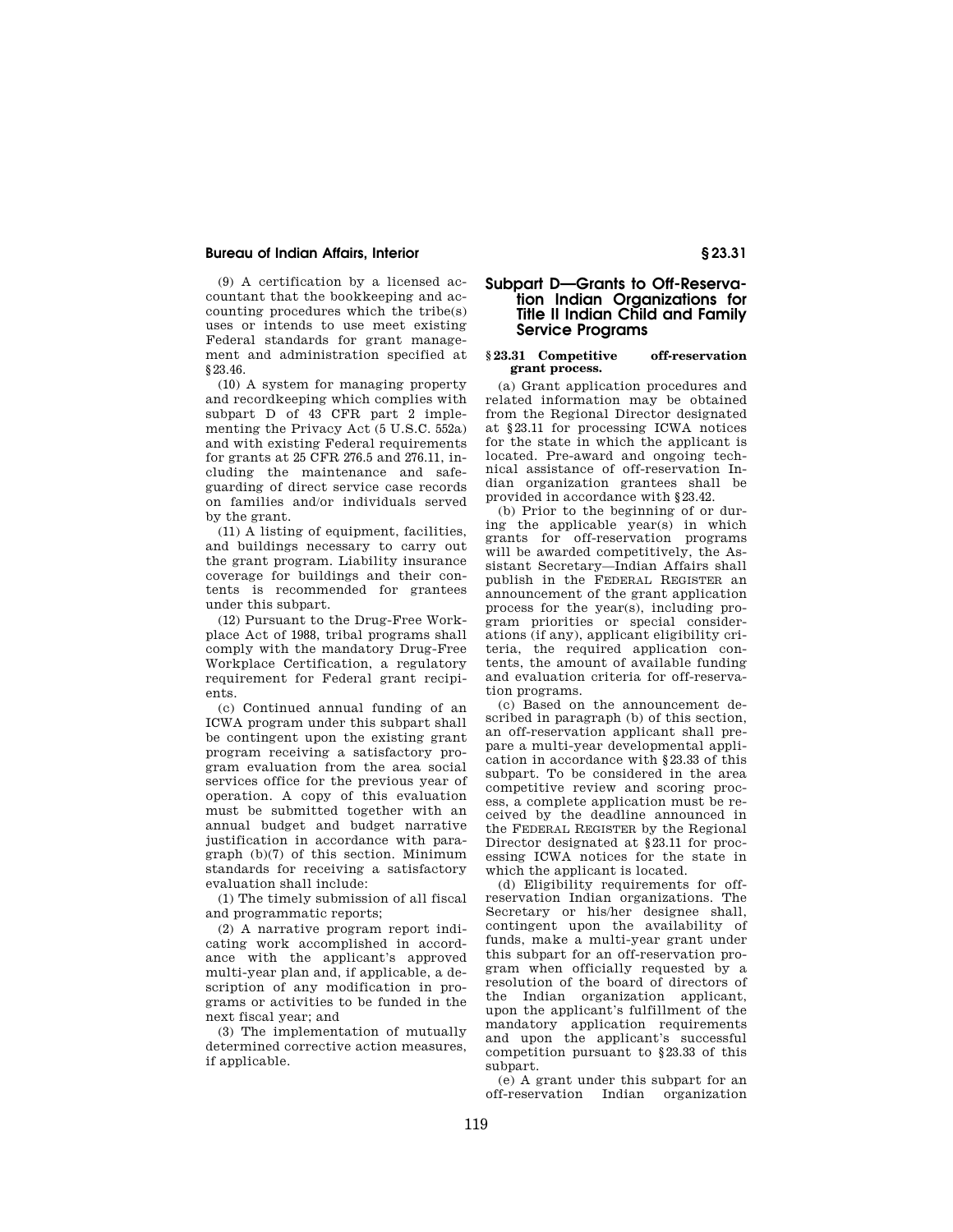(9) A certification by a licensed accountant that the bookkeeping and accounting procedures which the tribe(s) uses or intends to use meet existing Federal standards for grant management and administration specified at §23.46.

(10) A system for managing property and recordkeeping which complies with subpart D of 43 CFR part 2 implementing the Privacy Act (5 U.S.C. 552a) and with existing Federal requirements for grants at 25 CFR 276.5 and 276.11, including the maintenance and safeguarding of direct service case records on families and/or individuals served by the grant.

(11) A listing of equipment, facilities, and buildings necessary to carry out the grant program. Liability insurance coverage for buildings and their contents is recommended for grantees under this subpart.

(12) Pursuant to the Drug-Free Workplace Act of 1988, tribal programs shall comply with the mandatory Drug-Free Workplace Certification, a regulatory requirement for Federal grant recipients.

(c) Continued annual funding of an ICWA program under this subpart shall be contingent upon the existing grant program receiving a satisfactory program evaluation from the area social services office for the previous year of operation. A copy of this evaluation must be submitted together with an annual budget and budget narrative justification in accordance with paragraph (b)(7) of this section. Minimum standards for receiving a satisfactory evaluation shall include:

(1) The timely submission of all fiscal and programmatic reports;

(2) A narrative program report indicating work accomplished in accordance with the applicant's approved multi-year plan and, if applicable, a description of any modification in programs or activities to be funded in the next fiscal year; and

(3) The implementation of mutually determined corrective action measures, if applicable.

## Subpart D—Grants to Off-Reservation Indian Organizations for Title II Indian Child and Family Service Programs

### §23.31 Competitive off-reservation grant process.

(a) Grant application procedures and related information may be obtained from the Regional Director designated at §23.11 for processing ICWA notices for the state in which the applicant is located. Pre-award and ongoing technical assistance of off-reservation Indian organization grantees shall be provided in accordance with §23.42.

(b) Prior to the beginning of or during the applicable year(s) in which grants for off-reservation programs will be awarded competitively, the Assistant Secretary—Indian Affairs shall publish in the FEDERAL REGISTER an announcement of the grant application process for the year(s), including program priorities or special considerations (if any), applicant eligibility criteria, the required application contents, the amount of available funding and evaluation criteria for off-reservation programs.

(c) Based on the announcement described in paragraph (b) of this section, an off-reservation applicant shall prepare a multi-year developmental application in accordance with §23.33 of this subpart. To be considered in the area competitive review and scoring process, a complete application must be received by the deadline announced in the FEDERAL REGISTER by the Regional Director designated at §23.11 for processing ICWA notices for the state in which the applicant is located.

(d) Eligibility requirements for off-reservation Indian organizations. The Secretary or his/her designee shall, contingent upon the availability of funds, make a multi-year grant under this subpart for an off-reservation program when officially requested by a resolution of the board of directors of the Indian organization applicant, upon the applicant's fulfillment of the mandatory application requirements and upon the applicant's successful competition pursuant to §23.33 of this subpart.

(e) A grant under this subpart for an off-reservation Indian organization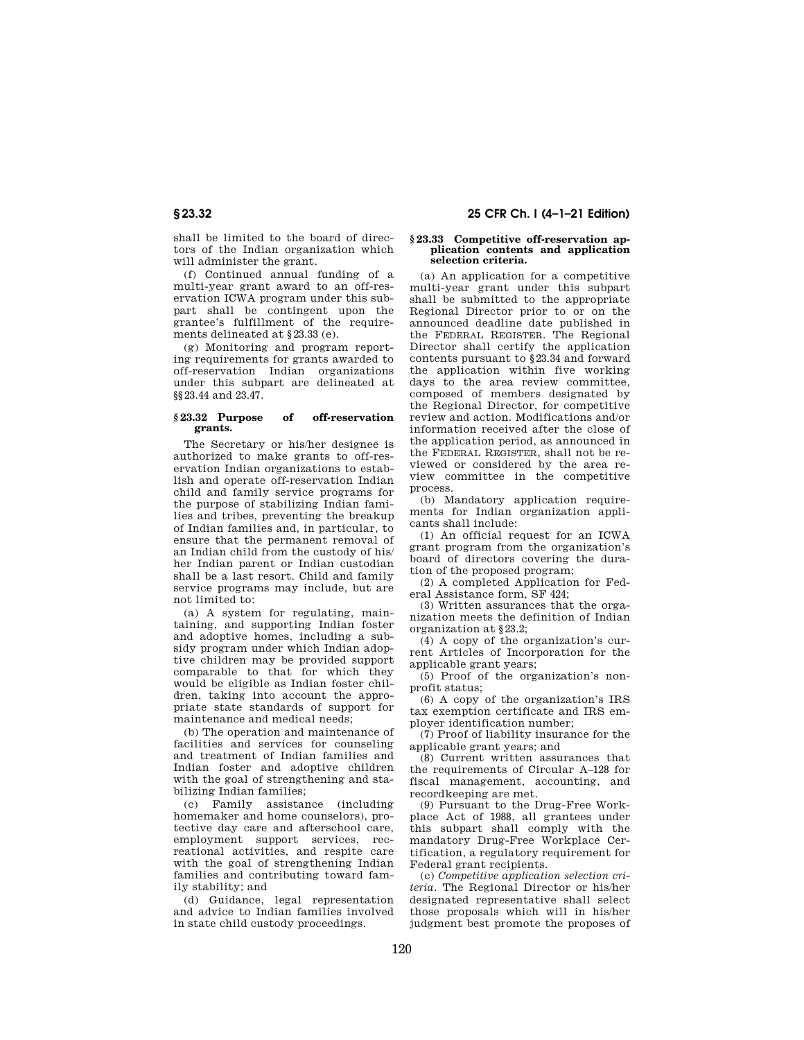shall be limited to the board of directors of the Indian organization which will administer the grant.

(f) Continued annual funding of a multi-year grant award to an off-reservation ICWA program under this subpart shall be contingent upon the grantee's fulfillment of the requirements delineated at §23.33 (e).

(g) Monitoring and program reporting requirements for grants awarded to off-reservation Indian organizations under this subpart are delineated at §§23.44 and 23.47.

### §23.32 Purpose of off-reservation grants.

The Secretary or his/her designee is authorized to make grants to off-reservation Indian organizations to establish and operate off-reservation Indian child and family service programs for the purpose of stabilizing Indian families and tribes, preventing the breakup of Indian families and, in particular, to ensure that the permanent removal of an Indian child from the custody of his/her Indian parent or Indian custodian shall be a last resort. Child and family service programs may include, but are not limited to:

(a) A system for regulating, maintaining, and supporting Indian foster and adoptive homes, including a subsidy program under which Indian adoptive children may be provided support comparable to that for which they would be eligible as Indian foster children, taking into account the appropriate state standards of support for maintenance and medical needs;

(b) The operation and maintenance of facilities and services for counseling and treatment of Indian families and Indian foster and adoptive children with the goal of strengthening and stabilizing Indian families;

(c) Family assistance (including homemaker and home counselors), protective day care and afterschool care, employment support services, recreational activities, and respite care with the goal of strengthening Indian families and contributing toward family stability; and

(d) Guidance, legal representation and advice to Indian families involved in state child custody proceedings.

### §23.33 Competitive off-reservation application contents and application selection criteria.

(a) An application for a competitive multi-year grant under this subpart shall be submitted to the appropriate Regional Director prior to or on the announced deadline date published in the FEDERAL REGISTER. The Regional Director shall certify the application contents pursuant to §23.34 and forward the application within five working days to the area review committee, composed of members designated by the Regional Director, for competitive review and action. Modifications and/or information received after the close of the application period, as announced in the FEDERAL REGISTER, shall not be reviewed or considered by the area review committee in the competitive process.

(b) Mandatory application requirements for Indian organization applicants shall include:

(1) An official request for an ICWA grant program from the organization's board of directors covering the duration of the proposed program;

(2) A completed Application for Federal Assistance form, SF 424;

(3) Written assurances that the organization meets the definition of Indian organization at §23.2;

(4) A copy of the organization's current Articles of Incorporation for the applicable grant years;

(5) Proof of the organization's nonprofit status;

(6) A copy of the organization's IRS tax exemption certificate and IRS employer identification number;

(7) Proof of liability insurance for the applicable grant years; and

(8) Current written assurances that the requirements of Circular A–128 for fiscal management, accounting, and recordkeeping are met.

(9) Pursuant to the Drug-Free Workplace Act of 1988, all grantees under this subpart shall comply with the mandatory Drug-Free Workplace Certification, a regulatory requirement for Federal grant recipients.

(c) *Competitive application selection criteria.* The Regional Director or his/her designated representative shall select those proposals which will in his/her judgment best promote the proposes of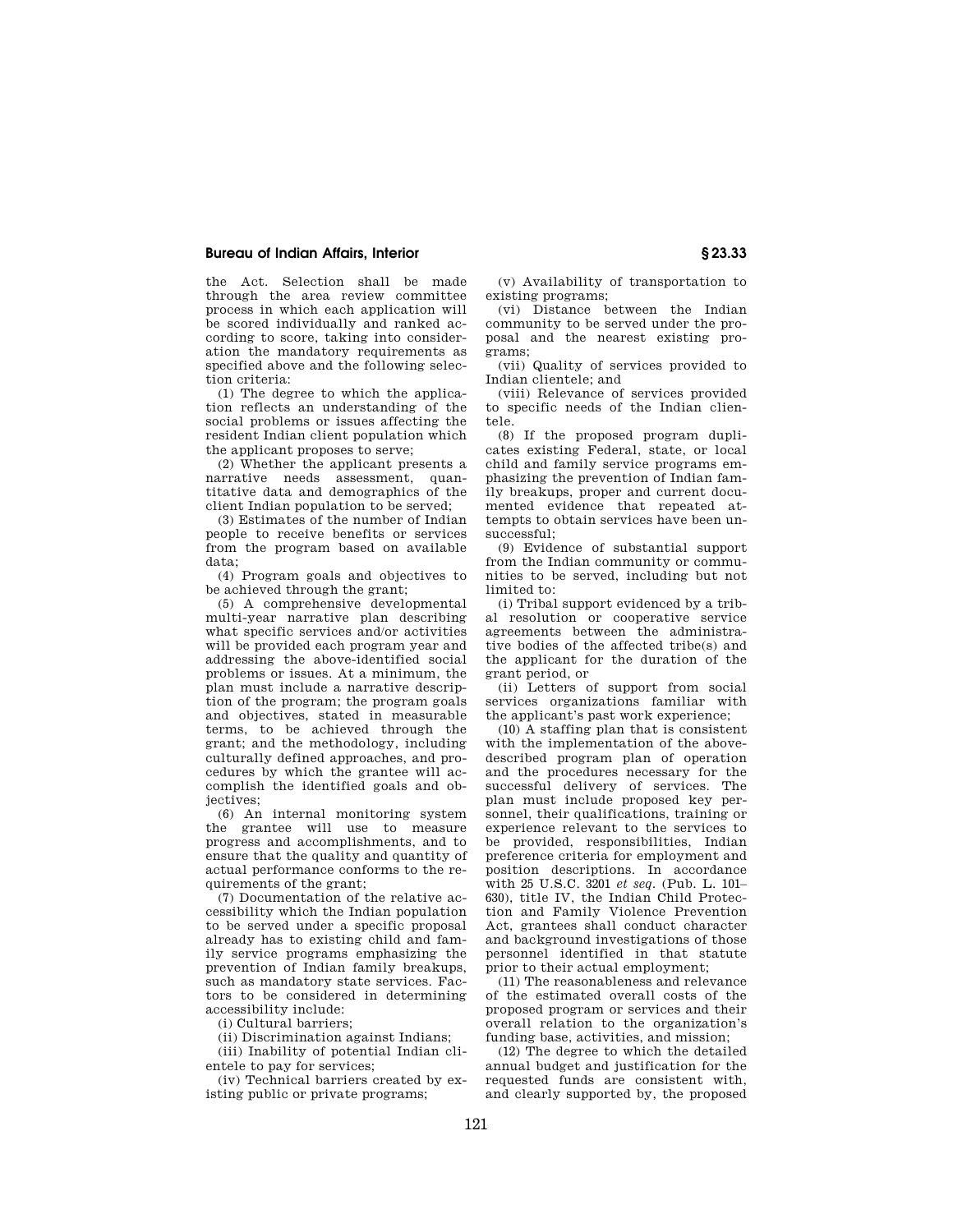the Act. Selection shall be made through the area review committee process in which each application will be scored individually and ranked according to score, taking into consideration the mandatory requirements as specified above and the following selection criteria:

(1) The degree to which the application reflects an understanding of the social problems or issues affecting the resident Indian client population which the applicant proposes to serve;

(2) Whether the applicant presents a narrative needs assessment, quantitative data and demographics of the client Indian population to be served;

(3) Estimates of the number of Indian people to receive benefits or services from the program based on available data;

(4) Program goals and objectives to be achieved through the grant;

(5) A comprehensive developmental multi-year narrative plan describing what specific services and/or activities will be provided each program year and addressing the above-identified social problems or issues. At a minimum, the plan must include a narrative description of the program; the program goals and objectives, stated in measurable terms, to be achieved through the grant; and the methodology, including culturally defined approaches, and procedures by which the grantee will accomplish the identified goals and objectives;

(6) An internal monitoring system the grantee will use to measure progress and accomplishments, and to ensure that the quality and quantity of actual performance conforms to the requirements of the grant;

(7) Documentation of the relative accessibility which the Indian population to be served under a specific proposal already has to existing child and family service programs emphasizing the prevention of Indian family breakups, such as mandatory state services. Factors to be considered in determining accessibility include:

(i) Cultural barriers;

(ii) Discrimination against Indians;

(iii) Inability of potential Indian clientele to pay for services;

(iv) Technical barriers created by existing public or private programs;

(v) Availability of transportation to existing programs;

(vi) Distance between the Indian community to be served under the proposal and the nearest existing programs;

(vii) Quality of services provided to Indian clientele; and

(viii) Relevance of services provided to specific needs of the Indian clientele.

(8) If the proposed program duplicates existing Federal, state, or local child and family service programs emphasizing the prevention of Indian family breakups, proper and current documented evidence that repeated attempts to obtain services have been unsuccessful;

(9) Evidence of substantial support from the Indian community or communities to be served, including but not limited to:

(i) Tribal support evidenced by a tribal resolution or cooperative service agreements between the administrative bodies of the affected tribe(s) and the applicant for the duration of the grant period, or

(ii) Letters of support from social services organizations familiar with the applicant's past work experience;

(10) A staffing plan that is consistent with the implementation of the above-described program plan of operation and the procedures necessary for the successful delivery of services. The plan must include proposed key personnel, their qualifications, training or experience relevant to the services to be provided, responsibilities, Indian preference criteria for employment and position descriptions. In accordance with 25 U.S.C. 3201 *et seq.* (Pub. L. 101–630), title IV, the Indian Child Protection and Family Violence Prevention Act, grantees shall conduct character and background investigations of those personnel identified in that statute prior to their actual employment;

(11) The reasonableness and relevance of the estimated overall costs of the proposed program or services and their overall relation to the organization's funding base, activities, and mission;

(12) The degree to which the detailed annual budget and justification for the requested funds are consistent with, and clearly supported by, the proposed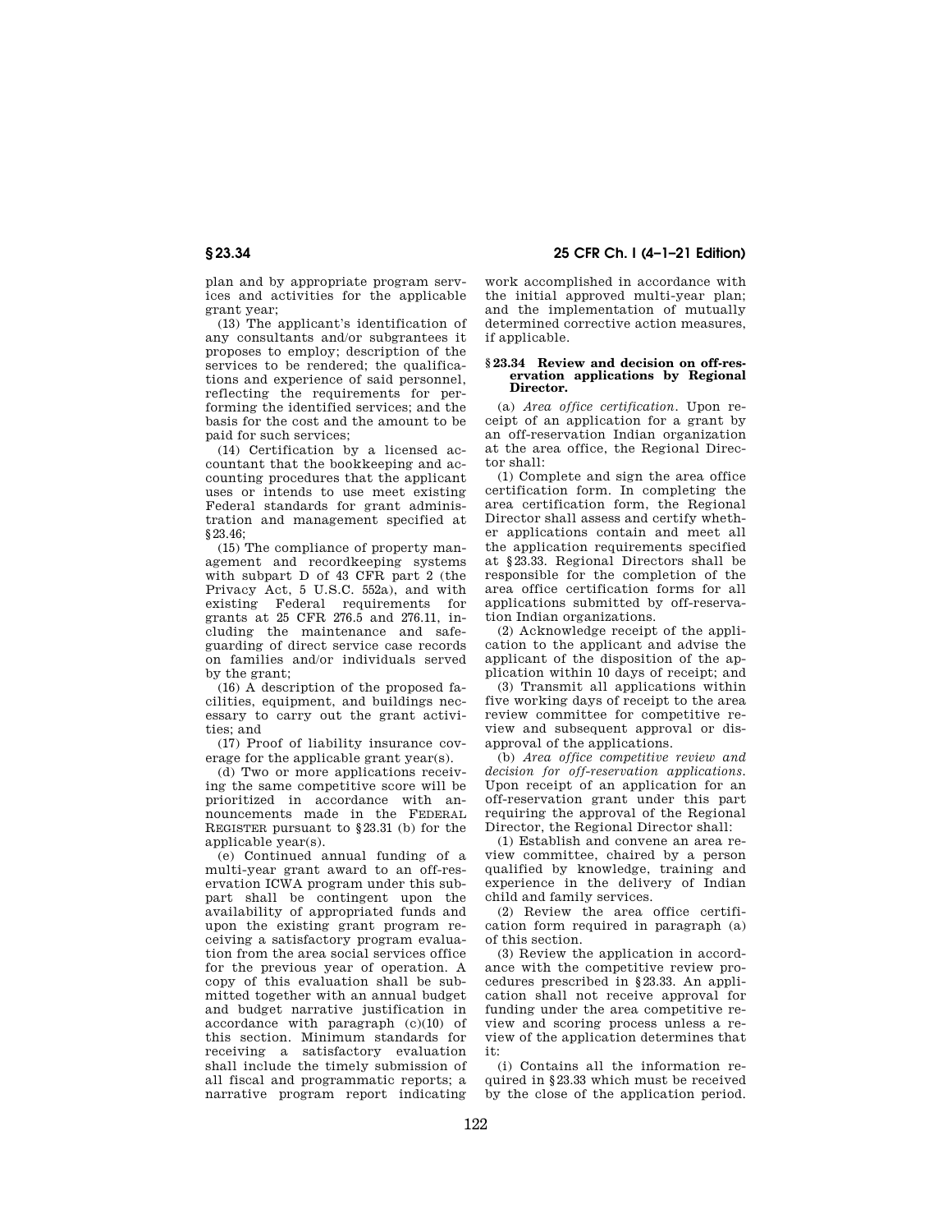plan and by appropriate program services and activities for the applicable grant year;

(13) The applicant's identification of any consultants and/or subgrantees it proposes to employ; description of the services to be rendered; the qualifications and experience of said personnel, reflecting the requirements for performing the identified services; and the basis for the cost and the amount to be paid for such services;

(14) Certification by a licensed accountant that the bookkeeping and accounting procedures that the applicant uses or intends to use meet existing Federal standards for grant administration and management specified at §23.46;

(15) The compliance of property management and recordkeeping systems with subpart D of 43 CFR part 2 (the Privacy Act, 5 U.S.C. 552a), and with existing Federal requirements for grants at 25 CFR 276.5 and 276.11, including the maintenance and safeguarding of direct service case records on families and/or individuals served by the grant;

(16) A description of the proposed facilities, equipment, and buildings necessary to carry out the grant activities; and

(17) Proof of liability insurance coverage for the applicable grant year(s).

(d) Two or more applications receiving the same competitive score will be prioritized in accordance with announcements made in the FEDERAL REGISTER pursuant to §23.31 (b) for the applicable year(s).

(e) Continued annual funding of a multi-year grant award to an off-reservation ICWA program under this subpart shall be contingent upon the availability of appropriated funds and upon the existing grant program receiving a satisfactory program evaluation from the area social services office for the previous year of operation. A copy of this evaluation shall be submitted together with an annual budget and budget narrative justification in accordance with paragraph (c)(10) of this section. Minimum standards for receiving a satisfactory evaluation shall include the timely submission of all fiscal and programmatic reports; a narrative program report indicating work accomplished in accordance with the initial approved multi-year plan; and the implementation of mutually determined corrective action measures, if applicable.

## §23.34 Review and decision on off-reservation applications by Regional Director.

(a) *Area office certification.* Upon receipt of an application for a grant by an off-reservation Indian organization at the area office, the Regional Director shall:

(1) Complete and sign the area office certification form. In completing the area certification form, the Regional Director shall assess and certify whether applications contain and meet all the application requirements specified at §23.33. Regional Directors shall be responsible for the completion of the area office certification forms for all applications submitted by off-reservation Indian organizations.

(2) Acknowledge receipt of the application to the applicant and advise the applicant of the disposition of the application within 10 days of receipt; and

(3) Transmit all applications within five working days of receipt to the area review committee for competitive review and subsequent approval or disapproval of the applications.

(b) *Area office competitive review and decision for off-reservation applications.* Upon receipt of an application for an off-reservation grant under this part requiring the approval of the Regional Director, the Regional Director shall:

(1) Establish and convene an area review committee, chaired by a person qualified by knowledge, training and experience in the delivery of Indian child and family services.

(2) Review the area office certification form required in paragraph (a) of this section.

(3) Review the application in accordance with the competitive review procedures prescribed in §23.33. An application shall not receive approval for funding under the area competitive review and scoring process unless a review of the application determines that it:

(i) Contains all the information required in §23.33 which must be received by the close of the application period.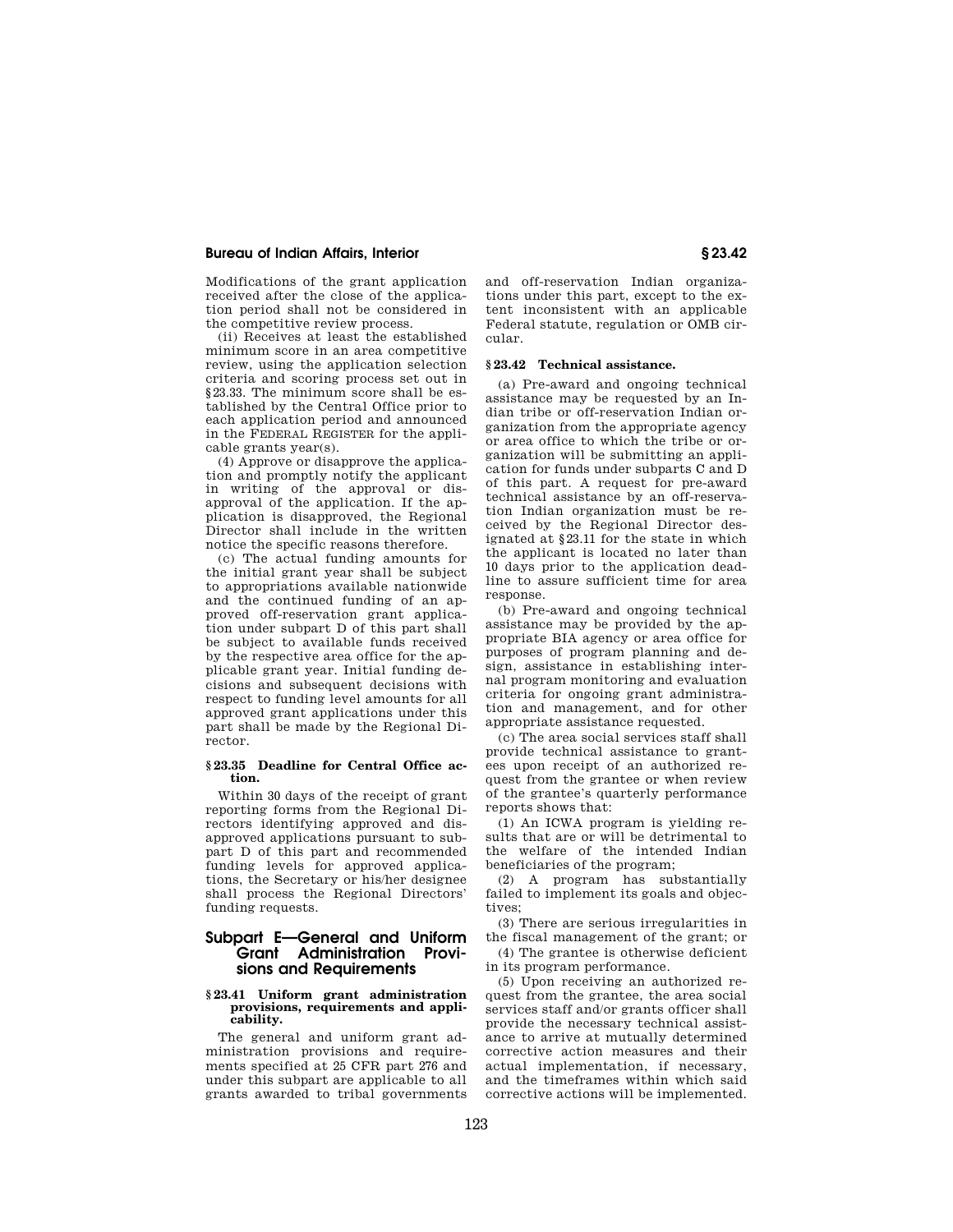Modifications of the grant application received after the close of the application period shall not be considered in the competitive review process.

(ii) Receives at least the established minimum score in an area competitive review, using the application selection criteria and scoring process set out in §23.33. The minimum score shall be established by the Central Office prior to each application period and announced in the FEDERAL REGISTER for the applicable grants year(s).

(4) Approve or disapprove the application and promptly notify the applicant in writing of the approval or disapproval of the application. If the application is disapproved, the Regional Director shall include in the written notice the specific reasons therefore.

(c) The actual funding amounts for the initial grant year shall be subject to appropriations available nationwide and the continued funding of an approved off-reservation grant application under subpart D of this part shall be subject to available funds received by the respective area office for the applicable grant year. Initial funding decisions and subsequent decisions with respect to funding level amounts for all approved grant applications under this part shall be made by the Regional Director.

### § 23.35 Deadline for Central Office action.

Within 30 days of the receipt of grant reporting forms from the Regional Directors identifying approved and disapproved applications pursuant to subpart D of this part and recommended funding levels for approved applications, the Secretary or his/her designee shall process the Regional Directors' funding requests.

## Subpart E—General and Uniform Grant Administration Provisions and Requirements

### § 23.41 Uniform grant administration provisions, requirements and applicability.

The general and uniform grant administration provisions and requirements specified at 25 CFR part 276 and under this subpart are applicable to all grants awarded to tribal governments and off-reservation Indian organizations under this part, except to the extent inconsistent with an applicable Federal statute, regulation or OMB circular.

### § 23.42 Technical assistance.

(a) Pre-award and ongoing technical assistance may be requested by an Indian tribe or off-reservation Indian organization from the appropriate agency or area office to which the tribe or organization will be submitting an application for funds under subparts C and D of this part. A request for pre-award technical assistance by an off-reservation Indian organization must be received by the Regional Director designated at §23.11 for the state in which the applicant is located no later than 10 days prior to the application deadline to assure sufficient time for area response.

(b) Pre-award and ongoing technical assistance may be provided by the appropriate BIA agency or area office for purposes of program planning and design, assistance in establishing internal program monitoring and evaluation criteria for ongoing grant administration and management, and for other appropriate assistance requested.

(c) The area social services staff shall provide technical assistance to grantees upon receipt of an authorized request from the grantee or when review of the grantee's quarterly performance reports shows that:

(1) An ICWA program is yielding results that are or will be detrimental to the welfare of the intended Indian beneficiaries of the program;

(2) A program has substantially failed to implement its goals and objectives;

(3) There are serious irregularities in the fiscal management of the grant; or

(4) The grantee is otherwise deficient in its program performance.

(5) Upon receiving an authorized request from the grantee, the area social services staff and/or grants officer shall provide the necessary technical assistance to arrive at mutually determined corrective action measures and their actual implementation, if necessary, and the timeframes within which said corrective actions will be implemented.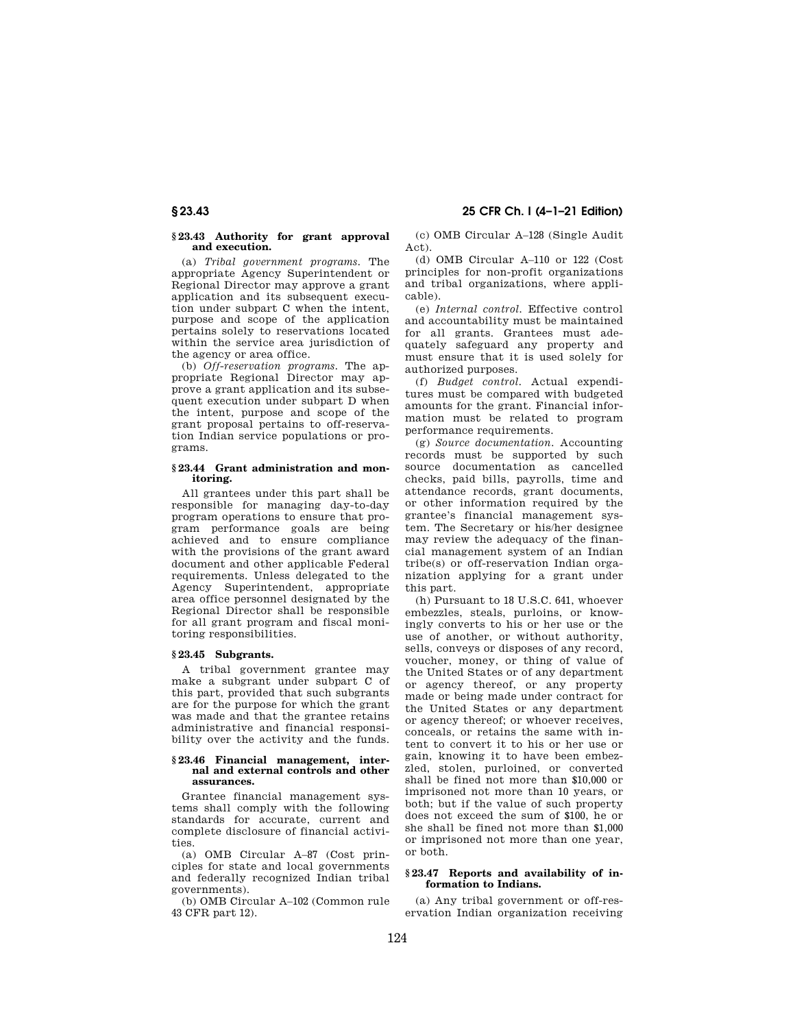### § 23.43 Authority for grant approval and execution.

(a) *Tribal government programs.* The appropriate Agency Superintendent or Regional Director may approve a grant application and its subsequent execution under subpart C when the intent, purpose and scope of the application pertains solely to reservations located within the service area jurisdiction of the agency or area office.

(b) *Off-reservation programs.* The appropriate Regional Director may approve a grant application and its subsequent execution under subpart D when the intent, purpose and scope of the grant proposal pertains to off-reservation Indian service populations or programs.

### § 23.44 Grant administration and monitoring.

All grantees under this part shall be responsible for managing day-to-day program operations to ensure that program performance goals are being achieved and to ensure compliance with the provisions of the grant award document and other applicable Federal requirements. Unless delegated to the Agency Superintendent, appropriate area office personnel designated by the Regional Director shall be responsible for all grant program and fiscal monitoring responsibilities.

### § 23.45 Subgrants.

A tribal government grantee may make a subgrant under subpart C of this part, provided that such subgrants are for the purpose for which the grant was made and that the grantee retains administrative and financial responsibility over the activity and the funds.

### § 23.46 Financial management, internal and external controls and other assurances.

Grantee financial management systems shall comply with the following standards for accurate, current and complete disclosure of financial activities.

(a) OMB Circular A–87 (Cost principles for state and local governments and federally recognized Indian tribal governments).

(b) OMB Circular A–102 (Common rule 43 CFR part 12).

(c) OMB Circular A–128 (Single Audit Act).

(d) OMB Circular A–110 or 122 (Cost principles for non-profit organizations and tribal organizations, where applicable).

(e) *Internal control.* Effective control and accountability must be maintained for all grants. Grantees must adequately safeguard any property and must ensure that it is used solely for authorized purposes.

(f) *Budget control.* Actual expenditures must be compared with budgeted amounts for the grant. Financial information must be related to program performance requirements.

(g) *Source documentation.* Accounting records must be supported by such source documentation as cancelled checks, paid bills, payrolls, time and attendance records, grant documents, or other information required by the grantee's financial management system. The Secretary or his/her designee may review the adequacy of the financial management system of an Indian tribe(s) or off-reservation Indian organization applying for a grant under this part.

(h) Pursuant to 18 U.S.C. 641, whoever embezzles, steals, purloins, or knowingly converts to his or her use or the use of another, or without authority, sells, conveys or disposes of any record, voucher, money, or thing of value of the United States or of any department or agency thereof, or any property made or being made under contract for the United States or any department or agency thereof; or whoever receives, conceals, or retains the same with intent to convert it to his or her use or gain, knowing it to have been embezzled, stolen, purloined, or converted shall be fined not more than $10,000 or imprisoned not more than 10 years, or both; but if the value of such property does not exceed the sum of $100, he or she shall be fined not more than $1,000 or imprisoned not more than one year, or both.

### § 23.47 Reports and availability of information to Indians.

(a) Any tribal government or off-reservation Indian organization receiving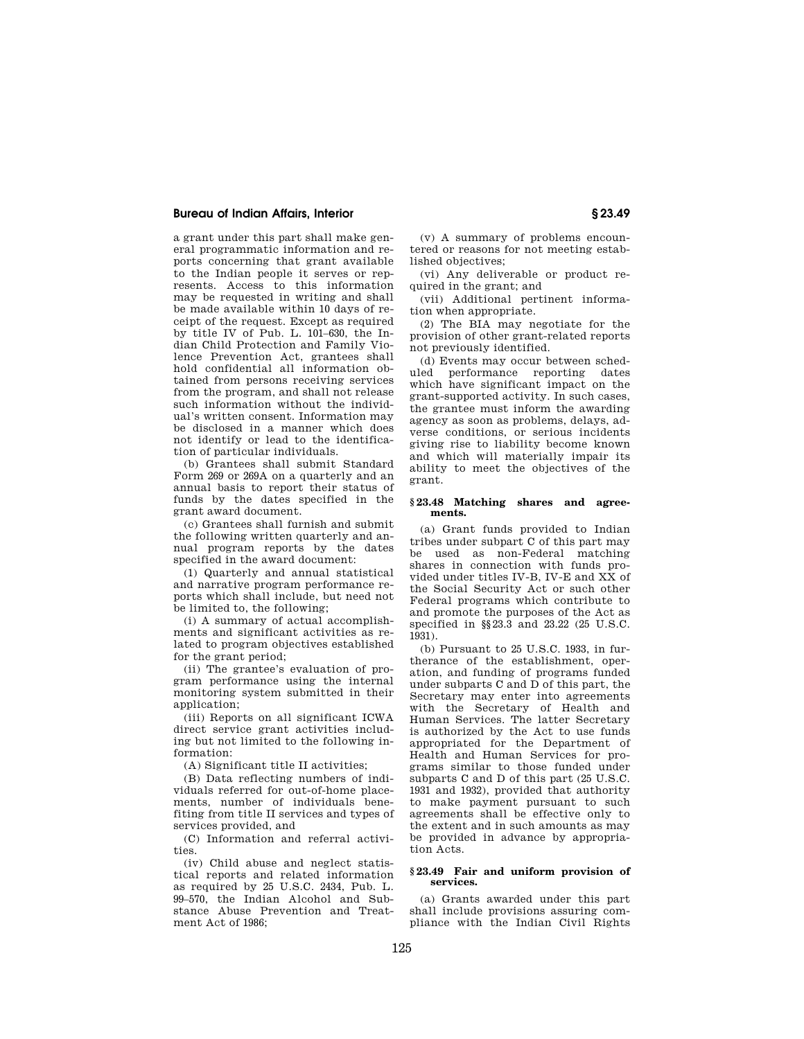a grant under this part shall make general programmatic information and reports concerning that grant available to the Indian people it serves or represents. Access to this information may be requested in writing and shall be made available within 10 days of receipt of the request. Except as required by title IV of Pub. L. 101–630, the Indian Child Protection and Family Violence Prevention Act, grantees shall hold confidential all information obtained from persons receiving services from the program, and shall not release such information without the individual's written consent. Information may be disclosed in a manner which does not identify or lead to the identification of particular individuals.

(b) Grantees shall submit Standard Form 269 or 269A on a quarterly and an annual basis to report their status of funds by the dates specified in the grant award document.

(c) Grantees shall furnish and submit the following written quarterly and annual program reports by the dates specified in the award document:

(1) Quarterly and annual statistical and narrative program performance reports which shall include, but need not be limited to, the following;

(i) A summary of actual accomplishments and significant activities as related to program objectives established for the grant period;

(ii) The grantee's evaluation of program performance using the internal monitoring system submitted in their application;

(iii) Reports on all significant ICWA direct service grant activities including but not limited to the following information:

(A) Significant title II activities;

(B) Data reflecting numbers of individuals referred for out-of-home placements, number of individuals benefiting from title II services and types of services provided, and

(C) Information and referral activities.

(iv) Child abuse and neglect statistical reports and related information as required by 25 U.S.C. 2434, Pub. L. 99–570, the Indian Alcohol and Substance Abuse Prevention and Treatment Act of 1986;

(v) A summary of problems encountered or reasons for not meeting established objectives;

(vi) Any deliverable or product required in the grant; and

(vii) Additional pertinent information when appropriate.

(2) The BIA may negotiate for the provision of other grant-related reports not previously identified.

(d) Events may occur between scheduled performance reporting dates which have significant impact on the grant-supported activity. In such cases, the grantee must inform the awarding agency as soon as problems, delays, adverse conditions, or serious incidents giving rise to liability become known and which will materially impair its ability to meet the objectives of the grant.

**§ 23.48 Matching shares and agreements.**

(a) Grant funds provided to Indian tribes under subpart C of this part may be used as non-Federal matching shares in connection with funds provided under titles IV-B, IV-E and XX of the Social Security Act or such other Federal programs which contribute to and promote the purposes of the Act as specified in §§ 23.3 and 23.22 (25 U.S.C. 1931).

(b) Pursuant to 25 U.S.C. 1933, in furtherance of the establishment, operation, and funding of programs funded under subparts C and D of this part, the Secretary may enter into agreements with the Secretary of Health and Human Services. The latter Secretary is authorized by the Act to use funds appropriated for the Department of Health and Human Services for programs similar to those funded under subparts C and D of this part (25 U.S.C. 1931 and 1932), provided that authority to make payment pursuant to such agreements shall be effective only to the extent and in such amounts as may be provided in advance by appropriation Acts.

**§ 23.49 Fair and uniform provision of services.**

(a) Grants awarded under this part shall include provisions assuring compliance with the Indian Civil Rights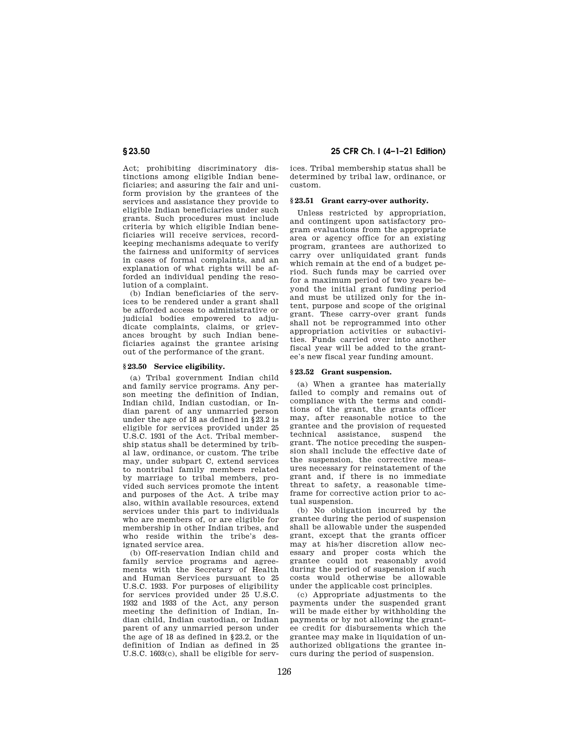Act; prohibiting discriminatory distinctions among eligible Indian beneficiaries; and assuring the fair and uniform provision by the grantees of the services and assistance they provide to eligible Indian beneficiaries under such grants. Such procedures must include criteria by which eligible Indian beneficiaries will receive services, recordkeeping mechanisms adequate to verify the fairness and uniformity of services in cases of formal complaints, and an explanation of what rights will be afforded an individual pending the resolution of a complaint.

(b) Indian beneficiaries of the services to be rendered under a grant shall be afforded access to administrative or judicial bodies empowered to adjudicate complaints, claims, or grievances brought by such Indian beneficiaries against the grantee arising out of the performance of the grant.

### § 23.50 Service eligibility.

(a) Tribal government Indian child and family service programs. Any person meeting the definition of Indian, Indian child, Indian custodian, or Indian parent of any unmarried person under the age of 18 as defined in §23.2 is eligible for services provided under 25 U.S.C. 1931 of the Act. Tribal membership status shall be determined by tribal law, ordinance, or custom. The tribe may, under subpart C, extend services to nontribal family members related by marriage to tribal members, provided such services promote the intent and purposes of the Act. A tribe may also, within available resources, extend services under this part to individuals who are members of, or are eligible for membership in other Indian tribes, and who reside within the tribe's designated service area.

(b) Off-reservation Indian child and family service programs and agreements with the Secretary of Health and Human Services pursuant to 25 U.S.C. 1933. For purposes of eligibility for services provided under 25 U.S.C. 1932 and 1933 of the Act, any person meeting the definition of Indian, Indian child, Indian custodian, or Indian parent of any unmarried person under the age of 18 as defined in §23.2, or the definition of Indian as defined in 25 U.S.C. 1603(c), shall be eligible for services. Tribal membership status shall be determined by tribal law, ordinance, or custom.

### § 23.51 Grant carry-over authority.

Unless restricted by appropriation, and contingent upon satisfactory program evaluations from the appropriate area or agency office for an existing program, grantees are authorized to carry over unliquidated grant funds which remain at the end of a budget period. Such funds may be carried over for a maximum period of two years beyond the initial grant funding period and must be utilized only for the intent, purpose and scope of the original grant. These carry-over grant funds shall not be reprogrammed into other appropriation activities or subactivities. Funds carried over into another fiscal year will be added to the grantee's new fiscal year funding amount.

### § 23.52 Grant suspension.

(a) When a grantee has materially failed to comply and remains out of compliance with the terms and conditions of the grant, the grants officer may, after reasonable notice to the grantee and the provision of requested technical assistance, suspend the grant. The notice preceding the suspension shall include the effective date of the suspension, the corrective measures necessary for reinstatement of the grant and, if there is no immediate threat to safety, a reasonable timeframe for corrective action prior to actual suspension.

(b) No obligation incurred by the grantee during the period of suspension shall be allowable under the suspended grant, except that the grants officer may at his/her discretion allow necessary and proper costs which the grantee could not reasonably avoid during the period of suspension if such costs would otherwise be allowable under the applicable cost principles.

(c) Appropriate adjustments to the payments under the suspended grant will be made either by withholding the payments or by not allowing the grantee credit for disbursements which the grantee may make in liquidation of unauthorized obligations the grantee incurs during the period of suspension.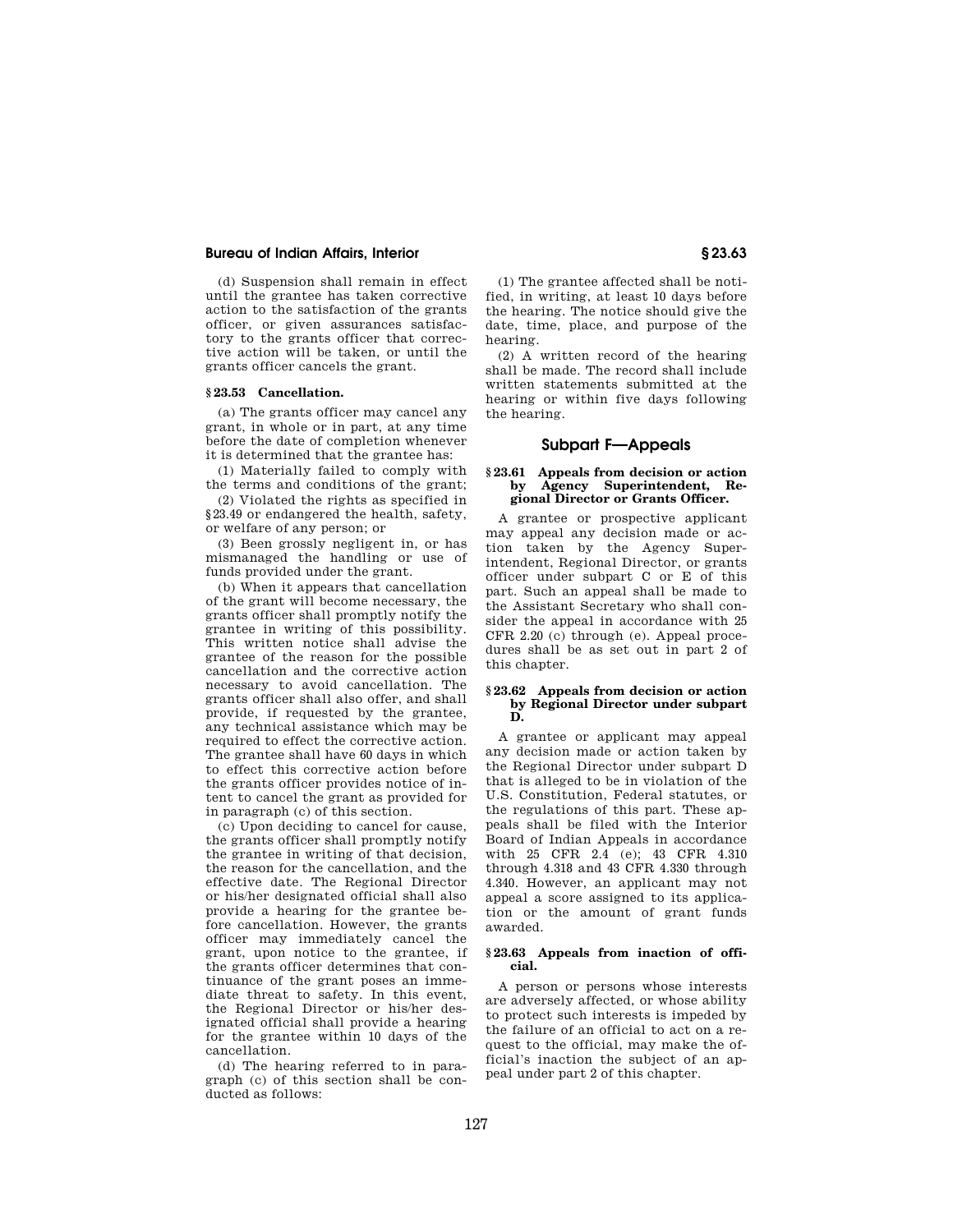(d) Suspension shall remain in effect until the grantee has taken corrective action to the satisfaction of the grants officer, or given assurances satisfactory to the grants officer that corrective action will be taken, or until the grants officer cancels the grant.

### § 23.53 Cancellation.

(a) The grants officer may cancel any grant, in whole or in part, at any time before the date of completion whenever it is determined that the grantee has:

(1) Materially failed to comply with the terms and conditions of the grant;

(2) Violated the rights as specified in § 23.49 or endangered the health, safety, or welfare of any person; or

(3) Been grossly negligent in, or has mismanaged the handling or use of funds provided under the grant.

(b) When it appears that cancellation of the grant will become necessary, the grants officer shall promptly notify the grantee in writing of this possibility. This written notice shall advise the grantee of the reason for the possible cancellation and the corrective action necessary to avoid cancellation. The grants officer shall also offer, and shall provide, if requested by the grantee, any technical assistance which may be required to effect the corrective action. The grantee shall have 60 days in which to effect this corrective action before the grants officer provides notice of intent to cancel the grant as provided for in paragraph (c) of this section.

(c) Upon deciding to cancel for cause, the grants officer shall promptly notify the grantee in writing of that decision, the reason for the cancellation, and the effective date. The Regional Director or his/her designated official shall also provide a hearing for the grantee before cancellation. However, the grants officer may immediately cancel the grant, upon notice to the grantee, if the grants officer determines that continuance of the grant poses an immediate threat to safety. In this event, the Regional Director or his/her designated official shall provide a hearing for the grantee within 10 days of the cancellation.

(d) The hearing referred to in paragraph (c) of this section shall be conducted as follows:

(1) The grantee affected shall be notified, in writing, at least 10 days before the hearing. The notice should give the date, time, place, and purpose of the hearing.

(2) A written record of the hearing shall be made. The record shall include written statements submitted at the hearing or within five days following the hearing.

## Subpart F—Appeals

### § 23.61 Appeals from decision or action by Agency Superintendent, Regional Director or Grants Officer.

A grantee or prospective applicant may appeal any decision made or action taken by the Agency Superintendent, Regional Director, or grants officer under subpart C or E of this part. Such an appeal shall be made to the Assistant Secretary who shall consider the appeal in accordance with 25 CFR 2.20 (c) through (e). Appeal procedures shall be as set out in part 2 of this chapter.

### § 23.62 Appeals from decision or action by Regional Director under subpart D.

A grantee or applicant may appeal any decision made or action taken by the Regional Director under subpart D that is alleged to be in violation of the U.S. Constitution, Federal statutes, or the regulations of this part. These appeals shall be filed with the Interior Board of Indian Appeals in accordance with 25 CFR 2.4 (e); 43 CFR 4.310 through 4.318 and 43 CFR 4.330 through 4.340. However, an applicant may not appeal a score assigned to its application or the amount of grant funds awarded.

### § 23.63 Appeals from inaction of official.

A person or persons whose interests are adversely affected, or whose ability to protect such interests is impeded by the failure of an official to act on a request to the official, may make the official's inaction the subject of an appeal under part 2 of this chapter.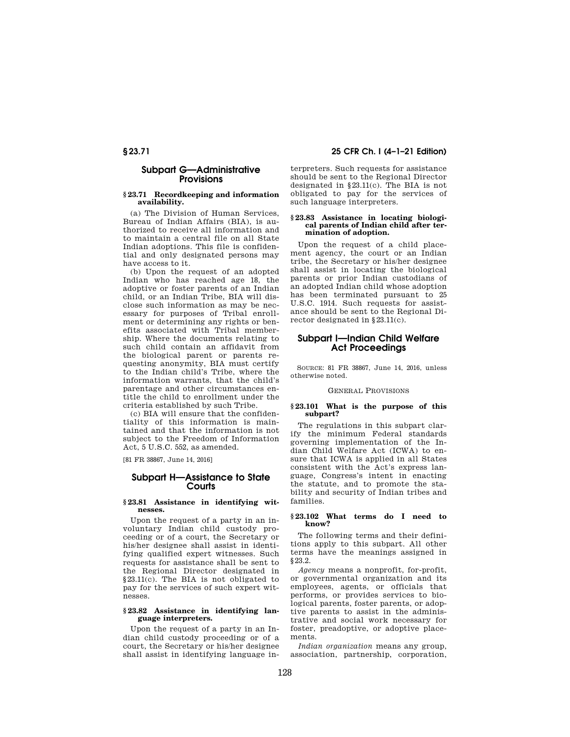## Subpart G—Administrative Provisions

### § 23.71 Recordkeeping and information availability.

(a) The Division of Human Services, Bureau of Indian Affairs (BIA), is authorized to receive all information and to maintain a central file on all State Indian adoptions. This file is confidential and only designated persons may have access to it.

(b) Upon the request of an adopted Indian who has reached age 18, the adoptive or foster parents of an Indian child, or an Indian Tribe, BIA will disclose such information as may be necessary for purposes of Tribal enrollment or determining any rights or benefits associated with Tribal membership. Where the documents relating to such child contain an affidavit from the biological parent or parents requesting anonymity, BIA must certify to the Indian child's Tribe, where the information warrants, that the child's parentage and other circumstances entitle the child to enrollment under the criteria established by such Tribe.

(c) BIA will ensure that the confidentiality of this information is maintained and that the information is not subject to the Freedom of Information Act, 5 U.S.C. 552, as amended.

[81 FR 38867, June 14, 2016]

## Subpart H—Assistance to State Courts

### § 23.81 Assistance in identifying witnesses.

Upon the request of a party in an involuntary Indian child custody proceeding or of a court, the Secretary or his/her designee shall assist in identifying qualified expert witnesses. Such requests for assistance shall be sent to the Regional Director designated in § 23.11(c). The BIA is not obligated to pay for the services of such expert witnesses.

### § 23.82 Assistance in identifying language interpreters.

Upon the request of a party in an Indian child custody proceeding or of a court, the Secretary or his/her designee shall assist in identifying language interpreters. Such requests for assistance should be sent to the Regional Director designated in § 23.11(c). The BIA is not obligated to pay for the services of such language interpreters.

### § 23.83 Assistance in locating biological parents of Indian child after termination of adoption.

Upon the request of a child placement agency, the court or an Indian tribe, the Secretary or his/her designee shall assist in locating the biological parents or prior Indian custodians of an adopted Indian child whose adoption has been terminated pursuant to 25 U.S.C. 1914. Such requests for assistance should be sent to the Regional Director designated in § 23.11(c).

## Subpart I—Indian Child Welfare Act Proceedings

SOURCE: 81 FR 38867, June 14, 2016, unless otherwise noted.

GENERAL PROVISIONS

### § 23.101 What is the purpose of this subpart?

The regulations in this subpart clarify the minimum Federal standards governing implementation of the Indian Child Welfare Act (ICWA) to ensure that ICWA is applied in all States consistent with the Act's express language, Congress's intent in enacting the statute, and to promote the stability and security of Indian tribes and families.

### § 23.102 What terms do I need to know?

The following terms and their definitions apply to this subpart. All other terms have the meanings assigned in § 23.2.

*Agency* means a nonprofit, for-profit, or governmental organization and its employees, agents, or officials that performs, or provides services to biological parents, foster parents, or adoptive parents to assist in the administrative and social work necessary for foster, preadoptive, or adoptive placements.

*Indian organization* means any group, association, partnership, corporation,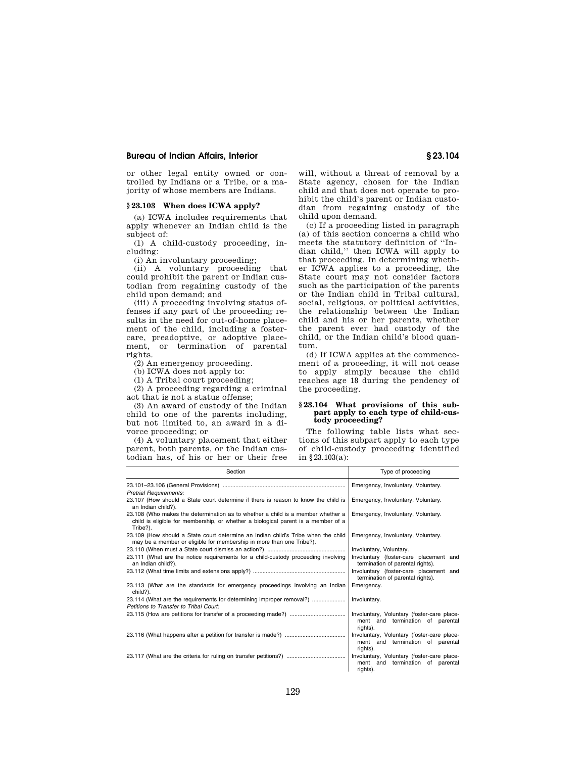or other legal entity owned or controlled by Indians or a Tribe, or a majority of whose members are Indians.

### § 23.103 When does ICWA apply?

(a) ICWA includes requirements that apply whenever an Indian child is the subject of:

(1) A child-custody proceeding, including:

(i) An involuntary proceeding;

(ii) A voluntary proceeding that could prohibit the parent or Indian custodian from regaining custody of the child upon demand; and

(iii) A proceeding involving status offenses if any part of the proceeding results in the need for out-of-home placement of the child, including a foster-care, preadoptive, or adoptive placement, or termination of parental rights.

(2) An emergency proceeding.

(b) ICWA does not apply to:

(1) A Tribal court proceeding;

(2) A proceeding regarding a criminal act that is not a status offense;

(3) An award of custody of the Indian child to one of the parents including, but not limited to, an award in a divorce proceeding; or

(4) A voluntary placement that either parent, both parents, or the Indian custodian has, of his or her or their free will, without a threat of removal by a State agency, chosen for the Indian child and that does not operate to prohibit the child's parent or Indian custodian from regaining custody of the child upon demand.

(c) If a proceeding listed in paragraph (a) of this section concerns a child who meets the statutory definition of ''Indian child,'' then ICWA will apply to that proceeding. In determining whether ICWA applies to a proceeding, the State court may not consider factors such as the participation of the parents or the Indian child in Tribal cultural, social, religious, or political activities, the relationship between the Indian child and his or her parents, whether the parent ever had custody of the child, or the Indian child's blood quantum.

(d) If ICWA applies at the commencement of a proceeding, it will not cease to apply simply because the child reaches age 18 during the pendency of the proceeding.

### § 23.104 What provisions of this subpart apply to each type of child-custody proceeding?

The following table lists what sections of this subpart apply to each type of child-custody proceeding identified in § 23.103(a):

| Section | Type of proceeding |
|---|---|
| 23.101–23.106 (General Provisions) | Emergency, Involuntary, Voluntary. |
| *Pretrial Requirements:* | |
| 23.107 (How should a State court determine if there is reason to know the child is an Indian child?). | Emergency, Involuntary, Voluntary. |
| 23.108 (Who makes the determination as to whether a child is a member whether a child is eligible for membership, or whether a biological parent is a member of a Tribe?). | Emergency, Involuntary, Voluntary. |
| 23.109 (How should a State court determine an Indian child's Tribe when the child may be a member or eligible for membership in more than one Tribe?). | Emergency, Involuntary, Voluntary. |
| 23.110 (When must a State court dismiss an action?) | Involuntary, Voluntary. |
| 23.111 (What are the notice requirements for a child-custody proceeding involving an Indian child?). | Involuntary (foster-care placement and termination of parental rights). |
| 23.112 (What time limits and extensions apply?) | Involuntary (foster-care placement and termination of parental rights). |
| 23.113 (What are the standards for emergency proceedings involving an Indian child?). | Emergency. |
| 23.114 (What are the requirements for determining improper removal?) | Involuntary. |
| *Petitions to Transfer to Tribal Court:* | |
| 23.115 (How are petitions for transfer of a proceeding made?) | Involuntary, Voluntary (foster-care placement and termination of parental rights). |
| 23.116 (What happens after a petition for transfer is made?) | Involuntary, Voluntary (foster-care placement and termination of parental rights). |
| 23.117 (What are the criteria for ruling on transfer petitions?) | Involuntary, Voluntary (foster-care placement and termination of parental rights). |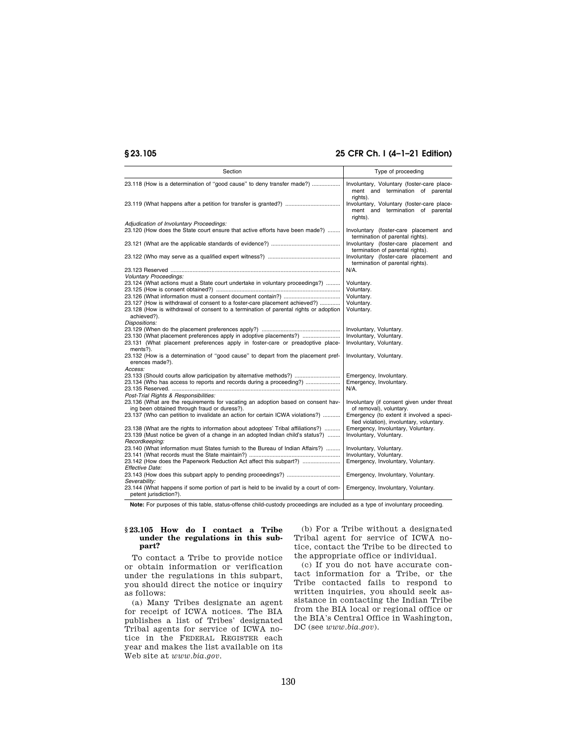| Section | Type of proceeding |
|---|---|
| 23.118 (How is a determination of "good cause" to deny transfer made?) | Involuntary, Voluntary (foster-care placement and termination of parental rights). |
| 23.119 (What happens after a petition for transfer is granted?) | Involuntary, Voluntary (foster-care placement and termination of parental rights). |
| *Adjudication of Involuntary Proceedings:* | |
| 23.120 (How does the State court ensure that active efforts have been made?) | Involuntary (foster-care placement and termination of parental rights). |
| 23.121 (What are the applicable standards of evidence?) | Involuntary (foster-care placement and termination of parental rights). |
| 23.122 (Who may serve as a qualified expert witness?) | Involuntary (foster-care placement and termination of parental rights). |
| 23.123 Reserved | N/A. |
| *Voluntary Proceedings:* | |
| 23.124 (What actions must a State court undertake in voluntary proceedings?) | Voluntary. |
| 23.125 (How is consent obtained?) | Voluntary. |
| 23.126 (What information must a consent document contain?) | Voluntary. |
| 23.127 (How is withdrawal of consent to a foster-care placement achieved?) | Voluntary. |
| 23.128 (How is withdrawal of consent to a termination of parental rights or adoption achieved?). | Voluntary. |
| *Dispositions:* | |
| 23.129 (When do the placement preferences apply?) | Involuntary, Voluntary. |
| 23.130 (What placement preferences apply in adoptive placements?) | Involuntary, Voluntary. |
| 23.131 (What placement preferences apply in foster-care or preadoptive placements?). | Involuntary, Voluntary. |
| 23.132 (How is a determination of "good cause" to depart from the placement preferences made?). | Involuntary, Voluntary. |
| *Access:* | |
| 23.133 (Should courts allow participation by alternative methods?) | Emergency, Involuntary. |
| 23.134 (Who has access to reports and records during a proceeding?) | Emergency, Involuntary. |
| 23.135 Reserved. | N/A. |
| *Post-Trial Rights & Responsibilities:* | |
| 23.136 (What are the requirements for vacating an adoption based on consent having been obtained through fraud or duress?). | Involuntary (if consent given under threat of removal), voluntary. |
| 23.137 (Who can petition to invalidate an action for certain ICWA violations?) | Emergency (to extent it involved a specified violation), involuntary, voluntary. |
| 23.138 (What are the rights to information about adoptees' Tribal affiliations?) | Emergency, Involuntary, Voluntary. |
| 23.139 (Must notice be given of a change in an adopted Indian child's status?) | Involuntary, Voluntary. |
| *Recordkeeping:* | |
| 23.140 (What information must States furnish to the Bureau of Indian Affairs?) | Involuntary, Voluntary. |
| 23.141 (What records must the State maintain?) | Involuntary, Voluntary. |
| 23.142 (How does the Paperwork Reduction Act affect this subpart?) | Emergency, Involuntary, Voluntary. |
| *Effective Date:* | |
| 23.143 (How does this subpart apply to pending proceedings?) | Emergency, Involuntary, Voluntary. |
| *Severability:* | |
| 23.144 (What happens if some portion of part is held to be invalid by a court of competent jurisdiction?). | Emergency, Involuntary, Voluntary. |

**Note:** For purposes of this table, status-offense child-custody proceedings are included as a type of involuntary proceeding.

### § 23.105 How do I contact a Tribe under the regulations in this subpart?

To contact a Tribe to provide notice or obtain information or verification under the regulations in this subpart, you should direct the notice or inquiry as follows:

(a) Many Tribes designate an agent for receipt of ICWA notices. The BIA publishes a list of Tribes' designated Tribal agents for service of ICWA notice in the FEDERAL REGISTER each year and makes the list available on its Web site at *www.bia.gov*.

(b) For a Tribe without a designated Tribal agent for service of ICWA notice, contact the Tribe to be directed to the appropriate office or individual.

(c) If you do not have accurate contact information for a Tribe, or the Tribe contacted fails to respond to written inquiries, you should seek assistance in contacting the Indian Tribe from the BIA local or regional office or the BIA's Central Office in Washington, DC (see *www.bia.gov*).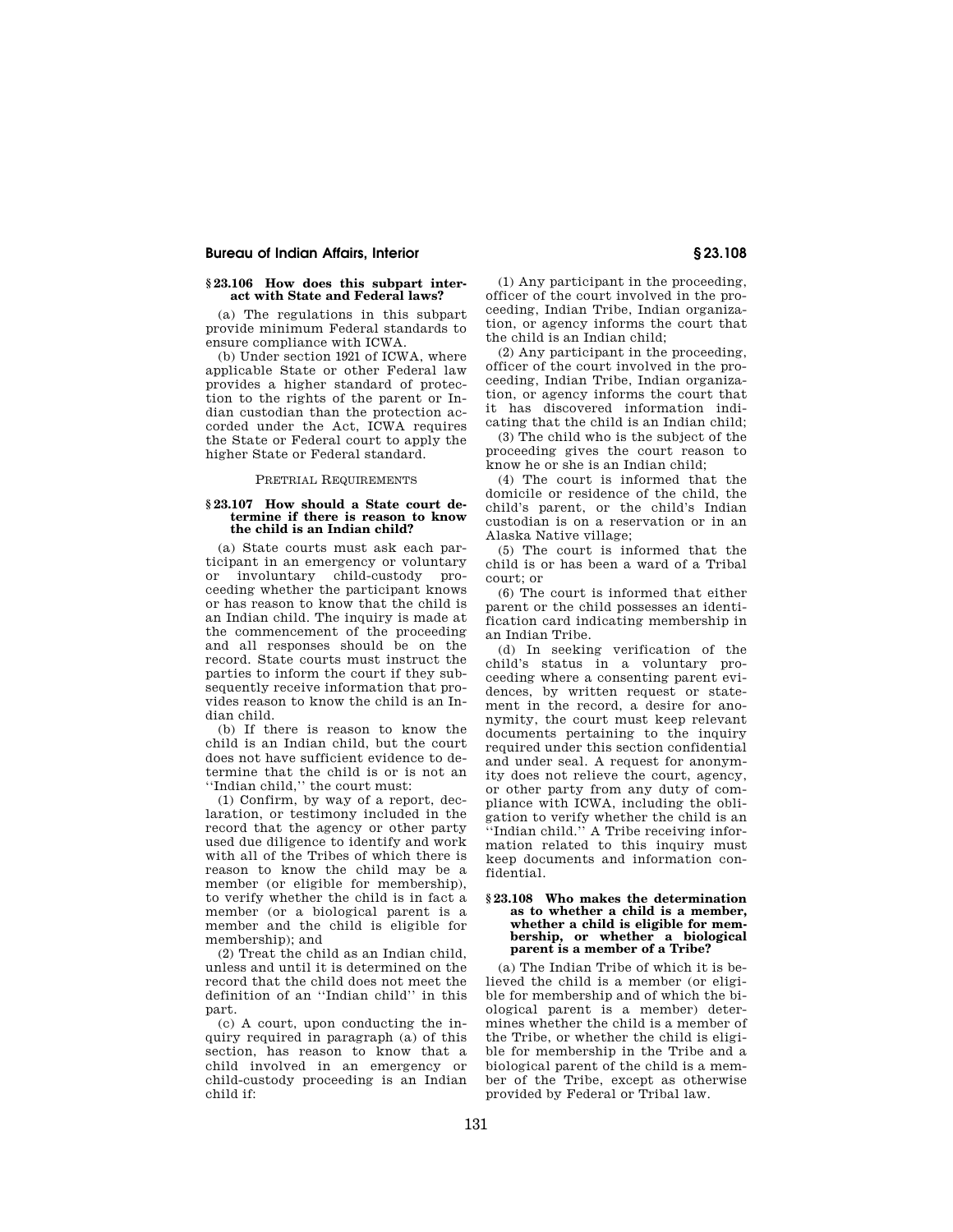### § 23.106 How does this subpart interact with State and Federal laws?

(a) The regulations in this subpart provide minimum Federal standards to ensure compliance with ICWA.

(b) Under section 1921 of ICWA, where applicable State or other Federal law provides a higher standard of protection to the rights of the parent or Indian custodian than the protection accorded under the Act, ICWA requires the State or Federal court to apply the higher State or Federal standard.

PRETRIAL REQUIREMENTS

### § 23.107 How should a State court determine if there is reason to know the child is an Indian child?

(a) State courts must ask each participant in an emergency or voluntary or involuntary child-custody proceeding whether the participant knows or has reason to know that the child is an Indian child. The inquiry is made at the commencement of the proceeding and all responses should be on the record. State courts must instruct the parties to inform the court if they subsequently receive information that provides reason to know the child is an Indian child.

(b) If there is reason to know the child is an Indian child, but the court does not have sufficient evidence to determine that the child is or is not an ''Indian child,'' the court must:

(1) Confirm, by way of a report, declaration, or testimony included in the record that the agency or other party used due diligence to identify and work with all of the Tribes of which there is reason to know the child may be a member (or eligible for membership), to verify whether the child is in fact a member (or a biological parent is a member and the child is eligible for membership); and

(2) Treat the child as an Indian child, unless and until it is determined on the record that the child does not meet the definition of an ''Indian child'' in this part.

(c) A court, upon conducting the inquiry required in paragraph (a) of this section, has reason to know that a child involved in an emergency or child-custody proceeding is an Indian child if:

(1) Any participant in the proceeding, officer of the court involved in the proceeding, Indian Tribe, Indian organization, or agency informs the court that the child is an Indian child;

(2) Any participant in the proceeding, officer of the court involved in the proceeding, Indian Tribe, Indian organization, or agency informs the court that it has discovered information indicating that the child is an Indian child;

(3) The child who is the subject of the proceeding gives the court reason to know he or she is an Indian child;

(4) The court is informed that the domicile or residence of the child, the child's parent, or the child's Indian custodian is on a reservation or in an Alaska Native village;

(5) The court is informed that the child is or has been a ward of a Tribal court; or

(6) The court is informed that either parent or the child possesses an identification card indicating membership in an Indian Tribe.

(d) In seeking verification of the child's status in a voluntary proceeding where a consenting parent evidences, by written request or statement in the record, a desire for anonymity, the court must keep relevant documents pertaining to the inquiry required under this section confidential and under seal. A request for anonymity does not relieve the court, agency, or other party from any duty of compliance with ICWA, including the obligation to verify whether the child is an ''Indian child.'' A Tribe receiving information related to this inquiry must keep documents and information confidential.

### § 23.108 Who makes the determination as to whether a child is a member, whether a child is eligible for membership, or whether a biological parent is a member of a Tribe?

(a) The Indian Tribe of which it is believed the child is a member (or eligible for membership and of which the biological parent is a member) determines whether the child is a member of the Tribe, or whether the child is eligible for membership in the Tribe and a biological parent of the child is a member of the Tribe, except as otherwise provided by Federal or Tribal law.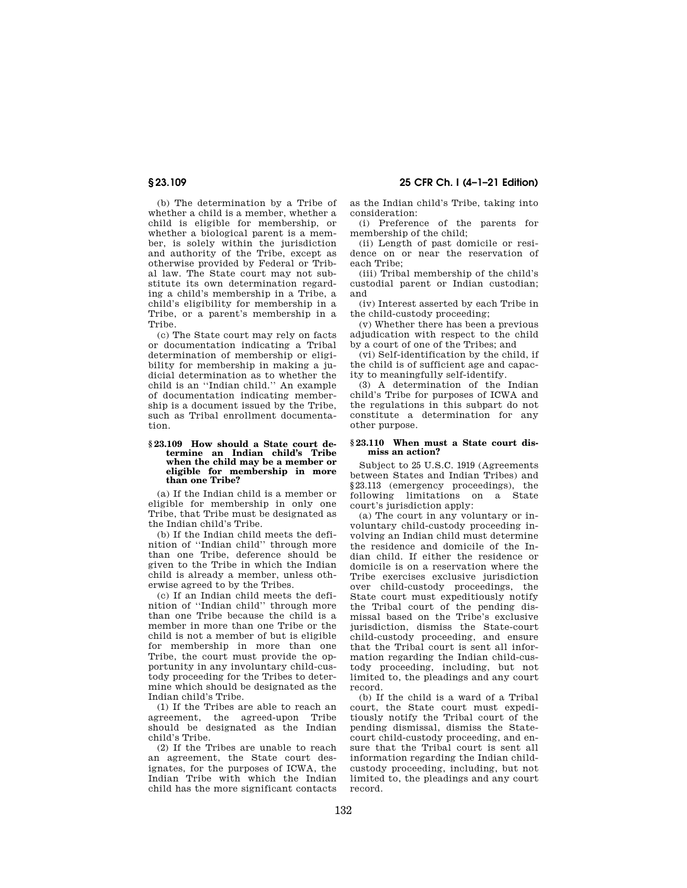(b) The determination by a Tribe of whether a child is a member, whether a child is eligible for membership, or whether a biological parent is a member, is solely within the jurisdiction and authority of the Tribe, except as otherwise provided by Federal or Tribal law. The State court may not substitute its own determination regarding a child's membership in a Tribe, a child's eligibility for membership in a Tribe, or a parent's membership in a Tribe.

(c) The State court may rely on facts or documentation indicating a Tribal determination of membership or eligibility for membership in making a judicial determination as to whether the child is an ''Indian child.'' An example of documentation indicating membership is a document issued by the Tribe, such as Tribal enrollment documentation.

### § 23.109 How should a State court determine an Indian child's Tribe when the child may be a member or eligible for membership in more than one Tribe?

(a) If the Indian child is a member or eligible for membership in only one Tribe, that Tribe must be designated as the Indian child's Tribe.

(b) If the Indian child meets the definition of ''Indian child'' through more than one Tribe, deference should be given to the Tribe in which the Indian child is already a member, unless otherwise agreed to by the Tribes.

(c) If an Indian child meets the definition of ''Indian child'' through more than one Tribe because the child is a member in more than one Tribe or the child is not a member of but is eligible for membership in more than one Tribe, the court must provide the opportunity in any involuntary child-custody proceeding for the Tribes to determine which should be designated as the Indian child's Tribe.

(1) If the Tribes are able to reach an agreement, the agreed-upon Tribe should be designated as the Indian child's Tribe.

(2) If the Tribes are unable to reach an agreement, the State court designates, for the purposes of ICWA, the Indian Tribe with which the Indian child has the more significant contacts as the Indian child's Tribe, taking into consideration:

(i) Preference of the parents for membership of the child;

(ii) Length of past domicile or residence on or near the reservation of each Tribe;

(iii) Tribal membership of the child's custodial parent or Indian custodian; and

(iv) Interest asserted by each Tribe in the child-custody proceeding;

(v) Whether there has been a previous adjudication with respect to the child by a court of one of the Tribes; and

(vi) Self-identification by the child, if the child is of sufficient age and capacity to meaningfully self-identify.

(3) A determination of the Indian child's Tribe for purposes of ICWA and the regulations in this subpart do not constitute a determination for any other purpose.

### § 23.110 When must a State court dismiss an action?

Subject to 25 U.S.C. 1919 (Agreements between States and Indian Tribes) and §23.113 (emergency proceedings), the following limitations on a State court's jurisdiction apply:

(a) The court in any voluntary or involuntary child-custody proceeding involving an Indian child must determine the residence and domicile of the Indian child. If either the residence or domicile is on a reservation where the Tribe exercises exclusive jurisdiction over child-custody proceedings, the State court must expeditiously notify the Tribal court of the pending dismissal based on the Tribe's exclusive jurisdiction, dismiss the State-court child-custody proceeding, and ensure that the Tribal court is sent all information regarding the Indian child-custody proceeding, including, but not limited to, the pleadings and any court record.

(b) If the child is a ward of a Tribal court, the State court must expeditiously notify the Tribal court of the pending dismissal, dismiss the State-court child-custody proceeding, and ensure that the Tribal court is sent all information regarding the Indian child-custody proceeding, including, but not limited to, the pleadings and any court record.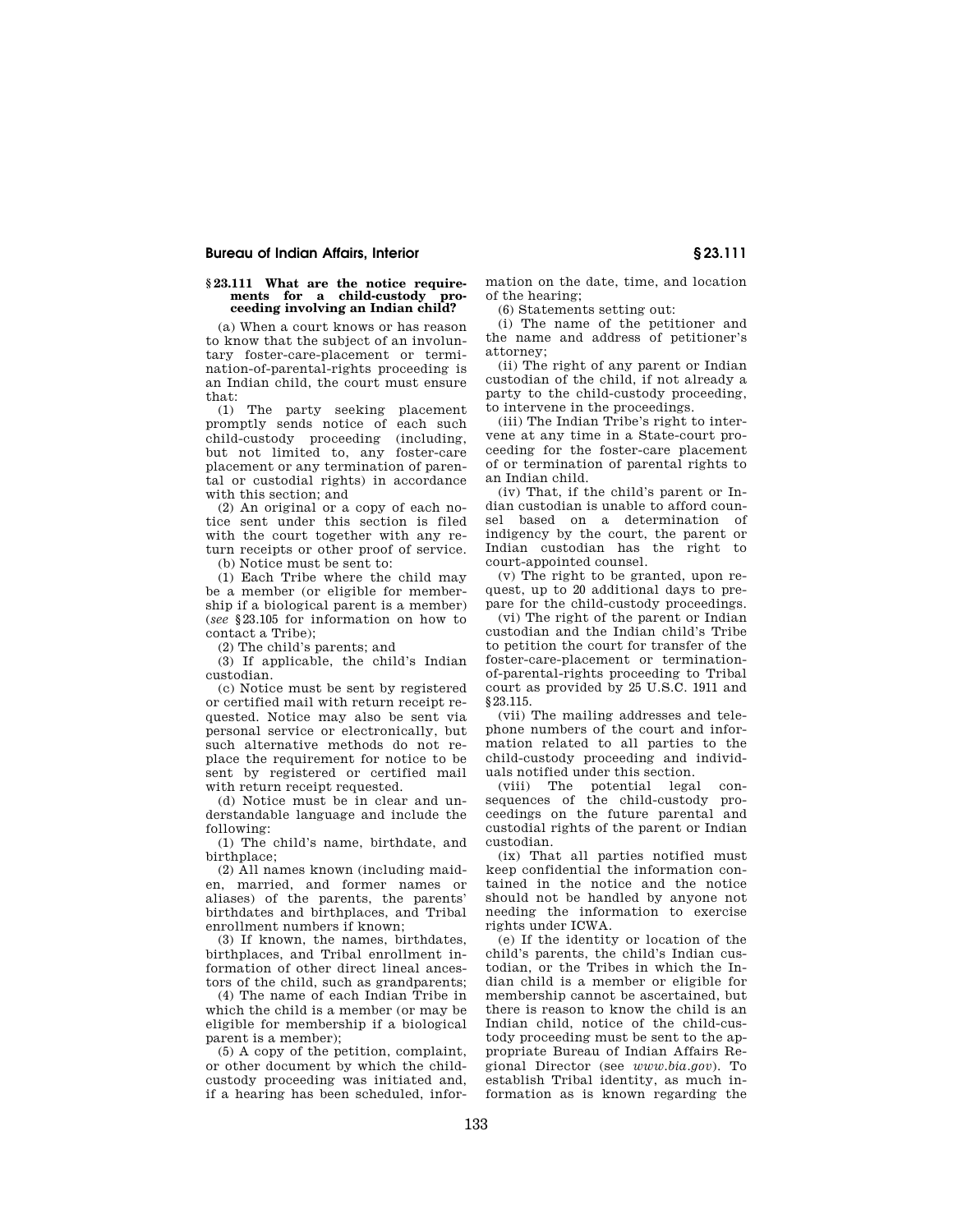### § 23.111 What are the notice requirements for a child-custody proceeding involving an Indian child?

(a) When a court knows or has reason to know that the subject of an involuntary foster-care-placement or termination-of-parental-rights proceeding is an Indian child, the court must ensure that:

(1) The party seeking placement promptly sends notice of each such child-custody proceeding (including, but not limited to, any foster-care placement or any termination of parental or custodial rights) in accordance with this section; and

(2) An original or a copy of each notice sent under this section is filed with the court together with any return receipts or other proof of service.

(b) Notice must be sent to:

(1) Each Tribe where the child may be a member (or eligible for membership if a biological parent is a member) (*see* §23.105 for information on how to contact a Tribe);

(2) The child's parents; and

(3) If applicable, the child's Indian custodian.

(c) Notice must be sent by registered or certified mail with return receipt requested. Notice may also be sent via personal service or electronically, but such alternative methods do not replace the requirement for notice to be sent by registered or certified mail with return receipt requested.

(d) Notice must be in clear and understandable language and include the following:

(1) The child's name, birthdate, and birthplace;

(2) All names known (including maiden, married, and former names or aliases) of the parents, the parents' birthdates and birthplaces, and Tribal enrollment numbers if known;

(3) If known, the names, birthdates, birthplaces, and Tribal enrollment information of other direct lineal ancestors of the child, such as grandparents;

(4) The name of each Indian Tribe in which the child is a member (or may be eligible for membership if a biological parent is a member);

(5) A copy of the petition, complaint, or other document by which the child-custody proceeding was initiated and, if a hearing has been scheduled, information on the date, time, and location of the hearing;

(6) Statements setting out:

(i) The name of the petitioner and the name and address of petitioner's attorney;

(ii) The right of any parent or Indian custodian of the child, if not already a party to the child-custody proceeding, to intervene in the proceedings.

(iii) The Indian Tribe's right to intervene at any time in a State-court proceeding for the foster-care placement of or termination of parental rights to an Indian child.

(iv) That, if the child's parent or Indian custodian is unable to afford counsel based on a determination of indigency by the court, the parent or Indian custodian has the right to court-appointed counsel.

(v) The right to be granted, upon request, up to 20 additional days to prepare for the child-custody proceedings.

(vi) The right of the parent or Indian custodian and the Indian child's Tribe to petition the court for transfer of the foster-care-placement or termination-of-parental-rights proceeding to Tribal court as provided by 25 U.S.C. 1911 and §23.115.

(vii) The mailing addresses and telephone numbers of the court and information related to all parties to the child-custody proceeding and individuals notified under this section.

(viii) The potential legal consequences of the child-custody proceedings on the future parental and custodial rights of the parent or Indian custodian.

(ix) That all parties notified must keep confidential the information contained in the notice and the notice should not be handled by anyone not needing the information to exercise rights under ICWA.

(e) If the identity or location of the child's parents, the child's Indian custodian, or the Tribes in which the Indian child is a member or eligible for membership cannot be ascertained, but there is reason to know the child is an Indian child, notice of the child-custody proceeding must be sent to the appropriate Bureau of Indian Affairs Regional Director (see *www.bia.gov*). To establish Tribal identity, as much information as is known regarding the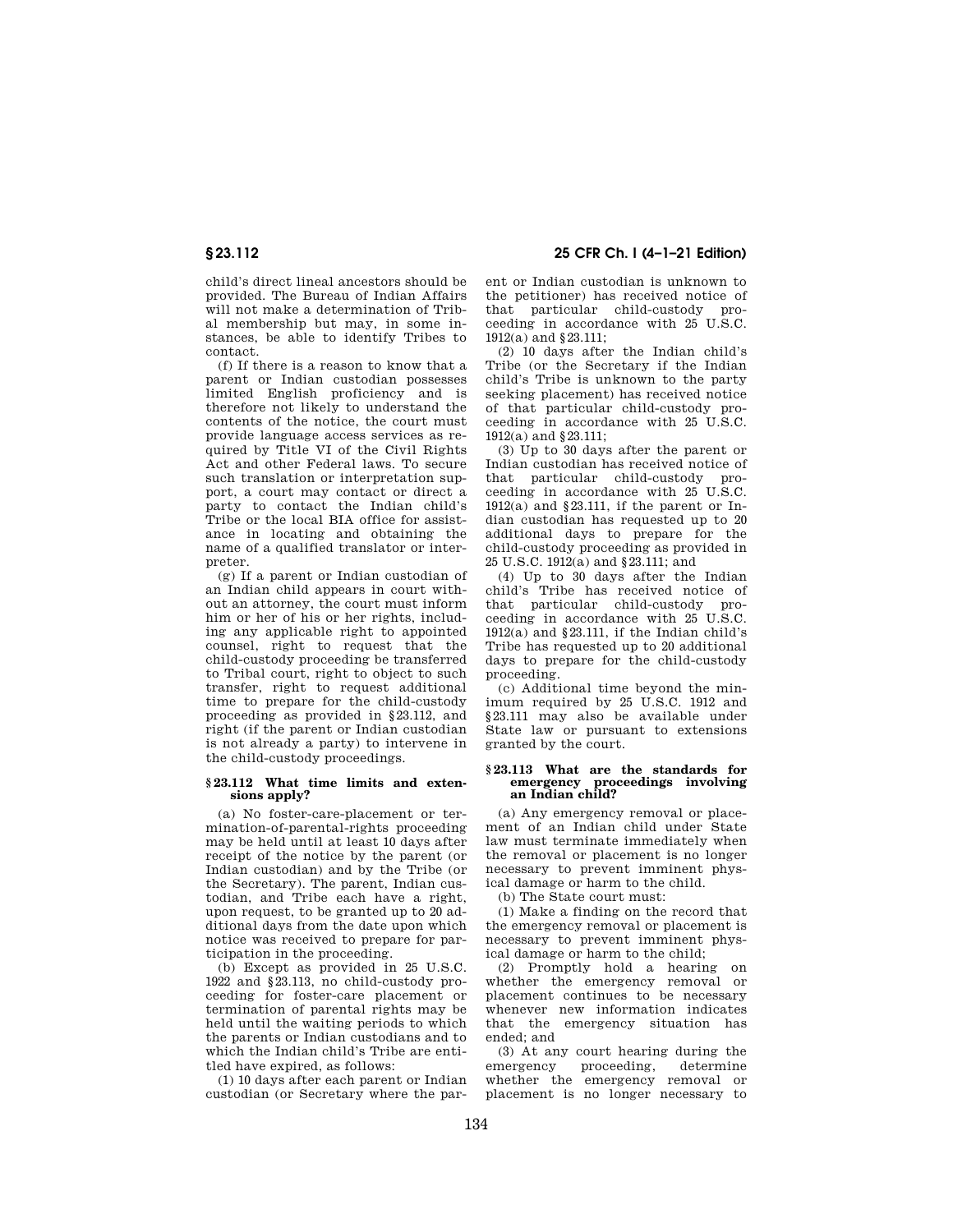child's direct lineal ancestors should be provided. The Bureau of Indian Affairs will not make a determination of Tribal membership but may, in some instances, be able to identify Tribes to contact.

(f) If there is a reason to know that a parent or Indian custodian possesses limited English proficiency and is therefore not likely to understand the contents of the notice, the court must provide language access services as required by Title VI of the Civil Rights Act and other Federal laws. To secure such translation or interpretation support, a court may contact or direct a party to contact the Indian child's Tribe or the local BIA office for assistance in locating and obtaining the name of a qualified translator or interpreter.

(g) If a parent or Indian custodian of an Indian child appears in court without an attorney, the court must inform him or her of his or her rights, including any applicable right to appointed counsel, right to request that the child-custody proceeding be transferred to Tribal court, right to object to such transfer, right to request additional time to prepare for the child-custody proceeding as provided in §23.112, and right (if the parent or Indian custodian is not already a party) to intervene in the child-custody proceedings.

### §23.112 What time limits and extensions apply?

(a) No foster-care-placement or termination-of-parental-rights proceeding may be held until at least 10 days after receipt of the notice by the parent (or Indian custodian) and by the Tribe (or the Secretary). The parent, Indian custodian, and Tribe each have a right, upon request, to be granted up to 20 additional days from the date upon which notice was received to prepare for participation in the proceeding.

(b) Except as provided in 25 U.S.C. 1922 and §23.113, no child-custody proceeding for foster-care placement or termination of parental rights may be held until the waiting periods to which the parents or Indian custodians and to which the Indian child's Tribe are entitled have expired, as follows:

(1) 10 days after each parent or Indian custodian (or Secretary where the parent or Indian custodian is unknown to the petitioner) has received notice of that particular child-custody proceeding in accordance with 25 U.S.C. 1912(a) and §23.111;

(2) 10 days after the Indian child's Tribe (or the Secretary if the Indian child's Tribe is unknown to the party seeking placement) has received notice of that particular child-custody proceeding in accordance with 25 U.S.C. 1912(a) and §23.111;

(3) Up to 30 days after the parent or Indian custodian has received notice of that particular child-custody proceeding in accordance with 25 U.S.C. 1912(a) and §23.111, if the parent or Indian custodian has requested up to 20 additional days to prepare for the child-custody proceeding as provided in 25 U.S.C. 1912(a) and §23.111; and

(4) Up to 30 days after the Indian child's Tribe has received notice of that particular child-custody proceeding in accordance with 25 U.S.C. 1912(a) and §23.111, if the Indian child's Tribe has requested up to 20 additional days to prepare for the child-custody proceeding.

(c) Additional time beyond the minimum required by 25 U.S.C. 1912 and §23.111 may also be available under State law or pursuant to extensions granted by the court.

### §23.113 What are the standards for emergency proceedings involving an Indian child?

(a) Any emergency removal or placement of an Indian child under State law must terminate immediately when the removal or placement is no longer necessary to prevent imminent physical damage or harm to the child.

(b) The State court must:

(1) Make a finding on the record that the emergency removal or placement is necessary to prevent imminent physical damage or harm to the child;

(2) Promptly hold a hearing on whether the emergency removal or placement continues to be necessary whenever new information indicates that the emergency situation has ended; and

(3) At any court hearing during the emergency proceeding, determine whether the emergency removal or placement is no longer necessary to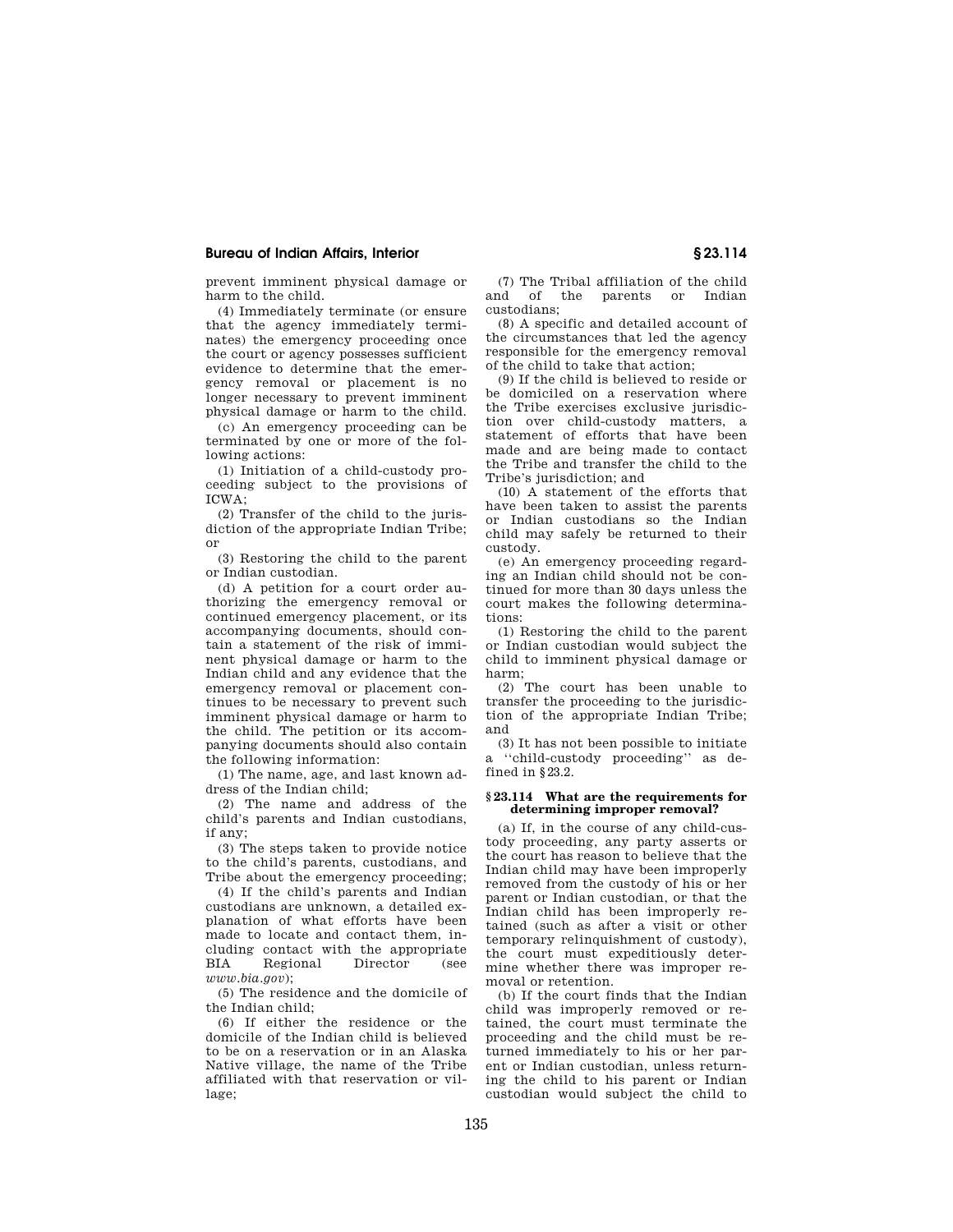prevent imminent physical damage or harm to the child.

(4) Immediately terminate (or ensure that the agency immediately terminates) the emergency proceeding once the court or agency possesses sufficient evidence to determine that the emergency removal or placement is no longer necessary to prevent imminent physical damage or harm to the child.

(c) An emergency proceeding can be terminated by one or more of the following actions:

(1) Initiation of a child-custody proceeding subject to the provisions of ICWA;

(2) Transfer of the child to the jurisdiction of the appropriate Indian Tribe; or

(3) Restoring the child to the parent or Indian custodian.

(d) A petition for a court order authorizing the emergency removal or continued emergency placement, or its accompanying documents, should contain a statement of the risk of imminent physical damage or harm to the Indian child and any evidence that the emergency removal or placement continues to be necessary to prevent such imminent physical damage or harm to the child. The petition or its accompanying documents should also contain the following information:

(1) The name, age, and last known address of the Indian child;

(2) The name and address of the child's parents and Indian custodians, if any;

(3) The steps taken to provide notice to the child's parents, custodians, and Tribe about the emergency proceeding;

(4) If the child's parents and Indian custodians are unknown, a detailed explanation of what efforts have been made to locate and contact them, including contact with the appropriate BIA Regional Director (see *www.bia.gov*);

(5) The residence and the domicile of the Indian child;

(6) If either the residence or the domicile of the Indian child is believed to be on a reservation or in an Alaska Native village, the name of the Tribe affiliated with that reservation or village;

(7) The Tribal affiliation of the child and of the parents or Indian custodians;

(8) A specific and detailed account of the circumstances that led the agency responsible for the emergency removal of the child to take that action;

(9) If the child is believed to reside or be domiciled on a reservation where the Tribe exercises exclusive jurisdiction over child-custody matters, a statement of efforts that have been made and are being made to contact the Tribe and transfer the child to the Tribe's jurisdiction; and

(10) A statement of the efforts that have been taken to assist the parents or Indian custodians so the Indian child may safely be returned to their custody.

(e) An emergency proceeding regarding an Indian child should not be continued for more than 30 days unless the court makes the following determinations:

(1) Restoring the child to the parent or Indian custodian would subject the child to imminent physical damage or harm;

(2) The court has been unable to transfer the proceeding to the jurisdiction of the appropriate Indian Tribe; and

(3) It has not been possible to initiate a ''child-custody proceeding'' as defined in §23.2.

### §23.114 What are the requirements for determining improper removal?

(a) If, in the course of any child-custody proceeding, any party asserts or the court has reason to believe that the Indian child may have been improperly removed from the custody of his or her parent or Indian custodian, or that the Indian child has been improperly retained (such as after a visit or other temporary relinquishment of custody), the court must expeditiously determine whether there was improper removal or retention.

(b) If the court finds that the Indian child was improperly removed or retained, the court must terminate the proceeding and the child must be returned immediately to his or her parent or Indian custodian, unless returning the child to his parent or Indian custodian would subject the child to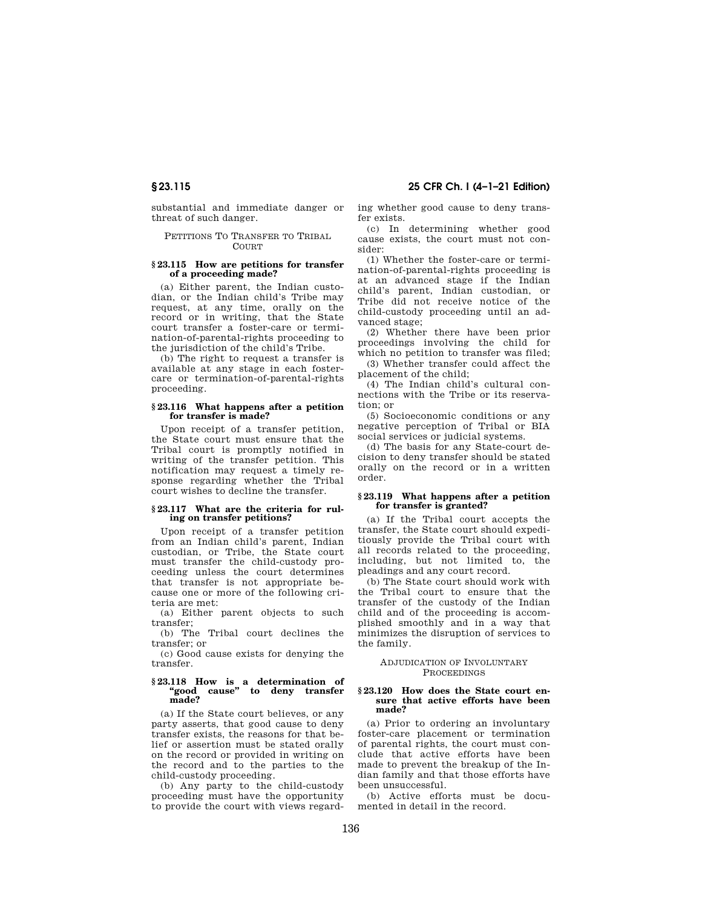substantial and immediate danger or threat of such danger.

PETITIONS TO TRANSFER TO TRIBAL COURT

### § 23.115 How are petitions for transfer of a proceeding made?

(a) Either parent, the Indian custodian, or the Indian child's Tribe may request, at any time, orally on the record or in writing, that the State court transfer a foster-care or termination-of-parental-rights proceeding to the jurisdiction of the child's Tribe.

(b) The right to request a transfer is available at any stage in each foster-care or termination-of-parental-rights proceeding.

### § 23.116 What happens after a petition for transfer is made?

Upon receipt of a transfer petition, the State court must ensure that the Tribal court is promptly notified in writing of the transfer petition. This notification may request a timely response regarding whether the Tribal court wishes to decline the transfer.

### § 23.117 What are the criteria for ruling on transfer petitions?

Upon receipt of a transfer petition from an Indian child's parent, Indian custodian, or Tribe, the State court must transfer the child-custody proceeding unless the court determines that transfer is not appropriate because one or more of the following criteria are met:

(a) Either parent objects to such transfer;

(b) The Tribal court declines the transfer; or

(c) Good cause exists for denying the transfer.

### § 23.118 How is a determination of "good cause" to deny transfer made?

(a) If the State court believes, or any party asserts, that good cause to deny transfer exists, the reasons for that belief or assertion must be stated orally on the record or provided in writing on the record and to the parties to the child-custody proceeding.

(b) Any party to the child-custody proceeding must have the opportunity to provide the court with views regarding whether good cause to deny transfer exists.

(c) In determining whether good cause exists, the court must not consider:

(1) Whether the foster-care or termination-of-parental-rights proceeding is at an advanced stage if the Indian child's parent, Indian custodian, or Tribe did not receive notice of the child-custody proceeding until an advanced stage;

(2) Whether there have been prior proceedings involving the child for which no petition to transfer was filed;

(3) Whether transfer could affect the placement of the child;

(4) The Indian child's cultural connections with the Tribe or its reservation; or

(5) Socioeconomic conditions or any negative perception of Tribal or BIA social services or judicial systems.

(d) The basis for any State-court decision to deny transfer should be stated orally on the record or in a written order.

### § 23.119 What happens after a petition for transfer is granted?

(a) If the Tribal court accepts the transfer, the State court should expeditiously provide the Tribal court with all records related to the proceeding, including, but not limited to, the pleadings and any court record.

(b) The State court should work with the Tribal court to ensure that the transfer of the custody of the Indian child and of the proceeding is accomplished smoothly and in a way that minimizes the disruption of services to the family.

ADJUDICATION OF INVOLUNTARY PROCEEDINGS

### § 23.120 How does the State court ensure that active efforts have been made?

(a) Prior to ordering an involuntary foster-care placement or termination of parental rights, the court must conclude that active efforts have been made to prevent the breakup of the Indian family and that those efforts have been unsuccessful.

(b) Active efforts must be documented in detail in the record.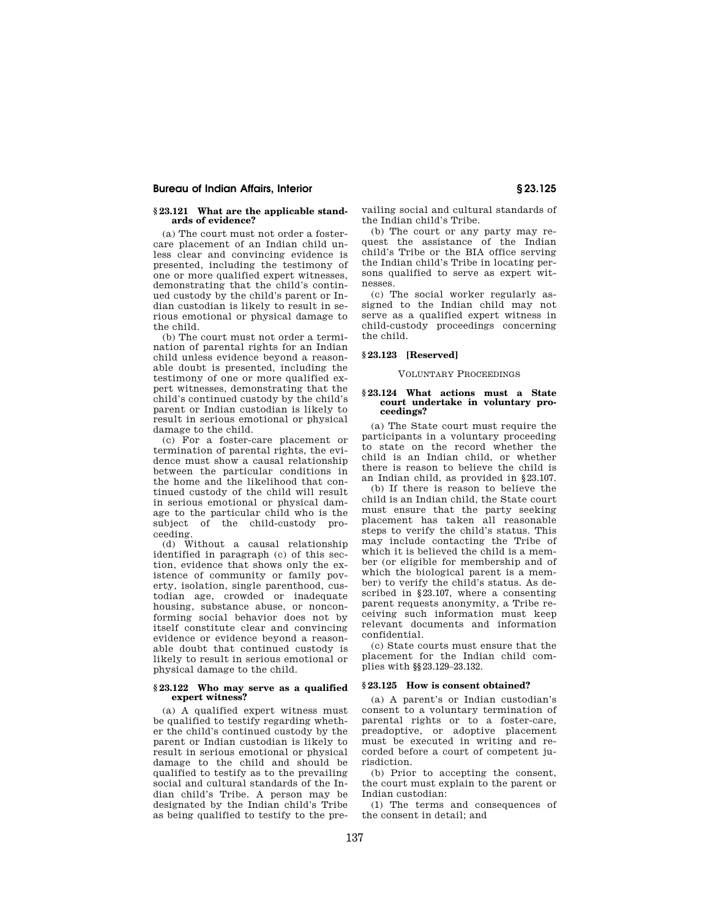### § 23.121 What are the applicable standards of evidence?

(a) The court must not order a foster-care placement of an Indian child unless clear and convincing evidence is presented, including the testimony of one or more qualified expert witnesses, demonstrating that the child's continued custody by the child's parent or Indian custodian is likely to result in serious emotional or physical damage to the child.

(b) The court must not order a termination of parental rights for an Indian child unless evidence beyond a reasonable doubt is presented, including the testimony of one or more qualified expert witnesses, demonstrating that the child's continued custody by the child's parent or Indian custodian is likely to result in serious emotional or physical damage to the child.

(c) For a foster-care placement or termination of parental rights, the evidence must show a causal relationship between the particular conditions in the home and the likelihood that continued custody of the child will result in serious emotional or physical damage to the particular child who is the subject of the child-custody proceeding.

(d) Without a causal relationship identified in paragraph (c) of this section, evidence that shows only the existence of community or family poverty, isolation, single parenthood, custodian age, crowded or inadequate housing, substance abuse, or nonconforming social behavior does not by itself constitute clear and convincing evidence or evidence beyond a reasonable doubt that continued custody is likely to result in serious emotional or physical damage to the child.

### § 23.122 Who may serve as a qualified expert witness?

(a) A qualified expert witness must be qualified to testify regarding whether the child's continued custody by the parent or Indian custodian is likely to result in serious emotional or physical damage to the child and should be qualified to testify as to the prevailing social and cultural standards of the Indian child's Tribe. A person may be designated by the Indian child's Tribe as being qualified to testify to the prevailing social and cultural standards of the Indian child's Tribe.

(b) The court or any party may request the assistance of the Indian child's Tribe or the BIA office serving the Indian child's Tribe in locating persons qualified to serve as expert witnesses.

(c) The social worker regularly assigned to the Indian child may not serve as a qualified expert witness in child-custody proceedings concerning the child.

### § 23.123 [Reserved]

VOLUNTARY PROCEEDINGS

### § 23.124 What actions must a State court undertake in voluntary proceedings?

(a) The State court must require the participants in a voluntary proceeding to state on the record whether the child is an Indian child, or whether there is reason to believe the child is an Indian child, as provided in § 23.107.

(b) If there is reason to believe the child is an Indian child, the State court must ensure that the party seeking placement has taken all reasonable steps to verify the child's status. This may include contacting the Tribe of which it is believed the child is a member (or eligible for membership and of which the biological parent is a member) to verify the child's status. As described in § 23.107, where a consenting parent requests anonymity, a Tribe receiving such information must keep relevant documents and information confidential.

(c) State courts must ensure that the placement for the Indian child complies with §§ 23.129–23.132.

### § 23.125 How is consent obtained?

(a) A parent's or Indian custodian's consent to a voluntary termination of parental rights or to a foster-care, preadoptive, or adoptive placement must be executed in writing and recorded before a court of competent jurisdiction.

(b) Prior to accepting the consent, the court must explain to the parent or Indian custodian:

(1) The terms and consequences of the consent in detail; and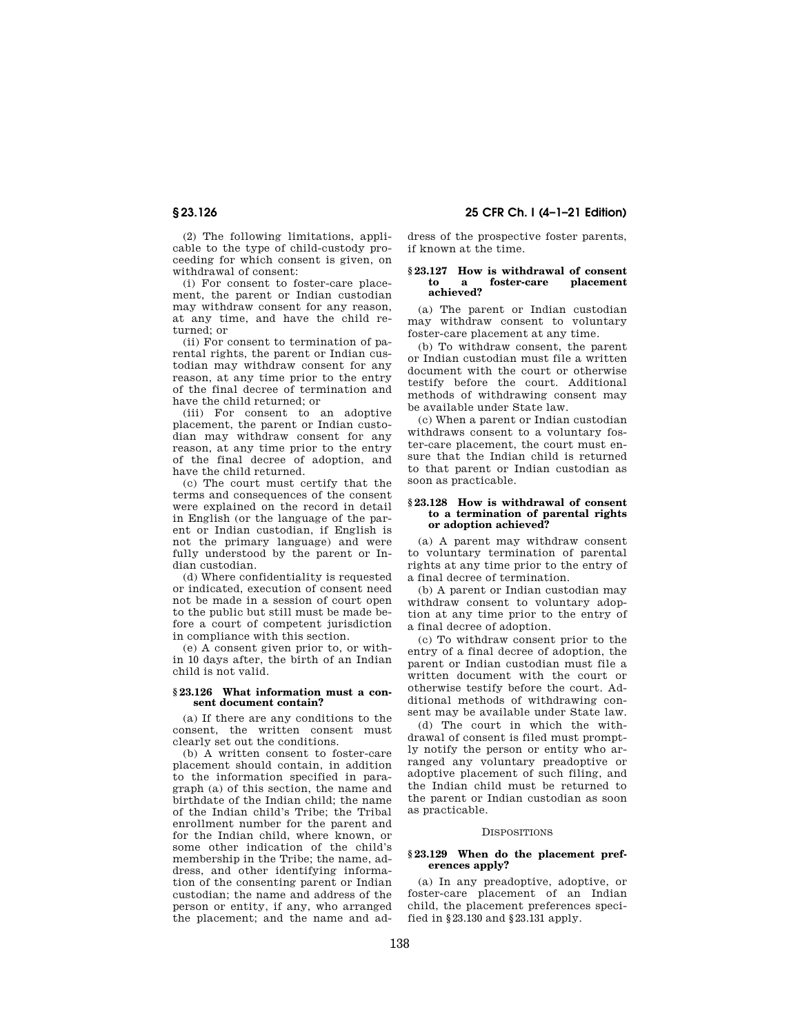(2) The following limitations, applicable to the type of child-custody proceeding for which consent is given, on withdrawal of consent:

(i) For consent to foster-care placement, the parent or Indian custodian may withdraw consent for any reason, at any time, and have the child returned; or

(ii) For consent to termination of parental rights, the parent or Indian custodian may withdraw consent for any reason, at any time prior to the entry of the final decree of termination and have the child returned; or

(iii) For consent to an adoptive placement, the parent or Indian custodian may withdraw consent for any reason, at any time prior to the entry of the final decree of adoption, and have the child returned.

(c) The court must certify that the terms and consequences of the consent were explained on the record in detail in English (or the language of the parent or Indian custodian, if English is not the primary language) and were fully understood by the parent or Indian custodian.

(d) Where confidentiality is requested or indicated, execution of consent need not be made in a session of court open to the public but still must be made before a court of competent jurisdiction in compliance with this section.

(e) A consent given prior to, or within 10 days after, the birth of an Indian child is not valid.

### § 23.126 What information must a consent document contain?

(a) If there are any conditions to the consent, the written consent must clearly set out the conditions.

(b) A written consent to foster-care placement should contain, in addition to the information specified in paragraph (a) of this section, the name and birthdate of the Indian child; the name of the Indian child's Tribe; the Tribal enrollment number for the parent and for the Indian child, where known, or some other indication of the child's membership in the Tribe; the name, address, and other identifying information of the consenting parent or Indian custodian; the name and address of the person or entity, if any, who arranged the placement; and the name and address of the prospective foster parents, if known at the time.

### § 23.127 How is withdrawal of consent to a foster-care placement achieved?

(a) The parent or Indian custodian may withdraw consent to voluntary foster-care placement at any time.

(b) To withdraw consent, the parent or Indian custodian must file a written document with the court or otherwise testify before the court. Additional methods of withdrawing consent may be available under State law.

(c) When a parent or Indian custodian withdraws consent to a voluntary foster-care placement, the court must ensure that the Indian child is returned to that parent or Indian custodian as soon as practicable.

### § 23.128 How is withdrawal of consent to a termination of parental rights or adoption achieved?

(a) A parent may withdraw consent to voluntary termination of parental rights at any time prior to the entry of a final decree of termination.

(b) A parent or Indian custodian may withdraw consent to voluntary adoption at any time prior to the entry of a final decree of adoption.

(c) To withdraw consent prior to the entry of a final decree of adoption, the parent or Indian custodian must file a written document with the court or otherwise testify before the court. Additional methods of withdrawing consent may be available under State law.

(d) The court in which the withdrawal of consent is filed must promptly notify the person or entity who arranged any voluntary preadoptive or adoptive placement of such filing, and the Indian child must be returned to the parent or Indian custodian as soon as practicable.

## DISPOSITIONS

### § 23.129 When do the placement preferences apply?

(a) In any preadoptive, adoptive, or foster-care placement of an Indian child, the placement preferences specified in § 23.130 and § 23.131 apply.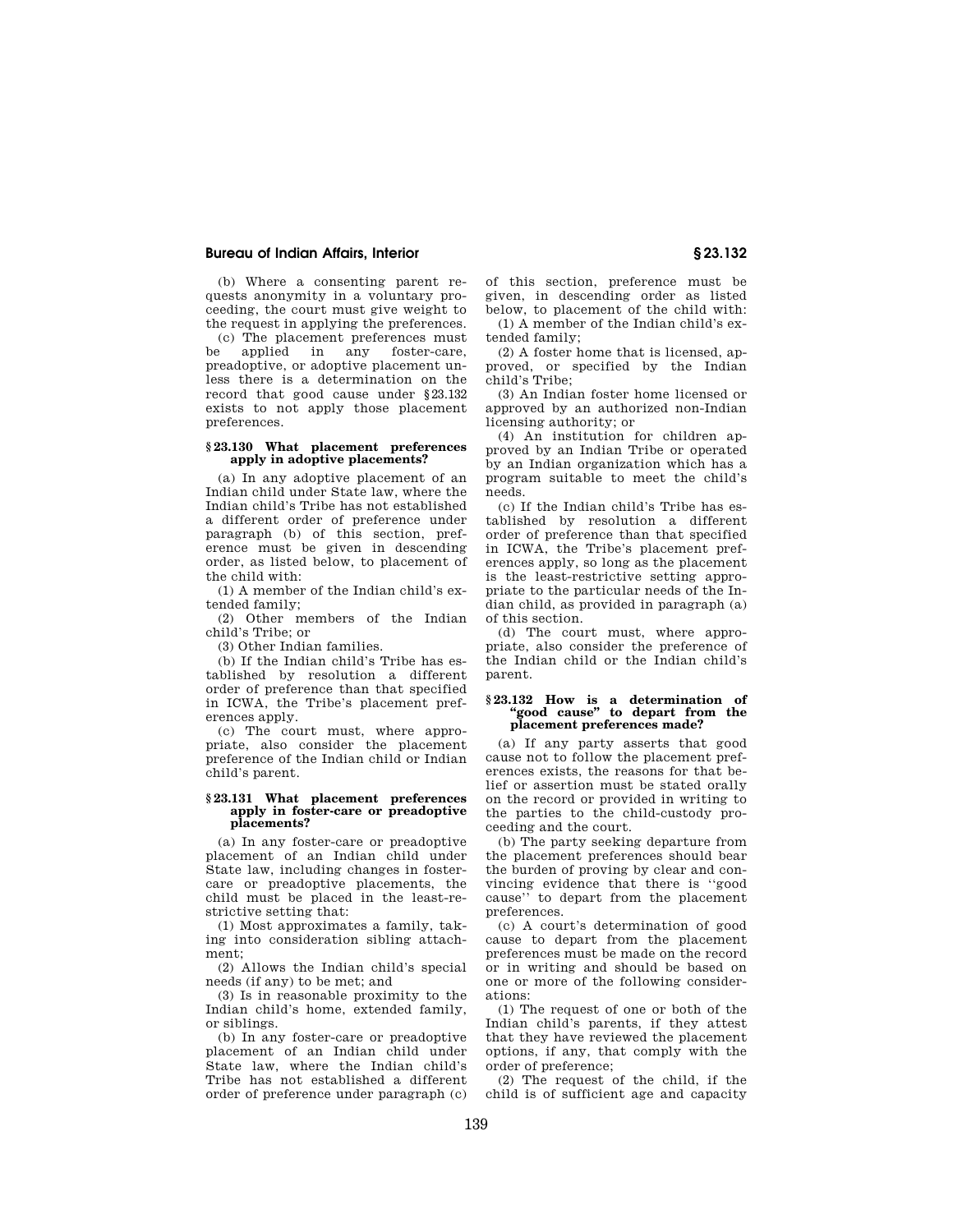(b) Where a consenting parent requests anonymity in a voluntary proceeding, the court must give weight to the request in applying the preferences.

(c) The placement preferences must be applied in any foster-care, preadoptive, or adoptive placement unless there is a determination on the record that good cause under §23.132 exists to not apply those placement preferences.

### §23.130 What placement preferences apply in adoptive placements?

(a) In any adoptive placement of an Indian child under State law, where the Indian child's Tribe has not established a different order of preference under paragraph (b) of this section, preference must be given in descending order, as listed below, to placement of the child with:

(1) A member of the Indian child's extended family;

(2) Other members of the Indian child's Tribe; or

(3) Other Indian families.

(b) If the Indian child's Tribe has established by resolution a different order of preference than that specified in ICWA, the Tribe's placement preferences apply.

(c) The court must, where appropriate, also consider the placement preference of the Indian child or Indian child's parent.

### §23.131 What placement preferences apply in foster-care or preadoptive placements?

(a) In any foster-care or preadoptive placement of an Indian child under State law, including changes in foster-care or preadoptive placements, the child must be placed in the least-restrictive setting that:

(1) Most approximates a family, taking into consideration sibling attachment;

(2) Allows the Indian child's special needs (if any) to be met; and

(3) Is in reasonable proximity to the Indian child's home, extended family, or siblings.

(b) In any foster-care or preadoptive placement of an Indian child under State law, where the Indian child's Tribe has not established a different order of preference under paragraph (c) of this section, preference must be given, in descending order as listed below, to placement of the child with:

(1) A member of the Indian child's extended family;

(2) A foster home that is licensed, approved, or specified by the Indian child's Tribe;

(3) An Indian foster home licensed or approved by an authorized non-Indian licensing authority; or

(4) An institution for children approved by an Indian Tribe or operated by an Indian organization which has a program suitable to meet the child's needs.

(c) If the Indian child's Tribe has established by resolution a different order of preference than that specified in ICWA, the Tribe's placement preferences apply, so long as the placement is the least-restrictive setting appropriate to the particular needs of the Indian child, as provided in paragraph (a) of this section.

(d) The court must, where appropriate, also consider the preference of the Indian child or the Indian child's parent.

### §23.132 How is a determination of "good cause" to depart from the placement preferences made?

(a) If any party asserts that good cause not to follow the placement preferences exists, the reasons for that belief or assertion must be stated orally on the record or provided in writing to the parties to the child-custody proceeding and the court.

(b) The party seeking departure from the placement preferences should bear the burden of proving by clear and convincing evidence that there is "good cause" to depart from the placement preferences.

(c) A court's determination of good cause to depart from the placement preferences must be made on the record or in writing and should be based on one or more of the following considerations:

(1) The request of one or both of the Indian child's parents, if they attest that they have reviewed the placement options, if any, that comply with the order of preference;

(2) The request of the child, if the child is of sufficient age and capacity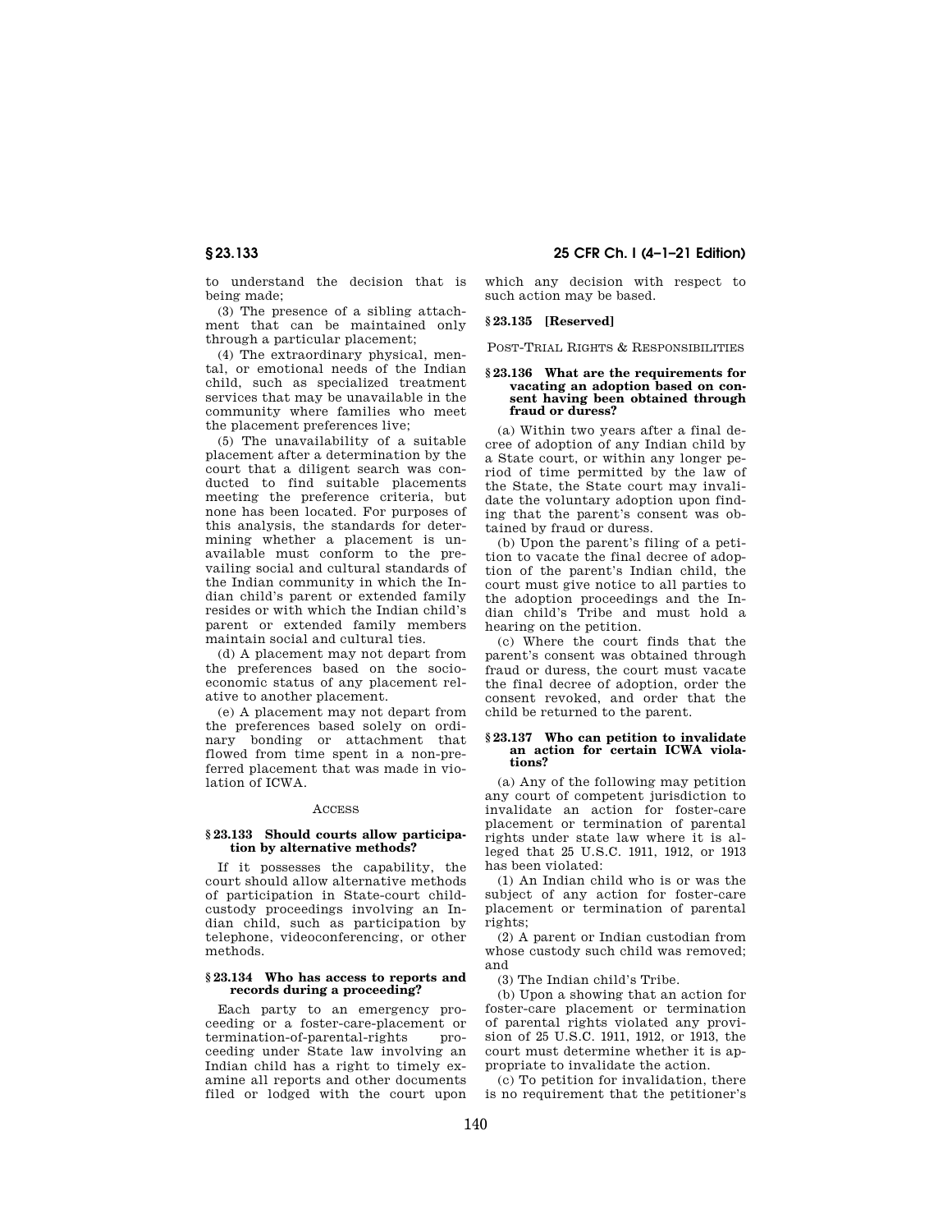to understand the decision that is being made;

(3) The presence of a sibling attachment that can be maintained only through a particular placement;

(4) The extraordinary physical, mental, or emotional needs of the Indian child, such as specialized treatment services that may be unavailable in the community where families who meet the placement preferences live;

(5) The unavailability of a suitable placement after a determination by the court that a diligent search was conducted to find suitable placements meeting the preference criteria, but none has been located. For purposes of this analysis, the standards for determining whether a placement is unavailable must conform to the prevailing social and cultural standards of the Indian community in which the Indian child's parent or extended family resides or with which the Indian child's parent or extended family members maintain social and cultural ties.

(d) A placement may not depart from the preferences based on the socioeconomic status of any placement relative to another placement.

(e) A placement may not depart from the preferences based solely on ordinary bonding or attachment that flowed from time spent in a non-preferred placement that was made in violation of ICWA.

ACCESS

### § 23.133 Should courts allow participation by alternative methods?

If it possesses the capability, the court should allow alternative methods of participation in State-court child-custody proceedings involving an Indian child, such as participation by telephone, videoconferencing, or other methods.

### § 23.134 Who has access to reports and records during a proceeding?

Each party to an emergency proceeding or a foster-care-placement or termination-of-parental-rights proceeding under State law involving an Indian child has a right to timely examine all reports and other documents filed or lodged with the court upon which any decision with respect to such action may be based.

### § 23.135 [Reserved]

POST-TRIAL RIGHTS & RESPONSIBILITIES

### § 23.136 What are the requirements for vacating an adoption based on consent having been obtained through fraud or duress?

(a) Within two years after a final decree of adoption of any Indian child by a State court, or within any longer period of time permitted by the law of the State, the State court may invalidate the voluntary adoption upon finding that the parent's consent was obtained by fraud or duress.

(b) Upon the parent's filing of a petition to vacate the final decree of adoption of the parent's Indian child, the court must give notice to all parties to the adoption proceedings and the Indian child's Tribe and must hold a hearing on the petition.

(c) Where the court finds that the parent's consent was obtained through fraud or duress, the court must vacate the final decree of adoption, order the consent revoked, and order that the child be returned to the parent.

### § 23.137 Who can petition to invalidate an action for certain ICWA violations?

(a) Any of the following may petition any court of competent jurisdiction to invalidate an action for foster-care placement or termination of parental rights under state law where it is alleged that 25 U.S.C. 1911, 1912, or 1913 has been violated:

(1) An Indian child who is or was the subject of any action for foster-care placement or termination of parental rights;

(2) A parent or Indian custodian from whose custody such child was removed; and

(3) The Indian child's Tribe.

(b) Upon a showing that an action for foster-care placement or termination of parental rights violated any provision of 25 U.S.C. 1911, 1912, or 1913, the court must determine whether it is appropriate to invalidate the action.

(c) To petition for invalidation, there is no requirement that the petitioner's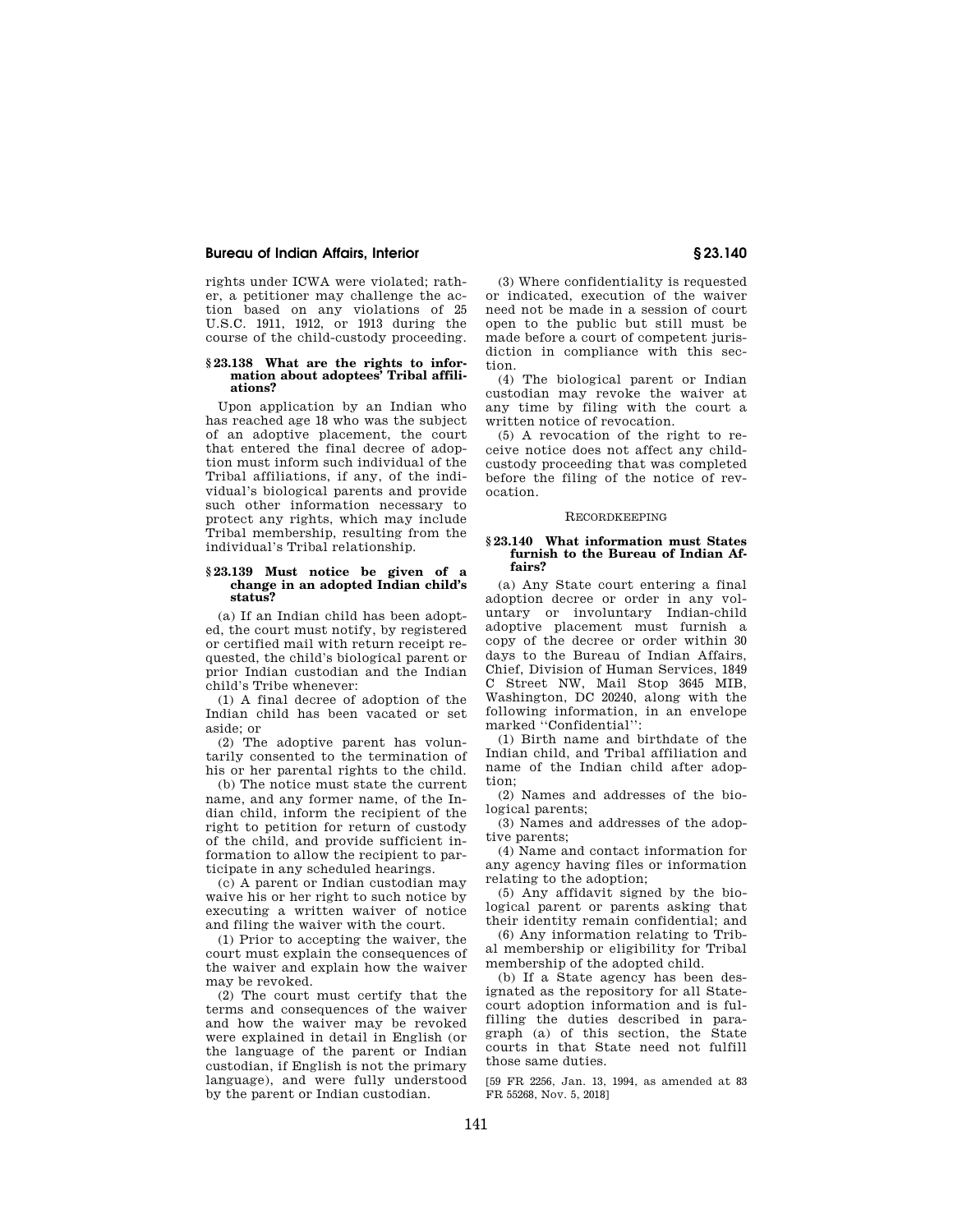rights under ICWA were violated; rather, a petitioner may challenge the action based on any violations of 25 U.S.C. 1911, 1912, or 1913 during the course of the child-custody proceeding.

### § 23.138 What are the rights to information about adoptees' Tribal affiliations?

Upon application by an Indian who has reached age 18 who was the subject of an adoptive placement, the court that entered the final decree of adoption must inform such individual of the Tribal affiliations, if any, of the individual's biological parents and provide such other information necessary to protect any rights, which may include Tribal membership, resulting from the individual's Tribal relationship.

### § 23.139 Must notice be given of a change in an adopted Indian child's status?

(a) If an Indian child has been adopted, the court must notify, by registered or certified mail with return receipt requested, the child's biological parent or prior Indian custodian and the Indian child's Tribe whenever:

(1) A final decree of adoption of the Indian child has been vacated or set aside; or

(2) The adoptive parent has voluntarily consented to the termination of his or her parental rights to the child.

(b) The notice must state the current name, and any former name, of the Indian child, inform the recipient of the right to petition for return of custody of the child, and provide sufficient information to allow the recipient to participate in any scheduled hearings.

(c) A parent or Indian custodian may waive his or her right to such notice by executing a written waiver of notice and filing the waiver with the court.

(1) Prior to accepting the waiver, the court must explain the consequences of the waiver and explain how the waiver may be revoked.

(2) The court must certify that the terms and consequences of the waiver and how the waiver may be revoked were explained in detail in English (or the language of the parent or Indian custodian, if English is not the primary language), and were fully understood by the parent or Indian custodian.

(3) Where confidentiality is requested or indicated, execution of the waiver need not be made in a session of court open to the public but still must be made before a court of competent jurisdiction in compliance with this section.

(4) The biological parent or Indian custodian may revoke the waiver at any time by filing with the court a written notice of revocation.

(5) A revocation of the right to receive notice does not affect any child-custody proceeding that was completed before the filing of the notice of revocation.

## RECORDKEEPING

### § 23.140 What information must States furnish to the Bureau of Indian Affairs?

(a) Any State court entering a final adoption decree or order in any voluntary or involuntary Indian-child adoptive placement must furnish a copy of the decree or order within 30 days to the Bureau of Indian Affairs, Chief, Division of Human Services, 1849 C Street NW, Mail Stop 3645 MIB, Washington, DC 20240, along with the following information, in an envelope marked "Confidential":

(1) Birth name and birthdate of the Indian child, and Tribal affiliation and name of the Indian child after adoption;

(2) Names and addresses of the biological parents;

(3) Names and addresses of the adoptive parents;

(4) Name and contact information for any agency having files or information relating to the adoption;

(5) Any affidavit signed by the biological parent or parents asking that their identity remain confidential; and

(6) Any information relating to Tribal membership or eligibility for Tribal membership of the adopted child.

(b) If a State agency has been designated as the repository for all State-court adoption information and is fulfilling the duties described in paragraph (a) of this section, the State courts in that State need not fulfill those same duties.

[59 FR 2256, Jan. 13, 1994, as amended at 83 FR 55268, Nov. 5, 2018]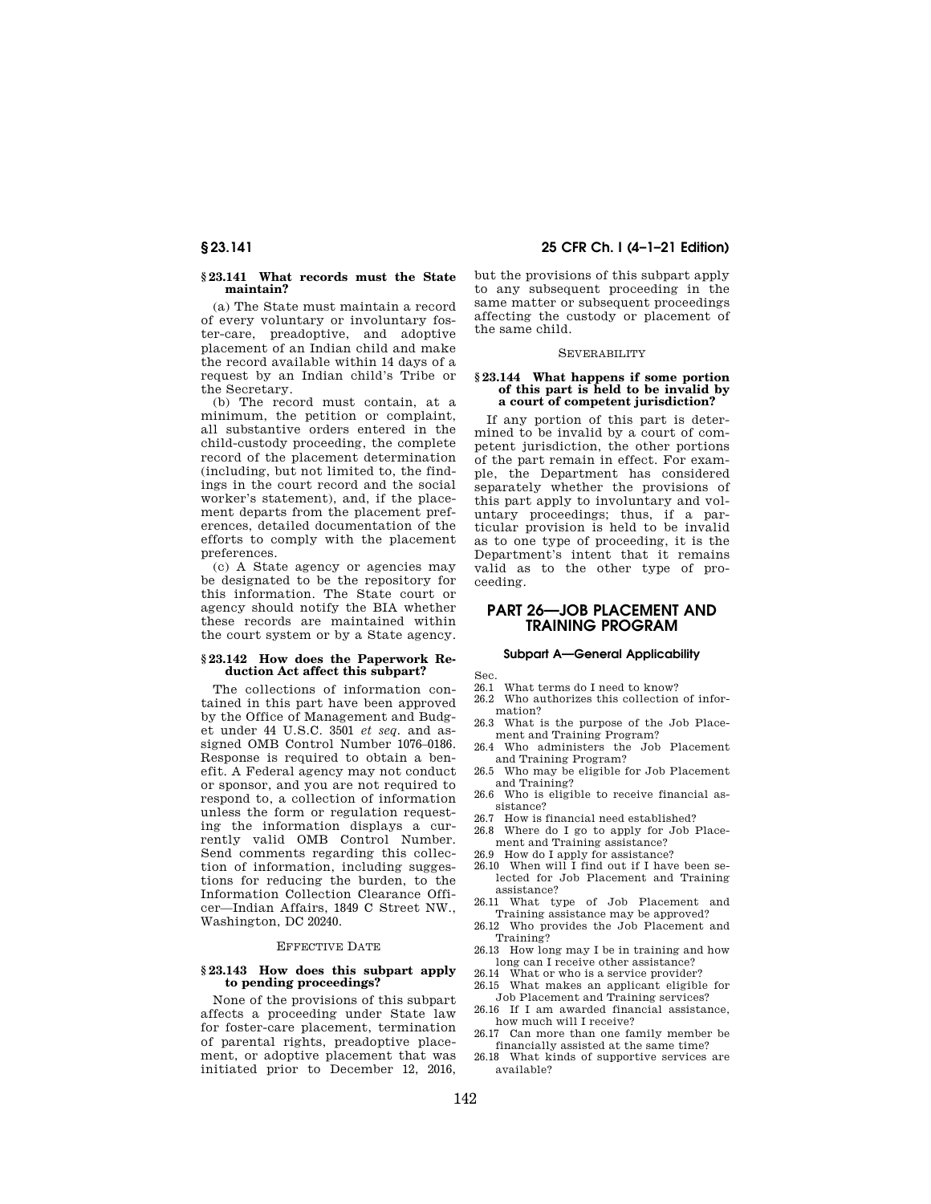### § 23.141 What records must the State maintain?

(a) The State must maintain a record of every voluntary or involuntary foster-care, preadoptive, and adoptive placement of an Indian child and make the record available within 14 days of a request by an Indian child's Tribe or the Secretary.

(b) The record must contain, at a minimum, the petition or complaint, all substantive orders entered in the child-custody proceeding, the complete record of the placement determination (including, but not limited to, the findings in the court record and the social worker's statement), and, if the placement departs from the placement preferences, detailed documentation of the efforts to comply with the placement preferences.

(c) A State agency or agencies may be designated to be the repository for this information. The State court or agency should notify the BIA whether these records are maintained within the court system or by a State agency.

### § 23.142 How does the Paperwork Reduction Act affect this subpart?

The collections of information contained in this part have been approved by the Office of Management and Budget under 44 U.S.C. 3501 *et seq.* and assigned OMB Control Number 1076–0186. Response is required to obtain a benefit. A Federal agency may not conduct or sponsor, and you are not required to respond to, a collection of information unless the form or regulation requesting the information displays a currently valid OMB Control Number. Send comments regarding this collection of information, including suggestions for reducing the burden, to the Information Collection Clearance Officer—Indian Affairs, 1849 C Street NW., Washington, DC 20240.

EFFECTIVE DATE

### § 23.143 How does this subpart apply to pending proceedings?

None of the provisions of this subpart affects a proceeding under State law for foster-care placement, termination of parental rights, preadoptive placement, or adoptive placement that was initiated prior to December 12, 2016, but the provisions of this subpart apply to any subsequent proceeding in the same matter or subsequent proceedings affecting the custody or placement of the same child.

SEVERABILITY

### § 23.144 What happens if some portion of this part is held to be invalid by a court of competent jurisdiction?

If any portion of this part is determined to be invalid by a court of competent jurisdiction, the other portions of the part remain in effect. For example, the Department has considered separately whether the provisions of this part apply to involuntary and voluntary proceedings; thus, if a particular provision is held to be invalid as to one type of proceeding, it is the Department's intent that it remains valid as to the other type of proceeding.

# PART 26—JOB PLACEMENT AND TRAINING PROGRAM

## Subpart A—General Applicability

Sec.

26.1 What terms do I need to know?
26.2 Who authorizes this collection of information?
26.3 What is the purpose of the Job Placement and Training Program?
26.4 Who administers the Job Placement and Training Program?
26.5 Who may be eligible for Job Placement and Training?
26.6 Who is eligible to receive financial assistance?
26.7 How is financial need established?
26.8 Where do I go to apply for Job Placement and Training assistance?
26.9 How do I apply for assistance?
26.10 When will I find out if I have been selected for Job Placement and Training assistance?
26.11 What type of Job Placement and Training assistance may be approved?
26.12 Who provides the Job Placement and Training?
26.13 How long may I be in training and how long can I receive other assistance?
26.14 What or who is a service provider?
26.15 What makes an applicant eligible for Job Placement and Training services?
26.16 If I am awarded financial assistance, how much will I receive?
26.17 Can more than one family member be financially assisted at the same time?
26.18 What kinds of supportive services are available?